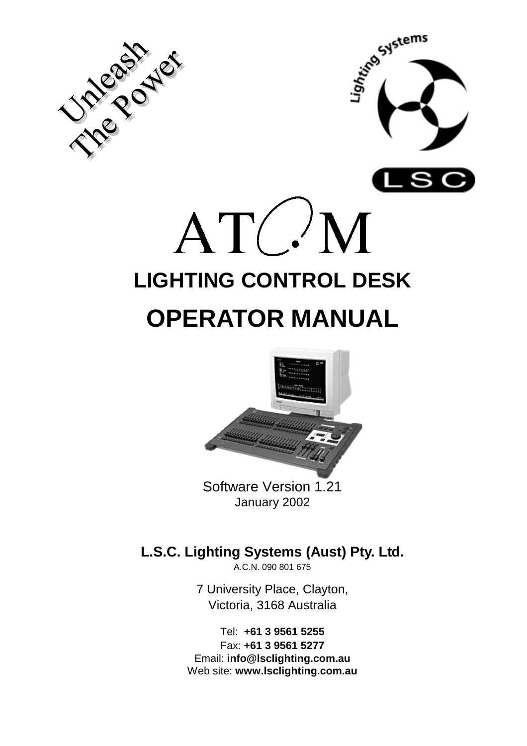Unleash The Power

Lighting Systems

LSC

# ATOM

# LIGHTING CONTROL DESK

# OPERATOR MANUAL

Software Version 1.21
January 2002

**L.S.C. Lighting Systems (Aust) Pty. Ltd.**
A.C.N. 090 801 675

7 University Place, Clayton,
Victoria, 3168 Australia

Tel: **+61 3 9561 5255**
Fax: **+61 3 9561 5277**
Email: **info@lsclighting.com.au**
Web site: **www.lsclighting.com.au**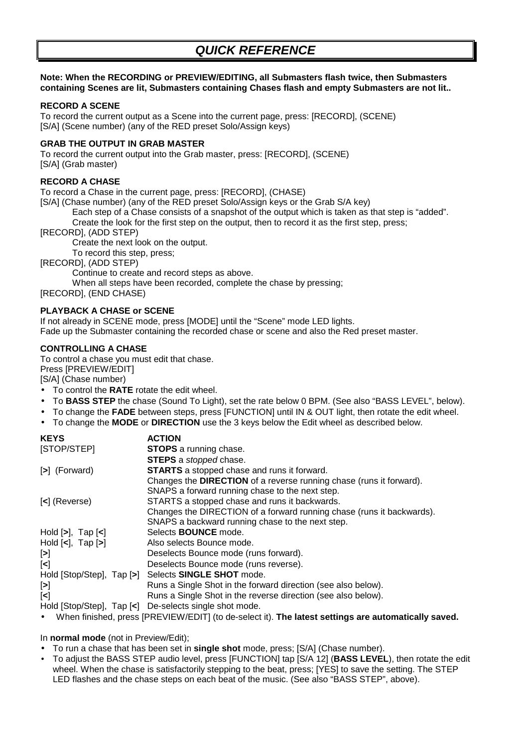# QUICK REFERENCE

**Note: When the RECORDING or PREVIEW/EDITING, all Submasters flash twice, then Submasters containing Scenes are lit, Submasters containing Chases flash and empty Submasters are not lit..**

**RECORD A SCENE**

To record the current output as a Scene into the current page, press: [RECORD], (SCENE) [S/A] (Scene number) (any of the RED preset Solo/Assign keys)

**GRAB THE OUTPUT IN GRAB MASTER**

To record the current output into the Grab master, press: [RECORD], (SCENE) [S/A] (Grab master)

**RECORD A CHASE**

To record a Chase in the current page, press: [RECORD], (CHASE)
[S/A] (Chase number) (any of the RED preset Solo/Assign keys or the Grab S/A key)

Each step of a Chase consists of a snapshot of the output which is taken as that step is "added".
Create the look for the first step on the output, then to record it as the first step, press;

[RECORD], (ADD STEP)

Create the next look on the output.
To record this step, press;

[RECORD], (ADD STEP)

Continue to create and record steps as above.
When all steps have been recorded, complete the chase by pressing;

[RECORD], (END CHASE)

**PLAYBACK A CHASE or SCENE**

If not already in SCENE mode, press [MODE] until the "Scene" mode LED lights.
Fade up the Submaster containing the recorded chase or scene and also the Red preset master.

**CONTROLLING A CHASE**

To control a chase you must edit that chase.
Press [PREVIEW/EDIT]
[S/A] (Chase number)

- To control the **RATE** rotate the edit wheel.
- To **BASS STEP** the chase (Sound To Light), set the rate below 0 BPM. (See also "BASS LEVEL", below).
- To change the **FADE** between steps, press [FUNCTION] until IN & OUT light, then rotate the edit wheel.
- To change the **MODE** or **DIRECTION** use the 3 keys below the Edit wheel as described below.

| **KEYS** | **ACTION** |
|---|---|
| [STOP/STEP] | **STOPS** a running chase. |
| | **STEPS** a *stopped* chase. |
| [**>**] (Forward) | **STARTS** a stopped chase and runs it forward. |
| | Changes the **DIRECTION** of a reverse running chase (runs it forward). |
| | SNAPS a forward running chase to the next step. |
| [**<**] (Reverse) | STARTS a stopped chase and runs it backwards. |
| | Changes the DIRECTION of a forward running chase (runs it backwards). |
| | SNAPS a backward running chase to the next step. |
| Hold [**>**], Tap [**<**] | Selects **BOUNCE** mode. |
| Hold [**<**], Tap [**>**] | Also selects Bounce mode. |
| [**>**] | Deselects Bounce mode (runs forward). |
| [**<**] | Deselects Bounce mode (runs reverse). |
| Hold [Stop/Step], Tap [**>**] | Selects **SINGLE SHOT** mode. |
| [**>**] | Runs a Single Shot in the forward direction (see also below). |
| [**<**] | Runs a Single Shot in the reverse direction (see also below). |
| Hold [Stop/Step], Tap [**<**] | De-selects single shot mode. |

- When finished, press [PREVIEW/EDIT] (to de-select it). **The latest settings are automatically saved.**

In **normal mode** (not in Preview/Edit);

- To run a chase that has been set in **single shot** mode, press; [S/A] (Chase number).
- To adjust the BASS STEP audio level, press [FUNCTION] tap [S/A 12] (**BASS LEVEL**), then rotate the edit wheel. When the chase is satisfactorily stepping to the beat, press; [YES] to save the setting. The STEP LED flashes and the chase steps on each beat of the music. (See also "BASS STEP", above).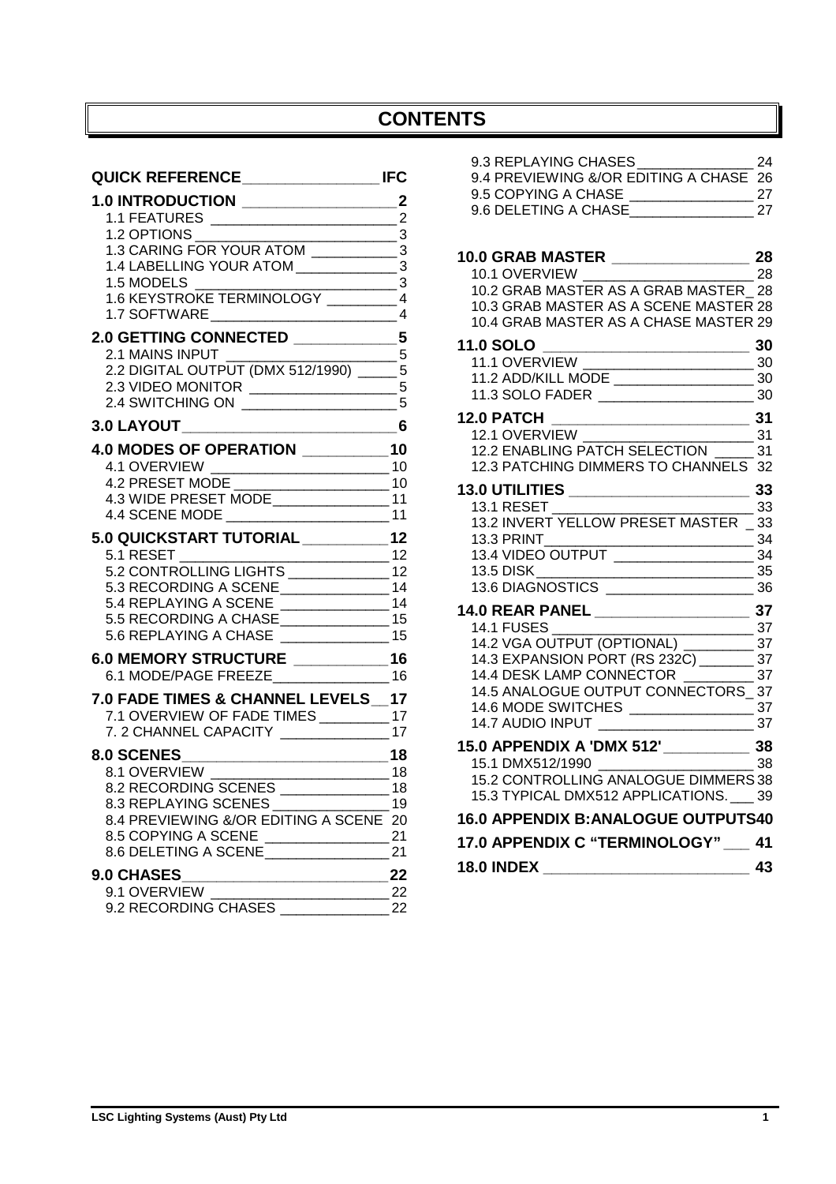# CONTENTS

**QUICK REFERENCE** ________________ **IFC**

**1.0 INTRODUCTION** ________________ **2**
- 1.1 FEATURES ________________ 2
- 1.2 OPTIONS ________________ 3
- 1.3 CARING FOR YOUR ATOM ________________ 3
- 1.4 LABELLING YOUR ATOM ________________ 3
- 1.5 MODELS ________________ 3
- 1.6 KEYSTROKE TERMINOLOGY ________________ 4
- 1.7 SOFTWARE ________________ 4

**2.0 GETTING CONNECTED** ________________ **5**
- 2.1 MAINS INPUT ________________ 5
- 2.2 DIGITAL OUTPUT (DMX 512/1990) ________________ 5
- 2.3 VIDEO MONITOR ________________ 5
- 2.4 SWITCHING ON ________________ 5

**3.0 LAYOUT** ________________ **6**

**4.0 MODES OF OPERATION** ________________ **10**
- 4.1 OVERVIEW ________________ 10
- 4.2 PRESET MODE ________________ 10
- 4.3 WIDE PRESET MODE ________________ 11
- 4.4 SCENE MODE ________________ 11

**5.0 QUICKSTART TUTORIAL** ________________ **12**
- 5.1 RESET ________________ 12
- 5.2 CONTROLLING LIGHTS ________________ 12
- 5.3 RECORDING A SCENE ________________ 14
- 5.4 REPLAYING A SCENE ________________ 14
- 5.5 RECORDING A CHASE ________________ 15
- 5.6 REPLAYING A CHASE ________________ 15

**6.0 MEMORY STRUCTURE** ________________ **16**
- 6.1 MODE/PAGE FREEZE ________________ 16

**7.0 FADE TIMES & CHANNEL LEVELS** ________________ **17**
- 7.1 OVERVIEW OF FADE TIMES ________________ 17
- 7. 2 CHANNEL CAPACITY ________________ 17

**8.0 SCENES** ________________ **18**
- 8.1 OVERVIEW ________________ 18
- 8.2 RECORDING SCENES ________________ 18
- 8.3 REPLAYING SCENES ________________ 19
- 8.4 PREVIEWING &/OR EDITING A SCENE 20
- 8.5 COPYING A SCENE ________________ 21
- 8.6 DELETING A SCENE ________________ 21

**9.0 CHASES** ________________ **22**
- 9.1 OVERVIEW ________________ 22
- 9.2 RECORDING CHASES ________________ 22
- 9.3 REPLAYING CHASES ________________ 24
- 9.4 PREVIEWING &/OR EDITING A CHASE 26
- 9.5 COPYING A CHASE ________________ 27
- 9.6 DELETING A CHASE ________________ 27

**10.0 GRAB MASTER** ________________ **28**
- 10.1 OVERVIEW ________________ 28
- 10.2 GRAB MASTER AS A GRAB MASTER _ 28
- 10.3 GRAB MASTER AS A SCENE MASTER 28
- 10.4 GRAB MASTER AS A CHASE MASTER 29

**11.0 SOLO** ________________ **30**
- 11.1 OVERVIEW ________________ 30
- 11.2 ADD/KILL MODE ________________ 30
- 11.3 SOLO FADER ________________ 30

**12.0 PATCH** ________________ **31**
- 12.1 OVERVIEW ________________ 31
- 12.2 ENABLING PATCH SELECTION ________________ 31
- 12.3 PATCHING DIMMERS TO CHANNELS 32

**13.0 UTILITIES** ________________ **33**
- 13.1 RESET ________________ 33
- 13.2 INVERT YELLOW PRESET MASTER _ 33
- 13.3 PRINT ________________ 34
- 13.4 VIDEO OUTPUT ________________ 34
- 13.5 DISK ________________ 35
- 13.6 DIAGNOSTICS ________________ 36

**14.0 REAR PANEL** ________________ **37**
- 14.1 FUSES ________________ 37
- 14.2 VGA OUTPUT (OPTIONAL) ________________ 37
- 14.3 EXPANSION PORT (RS 232C) ________________ 37
- 14.4 DESK LAMP CONNECTOR ________________ 37
- 14.5 ANALOGUE OUTPUT CONNECTORS _ 37
- 14.6 MODE SWITCHES ________________ 37
- 14.7 AUDIO INPUT ________________ 37

**15.0 APPENDIX A 'DMX 512'** ________________ **38**
- 15.1 DMX512/1990 ________________ 38
- 15.2 CONTROLLING ANALOGUE DIMMERS 38
- 15.3 TYPICAL DMX512 APPLICATIONS. ___ 39

**16.0 APPENDIX B:ANALOGUE OUTPUTS 40**

**17.0 APPENDIX C "TERMINOLOGY"** ___ **41**

**18.0 INDEX** ________________ **43**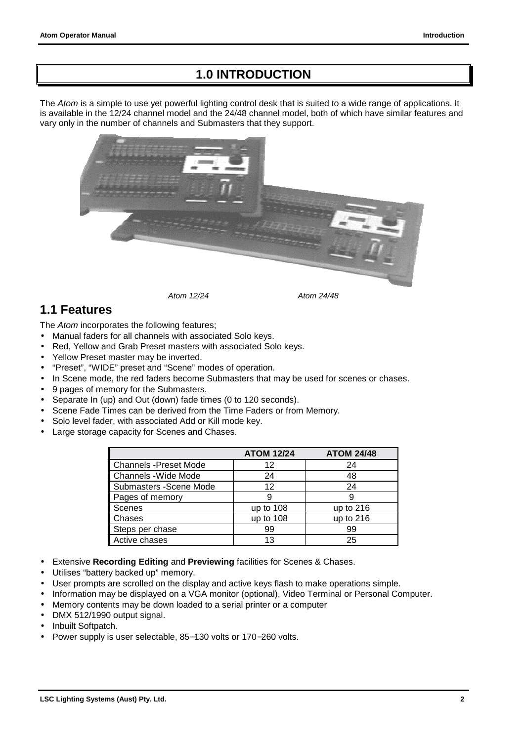# 1.0 INTRODUCTION

The *Atom* is a simple to use yet powerful lighting control desk that is suited to a wide range of applications. It is available in the 12/24 channel model and the 24/48 channel model, both of which have similar features and vary only in the number of channels and Submasters that they support.

*Atom 12/24* *Atom 24/48*

## 1.1 Features

The *Atom* incorporates the following features;

- Manual faders for all channels with associated Solo keys.
- Red, Yellow and Grab Preset masters with associated Solo keys.
- Yellow Preset master may be inverted.
- "Preset", "WIDE" preset and "Scene" modes of operation.
- In Scene mode, the red faders become Submasters that may be used for scenes or chases.
- 9 pages of memory for the Submasters.
- Separate In (up) and Out (down) fade times (0 to 120 seconds).
- Scene Fade Times can be derived from the Time Faders or from Memory.
- Solo level fader, with associated Add or Kill mode key.
- Large storage capacity for Scenes and Chases.

| | ATOM 12/24 | ATOM 24/48 |
|---|---|---|
| Channels -Preset Mode | 12 | 24 |
| Channels -Wide Mode | 24 | 48 |
| Submasters -Scene Mode | 12 | 24 |
| Pages of memory | 9 | 9 |
| Scenes | up to 108 | up to 216 |
| Chases | up to 108 | up to 216 |
| Steps per chase | 99 | 99 |
| Active chases | 13 | 25 |

- Extensive **Recording Editing** and **Previewing** facilities for Scenes & Chases.
- Utilises "battery backed up" memory.
- User prompts are scrolled on the display and active keys flash to make operations simple.
- Information may be displayed on a VGA monitor (optional), Video Terminal or Personal Computer.
- Memory contents may be down loaded to a serial printer or a computer
- DMX 512/1990 output signal.
- Inbuilt Softpatch.
- Power supply is user selectable, 85–130 volts or 170–260 volts.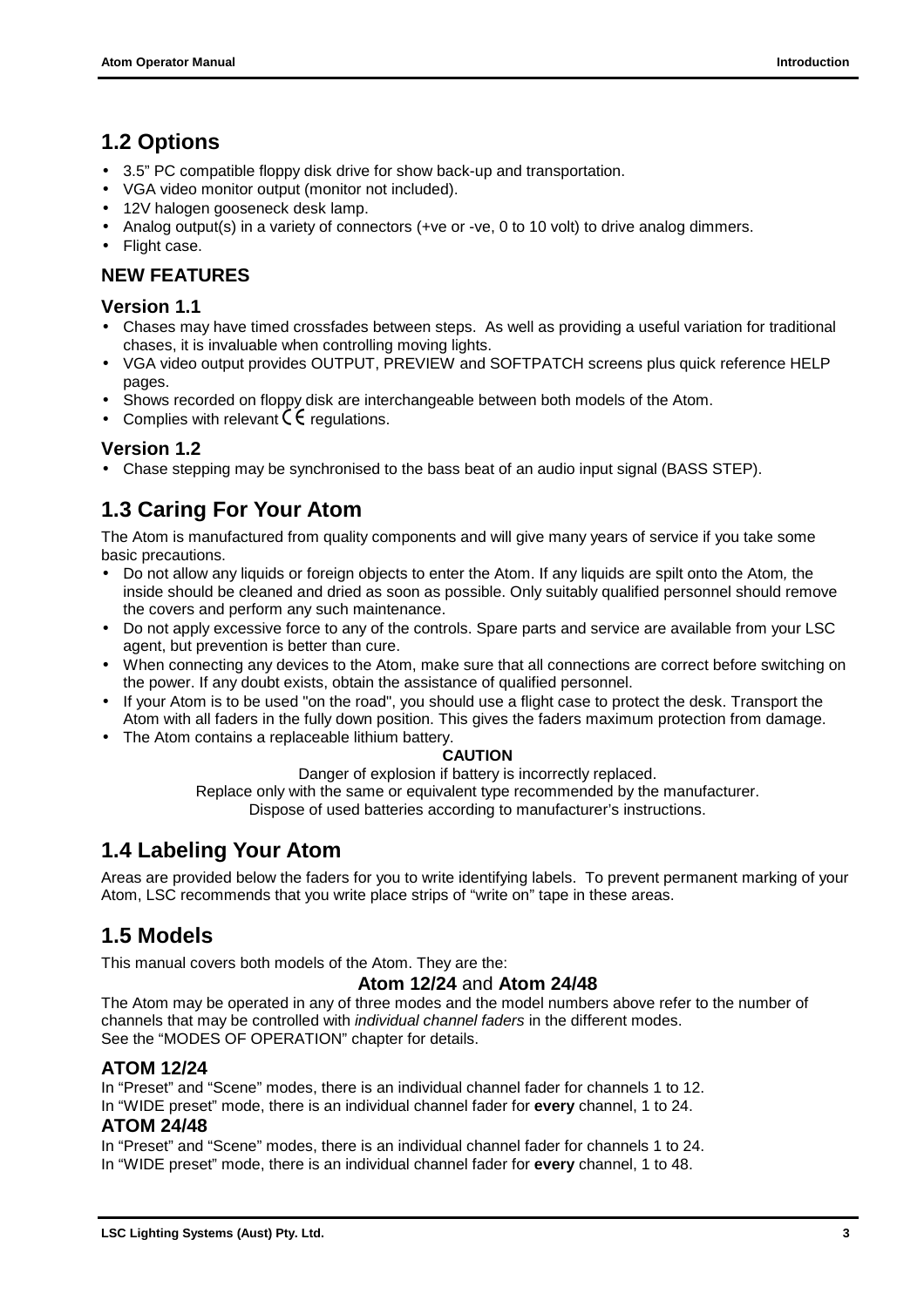## 1.2 Options

- 3.5" PC compatible floppy disk drive for show back-up and transportation.
- VGA video monitor output (monitor not included).
- 12V halogen gooseneck desk lamp.
- Analog output(s) in a variety of connectors (+ve or -ve, 0 to 10 volt) to drive analog dimmers.
- Flight case.

### NEW FEATURES

#### Version 1.1

- Chases may have timed crossfades between steps. As well as providing a useful variation for traditional chases, it is invaluable when controlling moving lights.
- VGA video output provides OUTPUT, PREVIEW and SOFTPATCH screens plus quick reference HELP pages.
- Shows recorded on floppy disk are interchangeable between both models of the Atom.
- Complies with relevant CE regulations.

#### Version 1.2

- Chase stepping may be synchronised to the bass beat of an audio input signal (BASS STEP).

## 1.3 Caring For Your Atom

The Atom is manufactured from quality components and will give many years of service if you take some basic precautions.

- Do not allow any liquids or foreign objects to enter the Atom. If any liquids are spilt onto the Atom, the inside should be cleaned and dried as soon as possible. Only suitably qualified personnel should remove the covers and perform any such maintenance.
- Do not apply excessive force to any of the controls. Spare parts and service are available from your LSC agent, but prevention is better than cure.
- When connecting any devices to the Atom, make sure that all connections are correct before switching on the power. If any doubt exists, obtain the assistance of qualified personnel.
- If your Atom is to be used "on the road", you should use a flight case to protect the desk. Transport the Atom with all faders in the fully down position. This gives the faders maximum protection from damage.
- The Atom contains a replaceable lithium battery.

**CAUTION**

Danger of explosion if battery is incorrectly replaced.
Replace only with the same or equivalent type recommended by the manufacturer.
Dispose of used batteries according to manufacturer's instructions.

## 1.4 Labeling Your Atom

Areas are provided below the faders for you to write identifying labels. To prevent permanent marking of your Atom, LSC recommends that you write place strips of "write on" tape in these areas.

## 1.5 Models

This manual covers both models of the Atom. They are the:

**Atom 12/24** and **Atom 24/48**

The Atom may be operated in any of three modes and the model numbers above refer to the number of channels that may be controlled with *individual channel faders* in the different modes.
See the "MODES OF OPERATION" chapter for details.

### ATOM 12/24

In "Preset" and "Scene" modes, there is an individual channel fader for channels 1 to 12.
In "WIDE preset" mode, there is an individual channel fader for **every** channel, 1 to 24.

### ATOM 24/48

In "Preset" and "Scene" modes, there is an individual channel fader for channels 1 to 24.
In "WIDE preset" mode, there is an individual channel fader for **every** channel, 1 to 48.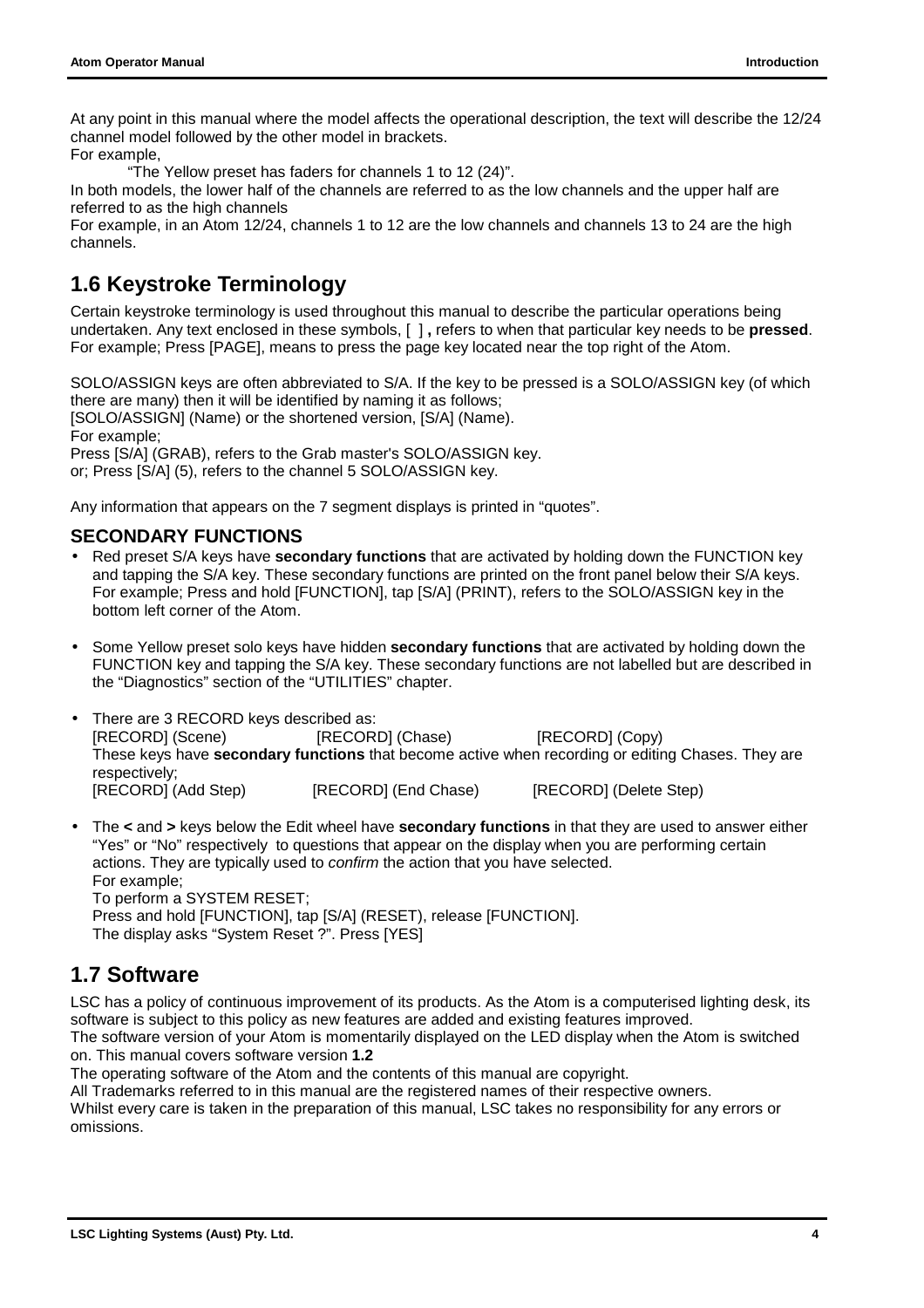At any point in this manual where the model affects the operational description, the text will describe the 12/24 channel model followed by the other model in brackets.
For example,

"The Yellow preset has faders for channels 1 to 12 (24)".

In both models, the lower half of the channels are referred to as the low channels and the upper half are referred to as the high channels
For example, in an Atom 12/24, channels 1 to 12 are the low channels and channels 13 to 24 are the high channels.

## 1.6 Keystroke Terminology

Certain keystroke terminology is used throughout this manual to describe the particular operations being undertaken. Any text enclosed in these symbols, [ ] **,** refers to when that particular key needs to be **pressed**. For example; Press [PAGE], means to press the page key located near the top right of the Atom.

SOLO/ASSIGN keys are often abbreviated to S/A. If the key to be pressed is a SOLO/ASSIGN key (of which there are many) then it will be identified by naming it as follows;
[SOLO/ASSIGN] (Name) or the shortened version, [S/A] (Name).
For example;
Press [S/A] (GRAB), refers to the Grab master's SOLO/ASSIGN key.
or; Press [S/A] (5), refers to the channel 5 SOLO/ASSIGN key.

Any information that appears on the 7 segment displays is printed in "quotes".

### SECONDARY FUNCTIONS

- Red preset S/A keys have **secondary functions** that are activated by holding down the FUNCTION key and tapping the S/A key. These secondary functions are printed on the front panel below their S/A keys. For example; Press and hold [FUNCTION], tap [S/A] (PRINT), refers to the SOLO/ASSIGN key in the bottom left corner of the Atom.

- Some Yellow preset solo keys have hidden **secondary functions** that are activated by holding down the FUNCTION key and tapping the S/A key. These secondary functions are not labelled but are described in the "Diagnostics" section of the "UTILITIES" chapter.

- There are 3 RECORD keys described as:
  [RECORD] (Scene) [RECORD] (Chase) [RECORD] (Copy)
  These keys have **secondary functions** that become active when recording or editing Chases. They are respectively;
  [RECORD] (Add Step) [RECORD] (End Chase) [RECORD] (Delete Step)

- The **<** and **>** keys below the Edit wheel have **secondary functions** in that they are used to answer either "Yes" or "No" respectively to questions that appear on the display when you are performing certain actions. They are typically used to *confirm* the action that you have selected.
  For example;
  To perform a SYSTEM RESET;
  Press and hold [FUNCTION], tap [S/A] (RESET), release [FUNCTION].
  The display asks "System Reset ?". Press [YES]

## 1.7 Software

LSC has a policy of continuous improvement of its products. As the Atom is a computerised lighting desk, its software is subject to this policy as new features are added and existing features improved.
The software version of your Atom is momentarily displayed on the LED display when the Atom is switched on. This manual covers software version **1.2**
The operating software of the Atom and the contents of this manual are copyright.
All Trademarks referred to in this manual are the registered names of their respective owners.
Whilst every care is taken in the preparation of this manual, LSC takes no responsibility for any errors or omissions.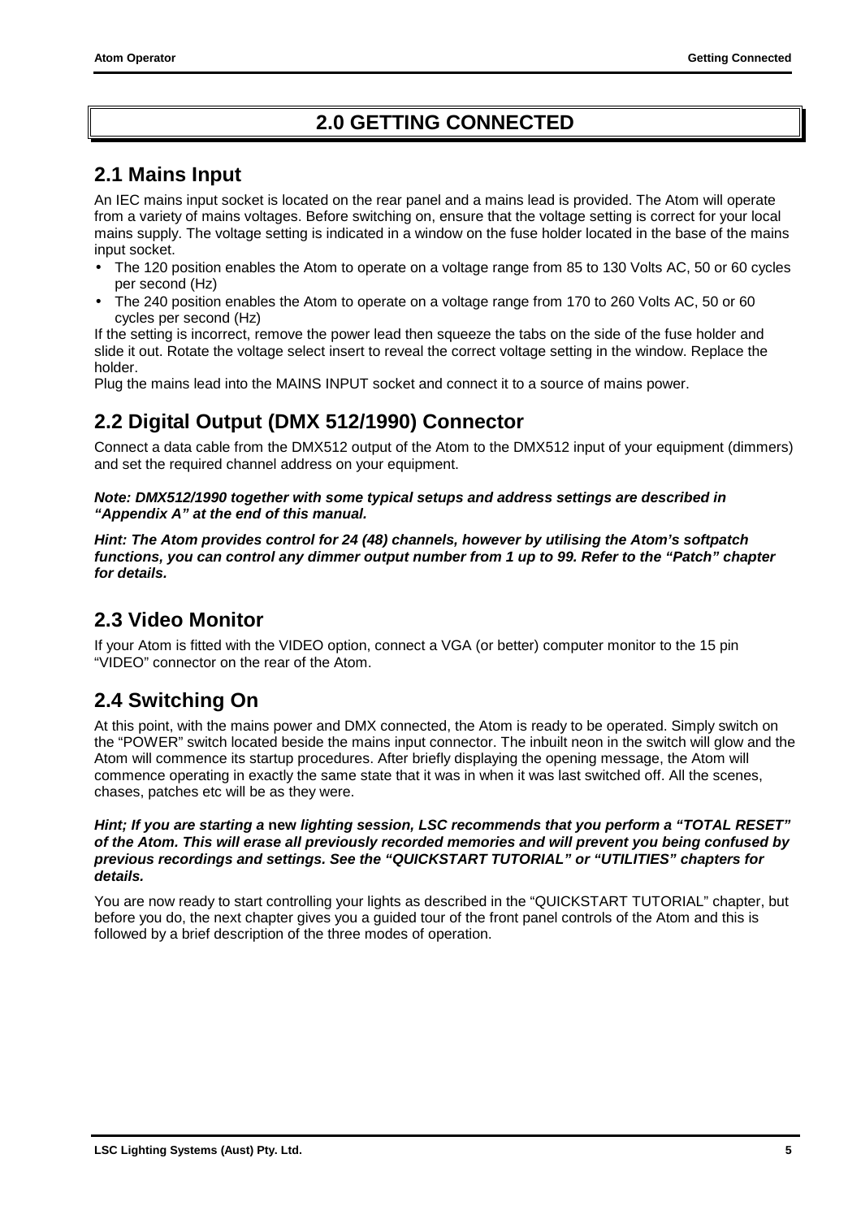# 2.0 GETTING CONNECTED

## 2.1 Mains Input

An IEC mains input socket is located on the rear panel and a mains lead is provided. The Atom will operate from a variety of mains voltages. Before switching on, ensure that the voltage setting is correct for your local mains supply. The voltage setting is indicated in a window on the fuse holder located in the base of the mains input socket.

- The 120 position enables the Atom to operate on a voltage range from 85 to 130 Volts AC, 50 or 60 cycles per second (Hz)
- The 240 position enables the Atom to operate on a voltage range from 170 to 260 Volts AC, 50 or 60 cycles per second (Hz)

If the setting is incorrect, remove the power lead then squeeze the tabs on the side of the fuse holder and slide it out. Rotate the voltage select insert to reveal the correct voltage setting in the window. Replace the holder.

Plug the mains lead into the MAINS INPUT socket and connect it to a source of mains power.

## 2.2 Digital Output (DMX 512/1990) Connector

Connect a data cable from the DMX512 output of the Atom to the DMX512 input of your equipment (dimmers) and set the required channel address on your equipment.

***Note: DMX512/1990 together with some typical setups and address settings are described in "Appendix A" at the end of this manual.***

***Hint: The Atom provides control for 24 (48) channels, however by utilising the Atom's softpatch functions, you can control any dimmer output number from 1 up to 99. Refer to the "Patch" chapter for details.***

## 2.3 Video Monitor

If your Atom is fitted with the VIDEO option, connect a VGA (or better) computer monitor to the 15 pin "VIDEO" connector on the rear of the Atom.

## 2.4 Switching On

At this point, with the mains power and DMX connected, the Atom is ready to be operated. Simply switch on the "POWER" switch located beside the mains input connector. The inbuilt neon in the switch will glow and the Atom will commence its startup procedures. After briefly displaying the opening message, the Atom will commence operating in exactly the same state that it was in when it was last switched off. All the scenes, chases, patches etc will be as they were.

***Hint; If you are starting a* new *lighting session, LSC recommends that you perform a "TOTAL RESET" of the Atom. This will erase all previously recorded memories and will prevent you being confused by previous recordings and settings. See the "QUICKSTART TUTORIAL" or "UTILITIES" chapters for details.***

You are now ready to start controlling your lights as described in the "QUICKSTART TUTORIAL" chapter, but before you do, the next chapter gives you a guided tour of the front panel controls of the Atom and this is followed by a brief description of the three modes of operation.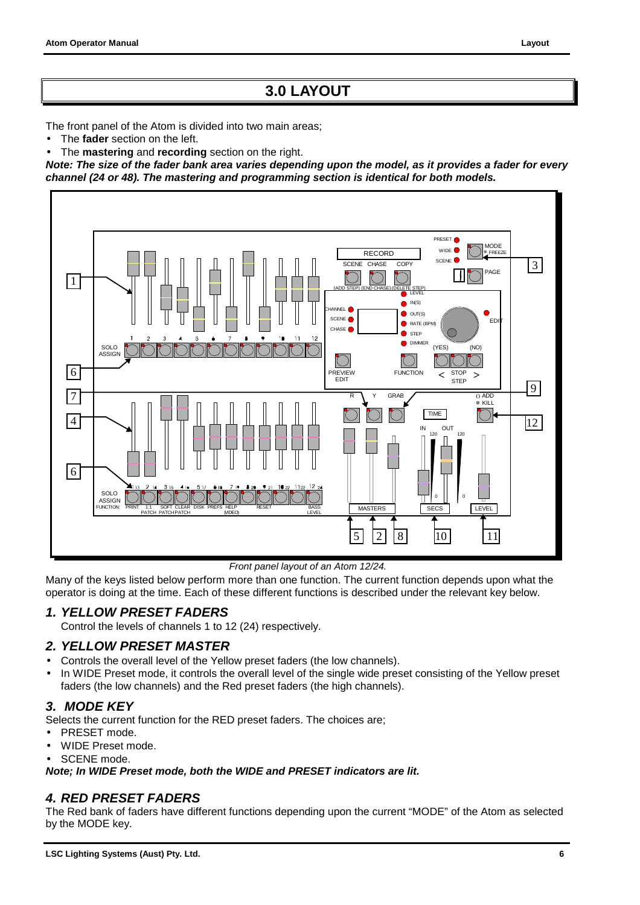# 3.0 LAYOUT

The front panel of the Atom is divided into two main areas;

- The **fader** section on the left.
- The **mastering** and **recording** section on the right.

***Note: The size of the fader bank area varies depending upon the model, as it provides a fader for every channel (24 or 48). The mastering and programming section is identical for both models.***

*Front panel layout of an Atom 12/24.*

Many of the keys listed below perform more than one function. The current function depends upon what the operator is doing at the time. Each of these different functions is described under the relevant key below.

## *1. YELLOW PRESET FADERS*

Control the levels of channels 1 to 12 (24) respectively.

## *2. YELLOW PRESET MASTER*

- Controls the overall level of the Yellow preset faders (the low channels).
- In WIDE Preset mode, it controls the overall level of the single wide preset consisting of the Yellow preset faders (the low channels) and the Red preset faders (the high channels).

## *3. MODE KEY*

Selects the current function for the RED preset faders. The choices are;

- PRESET mode.
- WIDE Preset mode.
- SCENE mode.

***Note; In WIDE Preset mode, both the WIDE and PRESET indicators are lit.***

## *4. RED PRESET FADERS*

The Red bank of faders have different functions depending upon the current "MODE" of the Atom as selected by the MODE key.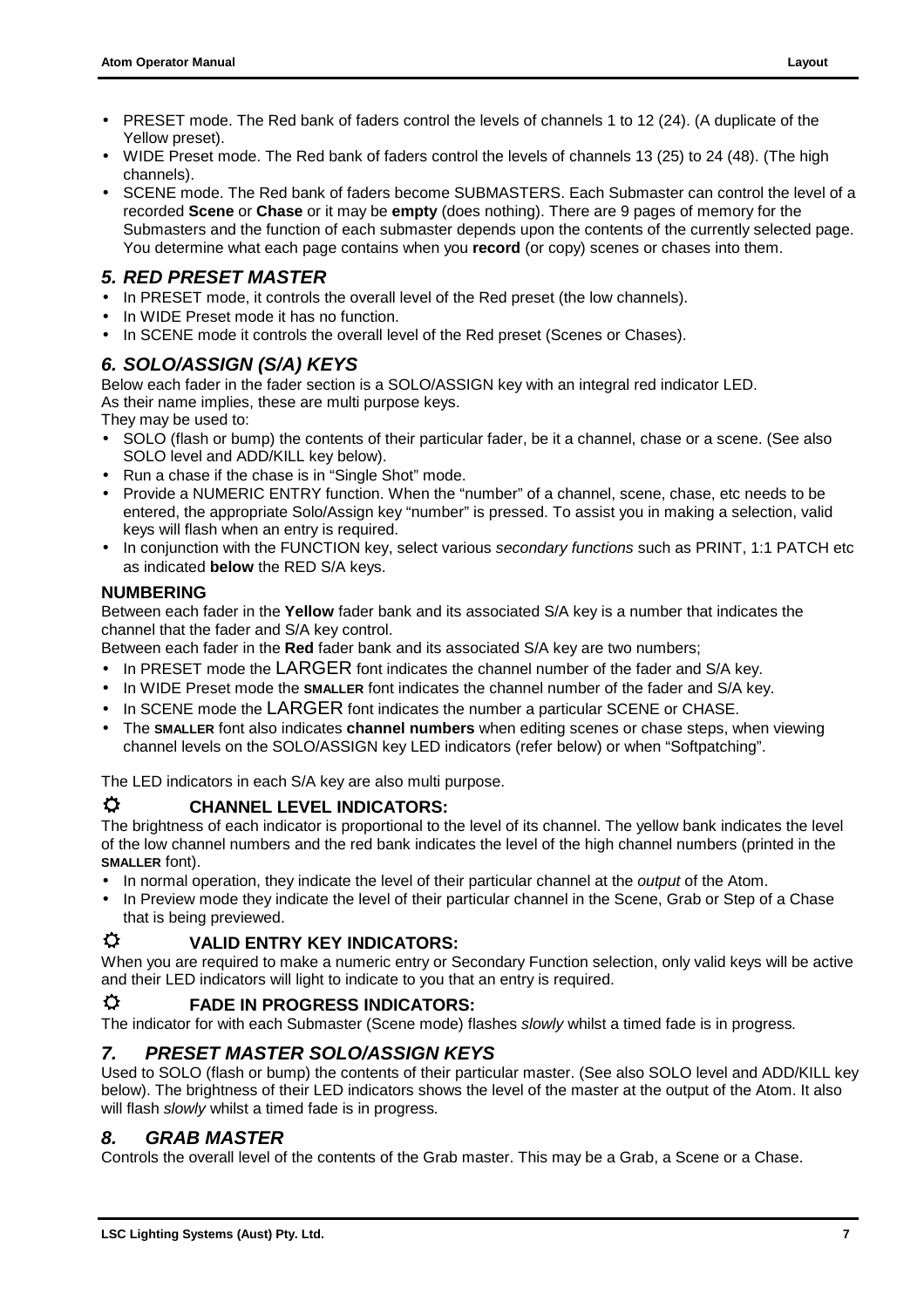- PRESET mode. The Red bank of faders control the levels of channels 1 to 12 (24). (A duplicate of the Yellow preset).
- WIDE Preset mode. The Red bank of faders control the levels of channels 13 (25) to 24 (48). (The high channels).
- SCENE mode. The Red bank of faders become SUBMASTERS. Each Submaster can control the level of a recorded **Scene** or **Chase** or it may be **empty** (does nothing). There are 9 pages of memory for the Submasters and the function of each submaster depends upon the contents of the currently selected page. You determine what each page contains when you **record** (or copy) scenes or chases into them.

## *5. RED PRESET MASTER*

- In PRESET mode, it controls the overall level of the Red preset (the low channels).
- In WIDE Preset mode it has no function.
- In SCENE mode it controls the overall level of the Red preset (Scenes or Chases).

## *6. SOLO/ASSIGN (S/A) KEYS*

Below each fader in the fader section is a SOLO/ASSIGN key with an integral red indicator LED.
As their name implies, these are multi purpose keys.
They may be used to:

- SOLO (flash or bump) the contents of their particular fader, be it a channel, chase or a scene. (See also SOLO level and ADD/KILL key below).
- Run a chase if the chase is in "Single Shot" mode.
- Provide a NUMERIC ENTRY function. When the "number" of a channel, scene, chase, etc needs to be entered, the appropriate Solo/Assign key "number" is pressed. To assist you in making a selection, valid keys will flash when an entry is required.
- In conjunction with the FUNCTION key, select various *secondary functions* such as PRINT, 1:1 PATCH etc as indicated **below** the RED S/A keys.

### NUMBERING

Between each fader in the **Yellow** fader bank and its associated S/A key is a number that indicates the channel that the fader and S/A key control.
Between each fader in the **Red** fader bank and its associated S/A key are two numbers;

- In PRESET mode the LARGER font indicates the channel number of the fader and S/A key.
- In WIDE Preset mode the **SMALLER** font indicates the channel number of the fader and S/A key.
- In SCENE mode the LARGER font indicates the number a particular SCENE or CHASE.
- The **SMALLER** font also indicates **channel numbers** when editing scenes or chase steps, when viewing channel levels on the SOLO/ASSIGN key LED indicators (refer below) or when "Softpatching".

The LED indicators in each S/A key are also multi purpose.

### ☼ CHANNEL LEVEL INDICATORS:

The brightness of each indicator is proportional to the level of its channel. The yellow bank indicates the level of the low channel numbers and the red bank indicates the level of the high channel numbers (printed in the **SMALLER** font).

- In normal operation, they indicate the level of their particular channel at the *output* of the Atom.
- In Preview mode they indicate the level of their particular channel in the Scene, Grab or Step of a Chase that is being previewed.

### ☼ VALID ENTRY KEY INDICATORS:

When you are required to make a numeric entry or Secondary Function selection, only valid keys will be active and their LED indicators will light to indicate to you that an entry is required.

### ☼ FADE IN PROGRESS INDICATORS:

The indicator for with each Submaster (Scene mode) flashes *slowly* whilst a timed fade is in progress.

## *7. PRESET MASTER SOLO/ASSIGN KEYS*

Used to SOLO (flash or bump) the contents of their particular master. (See also SOLO level and ADD/KILL key below). The brightness of their LED indicators shows the level of the master at the output of the Atom. It also will flash *slowly* whilst a timed fade is in progress.

## *8. GRAB MASTER*

Controls the overall level of the contents of the Grab master. This may be a Grab, a Scene or a Chase.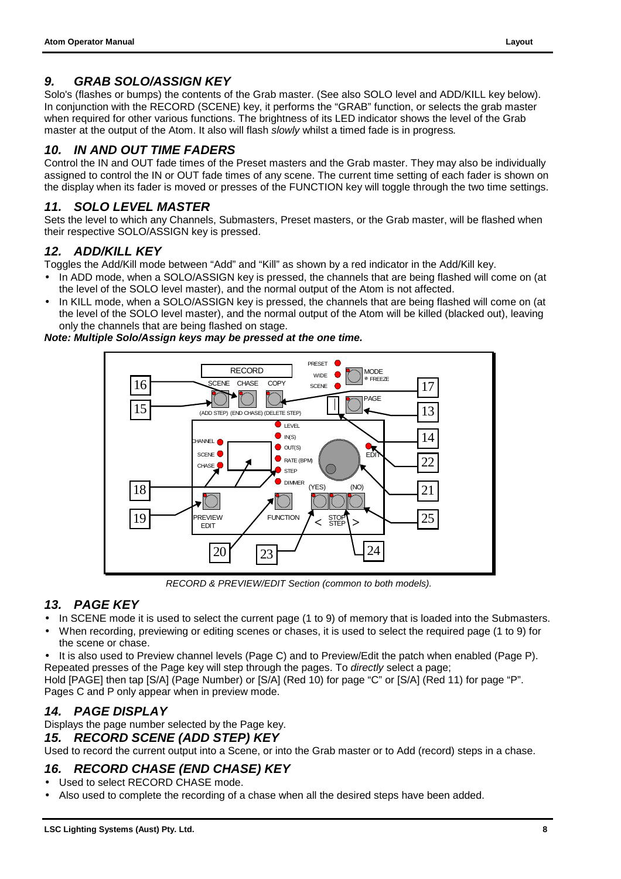## 9. GRAB SOLO/ASSIGN KEY

Solo's (flashes or bumps) the contents of the Grab master. (See also SOLO level and ADD/KILL key below). In conjunction with the RECORD (SCENE) key, it performs the "GRAB" function, or selects the grab master when required for other various functions. The brightness of its LED indicator shows the level of the Grab master at the output of the Atom. It also will flash *slowly* whilst a timed fade is in progress.

## 10. IN AND OUT TIME FADERS

Control the IN and OUT fade times of the Preset masters and the Grab master. They may also be individually assigned to control the IN or OUT fade times of any scene. The current time setting of each fader is shown on the display when its fader is moved or presses of the FUNCTION key will toggle through the two time settings.

## 11. SOLO LEVEL MASTER

Sets the level to which any Channels, Submasters, Preset masters, or the Grab master, will be flashed when their respective SOLO/ASSIGN key is pressed.

## 12. ADD/KILL KEY

Toggles the Add/Kill mode between "Add" and "Kill" as shown by a red indicator in the Add/Kill key.

- In ADD mode, when a SOLO/ASSIGN key is pressed, the channels that are being flashed will come on (at the level of the SOLO level master), and the normal output of the Atom is not affected.
- In KILL mode, when a SOLO/ASSIGN key is pressed, the channels that are being flashed will come on (at the level of the SOLO level master), and the normal output of the Atom will be killed (blacked out), leaving only the channels that are being flashed on stage.

***Note: Multiple Solo/Assign keys may be pressed at the one time.***

*RECORD & PREVIEW/EDIT Section (common to both models).*

## 13. PAGE KEY

- In SCENE mode it is used to select the current page (1 to 9) of memory that is loaded into the Submasters.
- When recording, previewing or editing scenes or chases, it is used to select the required page (1 to 9) for the scene or chase.
- It is also used to Preview channel levels (Page C) and to Preview/Edit the patch when enabled (Page P).

Repeated presses of the Page key will step through the pages. To *directly* select a page;
Hold [PAGE] then tap [S/A] (Page Number) or [S/A] (Red 10) for page "C" or [S/A] (Red 11) for page "P".
Pages C and P only appear when in preview mode.

## 14. PAGE DISPLAY

Displays the page number selected by the Page key.

## 15. RECORD SCENE (ADD STEP) KEY

Used to record the current output into a Scene, or into the Grab master or to Add (record) steps in a chase.

## 16. RECORD CHASE (END CHASE) KEY

- Used to select RECORD CHASE mode.
- Also used to complete the recording of a chase when all the desired steps have been added.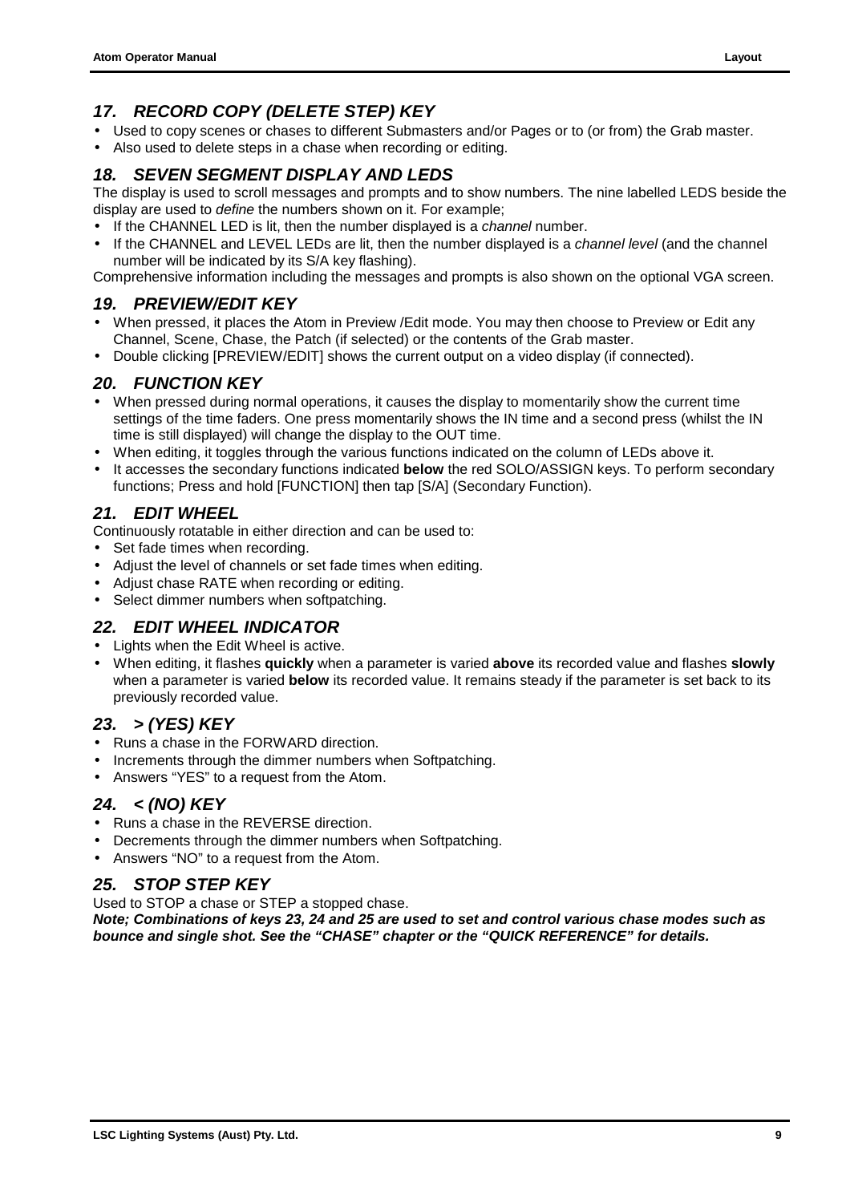## *17. RECORD COPY (DELETE STEP) KEY*

- Used to copy scenes or chases to different Submasters and/or Pages or to (or from) the Grab master.
- Also used to delete steps in a chase when recording or editing.

## *18. SEVEN SEGMENT DISPLAY AND LEDS*

The display is used to scroll messages and prompts and to show numbers. The nine labelled LEDS beside the display are used to *define* the numbers shown on it. For example;

- If the CHANNEL LED is lit, then the number displayed is a *channel* number.
- If the CHANNEL and LEVEL LEDs are lit, then the number displayed is a *channel level* (and the channel number will be indicated by its S/A key flashing).

Comprehensive information including the messages and prompts is also shown on the optional VGA screen.

## *19. PREVIEW/EDIT KEY*

- When pressed, it places the Atom in Preview /Edit mode. You may then choose to Preview or Edit any Channel, Scene, Chase, the Patch (if selected) or the contents of the Grab master.
- Double clicking [PREVIEW/EDIT] shows the current output on a video display (if connected).

## *20. FUNCTION KEY*

- When pressed during normal operations, it causes the display to momentarily show the current time settings of the time faders. One press momentarily shows the IN time and a second press (whilst the IN time is still displayed) will change the display to the OUT time.
- When editing, it toggles through the various functions indicated on the column of LEDs above it.
- It accesses the secondary functions indicated **below** the red SOLO/ASSIGN keys. To perform secondary functions; Press and hold [FUNCTION] then tap [S/A] (Secondary Function).

## *21. EDIT WHEEL*

Continuously rotatable in either direction and can be used to:

- Set fade times when recording.
- Adjust the level of channels or set fade times when editing.
- Adjust chase RATE when recording or editing.
- Select dimmer numbers when softpatching.

## *22. EDIT WHEEL INDICATOR*

- Lights when the Edit Wheel is active.
- When editing, it flashes **quickly** when a parameter is varied **above** its recorded value and flashes **slowly** when a parameter is varied **below** its recorded value. It remains steady if the parameter is set back to its previously recorded value.

## *23. > (YES) KEY*

- Runs a chase in the FORWARD direction.
- Increments through the dimmer numbers when Softpatching.
- Answers "YES" to a request from the Atom.

## *24. < (NO) KEY*

- Runs a chase in the REVERSE direction.
- Decrements through the dimmer numbers when Softpatching.
- Answers "NO" to a request from the Atom.

## *25. STOP STEP KEY*

Used to STOP a chase or STEP a stopped chase.

***Note; Combinations of keys 23, 24 and 25 are used to set and control various chase modes such as bounce and single shot. See the "CHASE" chapter or the "QUICK REFERENCE" for details.***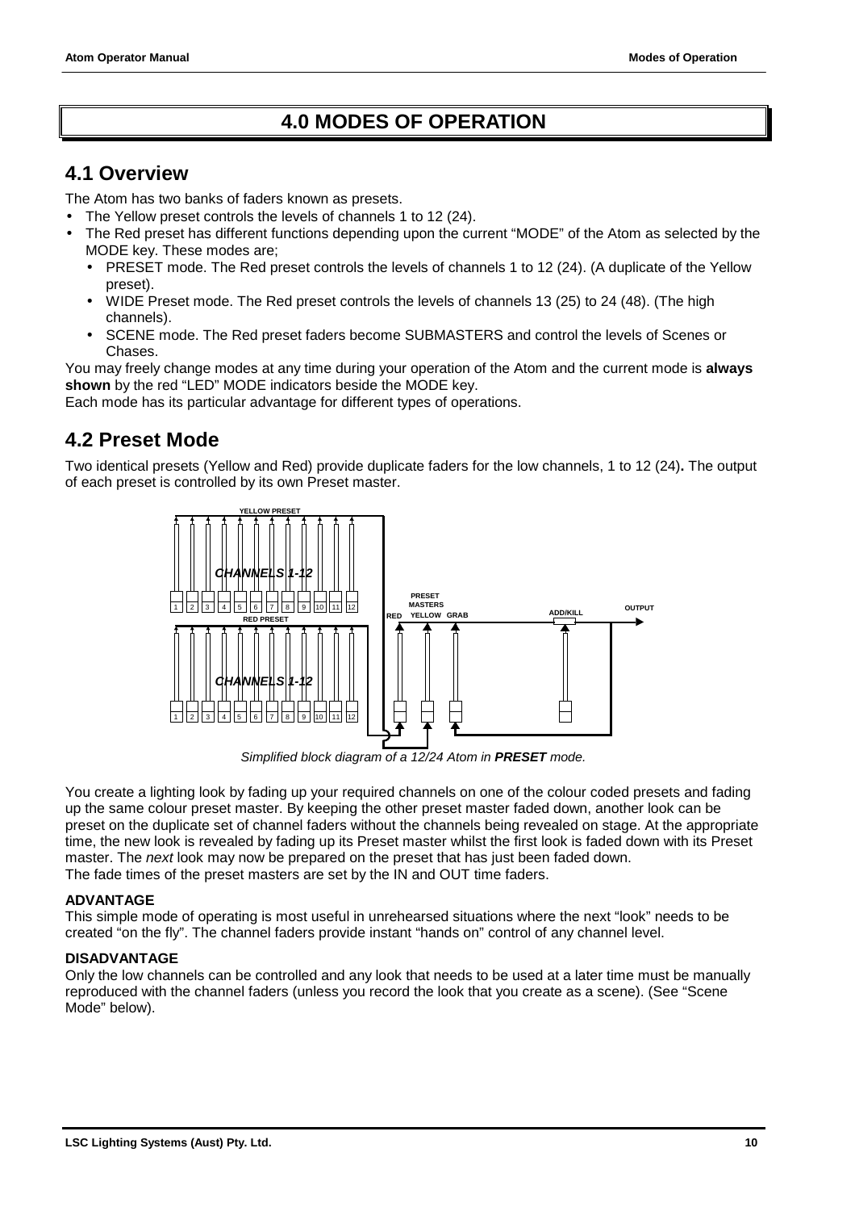# 4.0 MODES OF OPERATION

## 4.1 Overview

The Atom has two banks of faders known as presets.

- The Yellow preset controls the levels of channels 1 to 12 (24).
- The Red preset has different functions depending upon the current "MODE" of the Atom as selected by the MODE key. These modes are;
  - PRESET mode. The Red preset controls the levels of channels 1 to 12 (24). (A duplicate of the Yellow preset).
  - WIDE Preset mode. The Red preset controls the levels of channels 13 (25) to 24 (48). (The high channels).
  - SCENE mode. The Red preset faders become SUBMASTERS and control the levels of Scenes or Chases.

You may freely change modes at any time during your operation of the Atom and the current mode is **always shown** by the red "LED" MODE indicators beside the MODE key.

Each mode has its particular advantage for different types of operations.

## 4.2 Preset Mode

Two identical presets (Yellow and Red) provide duplicate faders for the low channels, 1 to 12 (24)**.** The output of each preset is controlled by its own Preset master.

YELLOW PRESET

CHANNELS 1-12

1 2 3 4 5 6 7 8 9 10 11 12

RED PRESET

CHANNELS 1-12

1 2 3 4 5 6 7 8 9 10 11 12

PRESET MASTERS

RED YELLOW GRAB

ADD/KILL

OUTPUT

*Simplified block diagram of a 12/24 Atom in **PRESET** mode.*

You create a lighting look by fading up your required channels on one of the colour coded presets and fading up the same colour preset master. By keeping the other preset master faded down, another look can be preset on the duplicate set of channel faders without the channels being revealed on stage. At the appropriate time, the new look is revealed by fading up its Preset master whilst the first look is faded down with its Preset master. The *next* look may now be prepared on the preset that has just been faded down.

The fade times of the preset masters are set by the IN and OUT time faders.

**ADVANTAGE**

This simple mode of operating is most useful in unrehearsed situations where the next "look" needs to be created "on the fly". The channel faders provide instant "hands on" control of any channel level.

**DISADVANTAGE**

Only the low channels can be controlled and any look that needs to be used at a later time must be manually reproduced with the channel faders (unless you record the look that you create as a scene). (See "Scene Mode" below).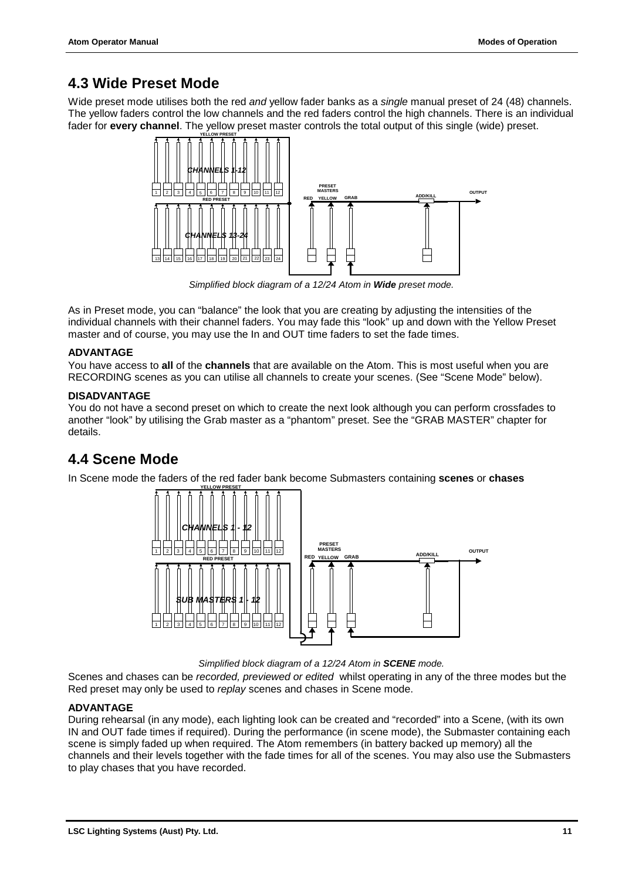## 4.3 Wide Preset Mode

Wide preset mode utilises both the red *and* yellow fader banks as a *single* manual preset of 24 (48) channels. The yellow faders control the low channels and the red faders control the high channels. There is an individual fader for **every channel**. The yellow preset master controls the total output of this single (wide) preset.

*Simplified block diagram of a 12/24 Atom in **Wide** preset mode.*

As in Preset mode, you can "balance" the look that you are creating by adjusting the intensities of the individual channels with their channel faders. You may fade this "look" up and down with the Yellow Preset master and of course, you may use the In and OUT time faders to set the fade times.

**ADVANTAGE**

You have access to **all** of the **channels** that are available on the Atom. This is most useful when you are RECORDING scenes as you can utilise all channels to create your scenes. (See "Scene Mode" below).

**DISADVANTAGE**

You do not have a second preset on which to create the next look although you can perform crossfades to another "look" by utilising the Grab master as a "phantom" preset. See the "GRAB MASTER" chapter for details.

## 4.4 Scene Mode

In Scene mode the faders of the red fader bank become Submasters containing **scenes** or **chases**

*Simplified block diagram of a 12/24 Atom in **SCENE** mode.*

Scenes and chases can be *recorded, previewed or edited* whilst operating in any of the three modes but the Red preset may only be used to *replay* scenes and chases in Scene mode.

**ADVANTAGE**

During rehearsal (in any mode), each lighting look can be created and "recorded" into a Scene, (with its own IN and OUT fade times if required). During the performance (in scene mode), the Submaster containing each scene is simply faded up when required. The Atom remembers (in battery backed up memory) all the channels and their levels together with the fade times for all of the scenes. You may also use the Submasters to play chases that you have recorded.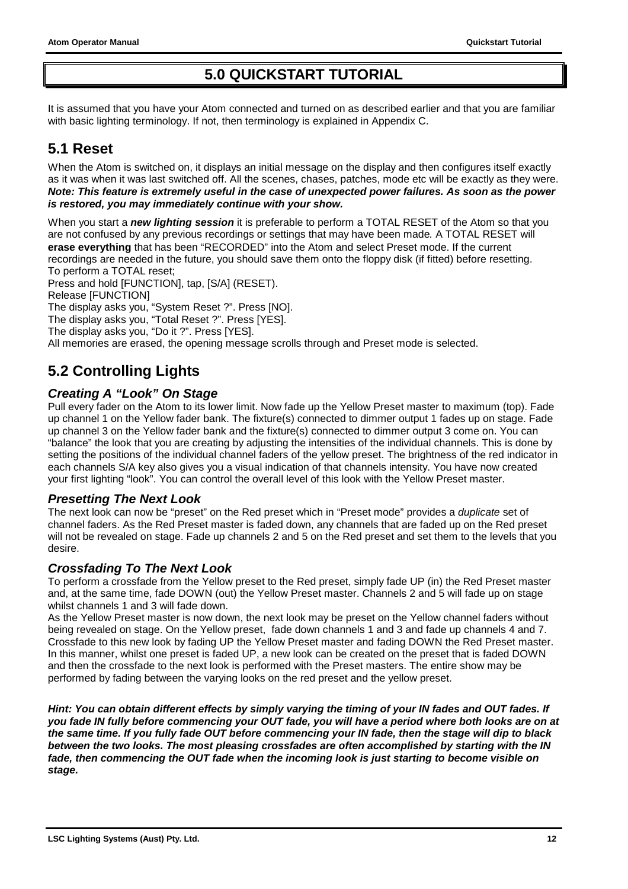# 5.0 QUICKSTART TUTORIAL

It is assumed that you have your Atom connected and turned on as described earlier and that you are familiar with basic lighting terminology. If not, then terminology is explained in Appendix C.

## 5.1 Reset

When the Atom is switched on, it displays an initial message on the display and then configures itself exactly as it was when it was last switched off. All the scenes, chases, patches, mode etc will be exactly as they were. ***Note: This feature is extremely useful in the case of unexpected power failures. As soon as the power is restored, you may immediately continue with your show.***

When you start a ***new lighting session*** it is preferable to perform a TOTAL RESET of the Atom so that you are not confused by any previous recordings or settings that may have been made. A TOTAL RESET will **erase everything** that has been "RECORDED" into the Atom and select Preset mode. If the current recordings are needed in the future, you should save them onto the floppy disk (if fitted) before resetting.
To perform a TOTAL reset;
Press and hold [FUNCTION], tap, [S/A] (RESET).
Release [FUNCTION]
The display asks you, "System Reset ?". Press [NO].
The display asks you, "Total Reset ?". Press [YES].
The display asks you, "Do it ?". Press [YES].
All memories are erased, the opening message scrolls through and Preset mode is selected.

## 5.2 Controlling Lights

### *Creating A "Look" On Stage*

Pull every fader on the Atom to its lower limit. Now fade up the Yellow Preset master to maximum (top). Fade up channel 1 on the Yellow fader bank. The fixture(s) connected to dimmer output 1 fades up on stage. Fade up channel 3 on the Yellow fader bank and the fixture(s) connected to dimmer output 3 come on. You can "balance" the look that you are creating by adjusting the intensities of the individual channels. This is done by setting the positions of the individual channel faders of the yellow preset. The brightness of the red indicator in each channels S/A key also gives you a visual indication of that channels intensity. You have now created your first lighting "look". You can control the overall level of this look with the Yellow Preset master.

### *Presetting The Next Look*

The next look can now be "preset" on the Red preset which in "Preset mode" provides a *duplicate* set of channel faders. As the Red Preset master is faded down, any channels that are faded up on the Red preset will not be revealed on stage. Fade up channels 2 and 5 on the Red preset and set them to the levels that you desire.

### *Crossfading To The Next Look*

To perform a crossfade from the Yellow preset to the Red preset, simply fade UP (in) the Red Preset master and, at the same time, fade DOWN (out) the Yellow Preset master. Channels 2 and 5 will fade up on stage whilst channels 1 and 3 will fade down.
As the Yellow Preset master is now down, the next look may be preset on the Yellow channel faders without being revealed on stage. On the Yellow preset, fade down channels 1 and 3 and fade up channels 4 and 7. Crossfade to this new look by fading UP the Yellow Preset master and fading DOWN the Red Preset master. In this manner, whilst one preset is faded UP, a new look can be created on the preset that is faded DOWN and then the crossfade to the next look is performed with the Preset masters. The entire show may be performed by fading between the varying looks on the red preset and the yellow preset.

***Hint: You can obtain different effects by simply varying the timing of your IN fades and OUT fades. If you fade IN fully before commencing your OUT fade, you will have a period where both looks are on at the same time. If you fully fade OUT before commencing your IN fade, then the stage will dip to black between the two looks. The most pleasing crossfades are often accomplished by starting with the IN fade, then commencing the OUT fade when the incoming look is just starting to become visible on stage.***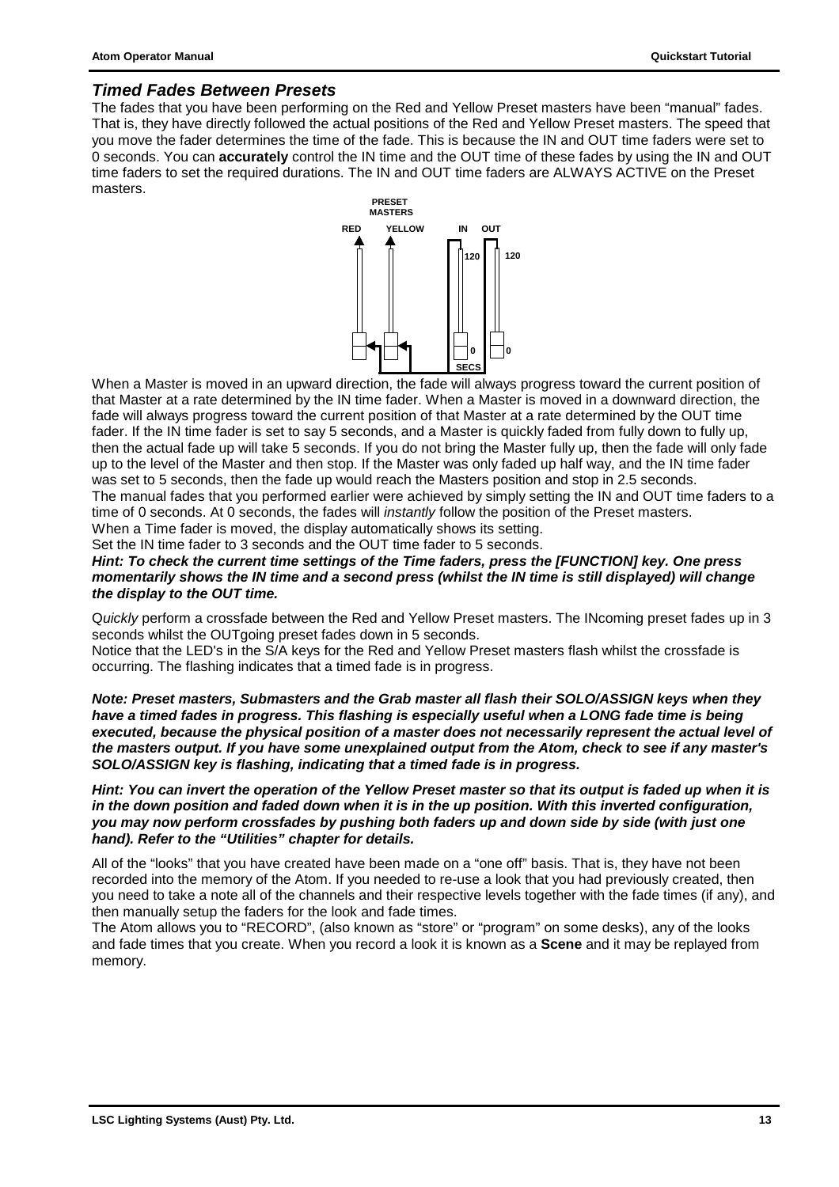### *Timed Fades Between Presets*

The fades that you have been performing on the Red and Yellow Preset masters have been "manual" fades. That is, they have directly followed the actual positions of the Red and Yellow Preset masters. The speed that you move the fader determines the time of the fade. This is because the IN and OUT time faders were set to 0 seconds. You can **accurately** control the IN time and the OUT time of these fades by using the IN and OUT time faders to set the required durations. The IN and OUT time faders are ALWAYS ACTIVE on the Preset masters.

When a Master is moved in an upward direction, the fade will always progress toward the current position of that Master at a rate determined by the IN time fader. When a Master is moved in a downward direction, the fade will always progress toward the current position of that Master at a rate determined by the OUT time fader. If the IN time fader is set to say 5 seconds, and a Master is quickly faded from fully down to fully up, then the actual fade up will take 5 seconds. If you do not bring the Master fully up, then the fade will only fade up to the level of the Master and then stop. If the Master was only faded up half way, and the IN time fader was set to 5 seconds, then the fade up would reach the Masters position and stop in 2.5 seconds.

The manual fades that you performed earlier were achieved by simply setting the IN and OUT time faders to a time of 0 seconds. At 0 seconds, the fades will *instantly* follow the position of the Preset masters.

When a Time fader is moved, the display automatically shows its setting.

Set the IN time fader to 3 seconds and the OUT time fader to 5 seconds.

***Hint: To check the current time settings of the Time faders, press the [FUNCTION] key. One press momentarily shows the IN time and a second press (whilst the IN time is still displayed) will change the display to the OUT time.***

Q*uickly* perform a crossfade between the Red and Yellow Preset masters. The INcoming preset fades up in 3 seconds whilst the OUTgoing preset fades down in 5 seconds.

Notice that the LED's in the S/A keys for the Red and Yellow Preset masters flash whilst the crossfade is occurring. The flashing indicates that a timed fade is in progress.

***Note: Preset masters, Submasters and the Grab master all flash their SOLO/ASSIGN keys when they have a timed fades in progress. This flashing is especially useful when a LONG fade time is being executed, because the physical position of a master does not necessarily represent the actual level of the masters output. If you have some unexplained output from the Atom, check to see if any master's SOLO/ASSIGN key is flashing, indicating that a timed fade is in progress.***

***Hint: You can invert the operation of the Yellow Preset master so that its output is faded up when it is in the down position and faded down when it is in the up position. With this inverted configuration, you may now perform crossfades by pushing both faders up and down side by side (with just one hand). Refer to the "Utilities" chapter for details.***

All of the "looks" that you have created have been made on a "one off" basis. That is, they have not been recorded into the memory of the Atom. If you needed to re-use a look that you had previously created, then you need to take a note all of the channels and their respective levels together with the fade times (if any), and then manually setup the faders for the look and fade times.

The Atom allows you to "RECORD", (also known as "store" or "program" on some desks), any of the looks and fade times that you create. When you record a look it is known as a **Scene** and it may be replayed from memory.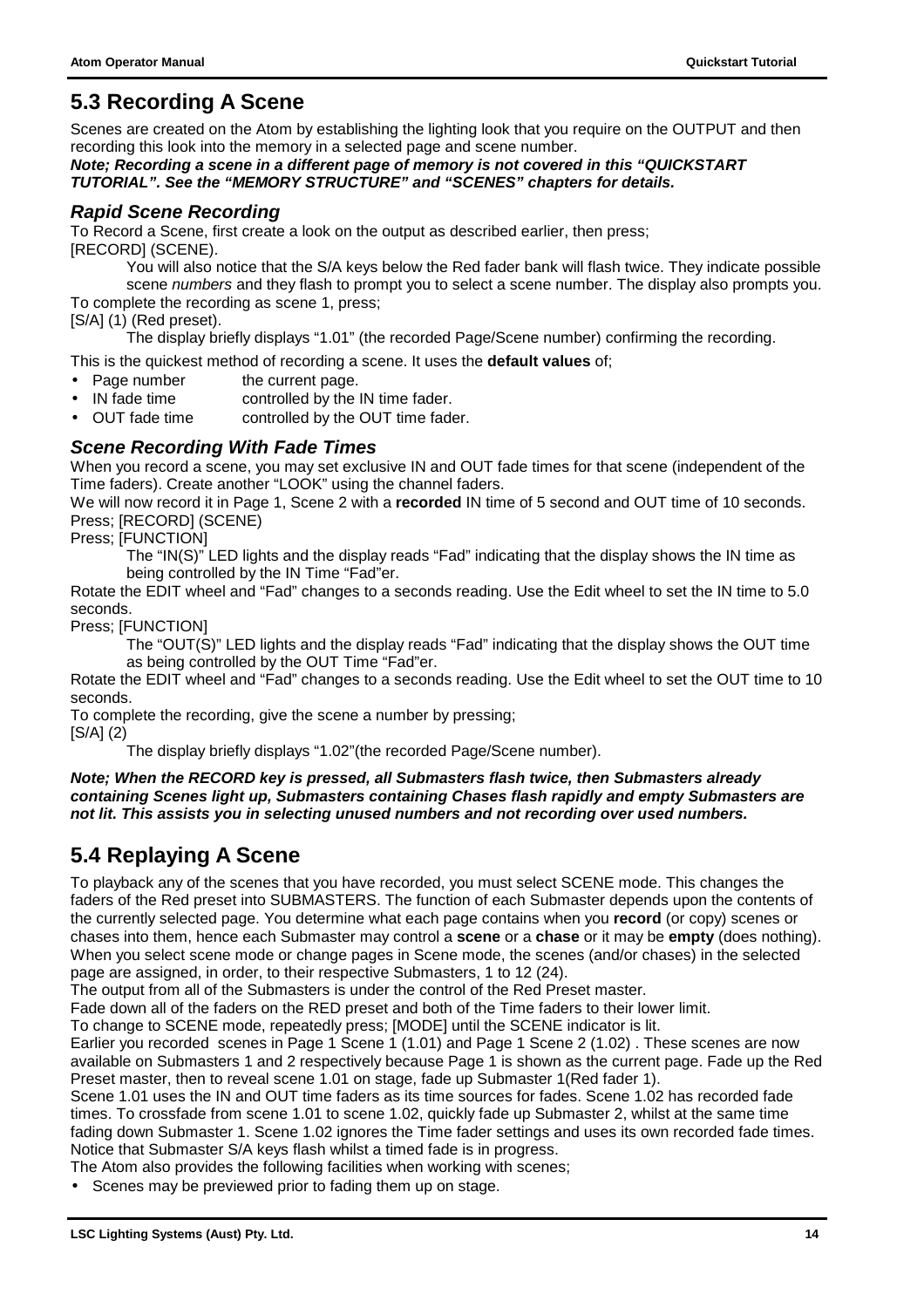## 5.3 Recording A Scene

Scenes are created on the Atom by establishing the lighting look that you require on the OUTPUT and then recording this look into the memory in a selected page and scene number.

***Note; Recording a scene in a different page of memory is not covered in this "QUICKSTART TUTORIAL". See the "MEMORY STRUCTURE" and "SCENES" chapters for details.***

### *Rapid Scene Recording*

To Record a Scene, first create a look on the output as described earlier, then press;
[RECORD] (SCENE).

> You will also notice that the S/A keys below the Red fader bank will flash twice. They indicate possible scene *numbers* and they flash to prompt you to select a scene number. The display also prompts you.

To complete the recording as scene 1, press;
[S/A] (1) (Red preset).

> The display briefly displays "1.01" (the recorded Page/Scene number) confirming the recording.

This is the quickest method of recording a scene. It uses the **default values** of;

- Page number    the current page.
- IN fade time    controlled by the IN time fader.
- OUT fade time    controlled by the OUT time fader.

### *Scene Recording With Fade Times*

When you record a scene, you may set exclusive IN and OUT fade times for that scene (independent of the Time faders). Create another "LOOK" using the channel faders.

We will now record it in Page 1, Scene 2 with a **recorded** IN time of 5 second and OUT time of 10 seconds.

Press; [RECORD] (SCENE)

Press; [FUNCTION]

> The "IN(S)" LED lights and the display reads "Fad" indicating that the display shows the IN time as being controlled by the IN Time "Fad"er.

Rotate the EDIT wheel and "Fad" changes to a seconds reading. Use the Edit wheel to set the IN time to 5.0 seconds.

Press; [FUNCTION]

> The "OUT(S)" LED lights and the display reads "Fad" indicating that the display shows the OUT time as being controlled by the OUT Time "Fad"er.

Rotate the EDIT wheel and "Fad" changes to a seconds reading. Use the Edit wheel to set the OUT time to 10 seconds.

To complete the recording, give the scene a number by pressing;
[S/A] (2)

> The display briefly displays "1.02"(the recorded Page/Scene number).

***Note; When the RECORD key is pressed, all Submasters flash twice, then Submasters already containing Scenes light up, Submasters containing Chases flash rapidly and empty Submasters are not lit. This assists you in selecting unused numbers and not recording over used numbers.***

## 5.4 Replaying A Scene

To playback any of the scenes that you have recorded, you must select SCENE mode. This changes the faders of the Red preset into SUBMASTERS. The function of each Submaster depends upon the contents of the currently selected page. You determine what each page contains when you **record** (or copy) scenes or chases into them, hence each Submaster may control a **scene** or a **chase** or it may be **empty** (does nothing). When you select scene mode or change pages in Scene mode, the scenes (and/or chases) in the selected page are assigned, in order, to their respective Submasters, 1 to 12 (24).

The output from all of the Submasters is under the control of the Red Preset master.

Fade down all of the faders on the RED preset and both of the Time faders to their lower limit.

To change to SCENE mode, repeatedly press; [MODE] until the SCENE indicator is lit.

Earlier you recorded scenes in Page 1 Scene 1 (1.01) and Page 1 Scene 2 (1.02) . These scenes are now available on Submasters 1 and 2 respectively because Page 1 is shown as the current page. Fade up the Red Preset master, then to reveal scene 1.01 on stage, fade up Submaster 1(Red fader 1).

Scene 1.01 uses the IN and OUT time faders as its time sources for fades. Scene 1.02 has recorded fade times. To crossfade from scene 1.01 to scene 1.02, quickly fade up Submaster 2, whilst at the same time fading down Submaster 1. Scene 1.02 ignores the Time fader settings and uses its own recorded fade times. Notice that Submaster S/A keys flash whilst a timed fade is in progress.

The Atom also provides the following facilities when working with scenes;

- Scenes may be previewed prior to fading them up on stage.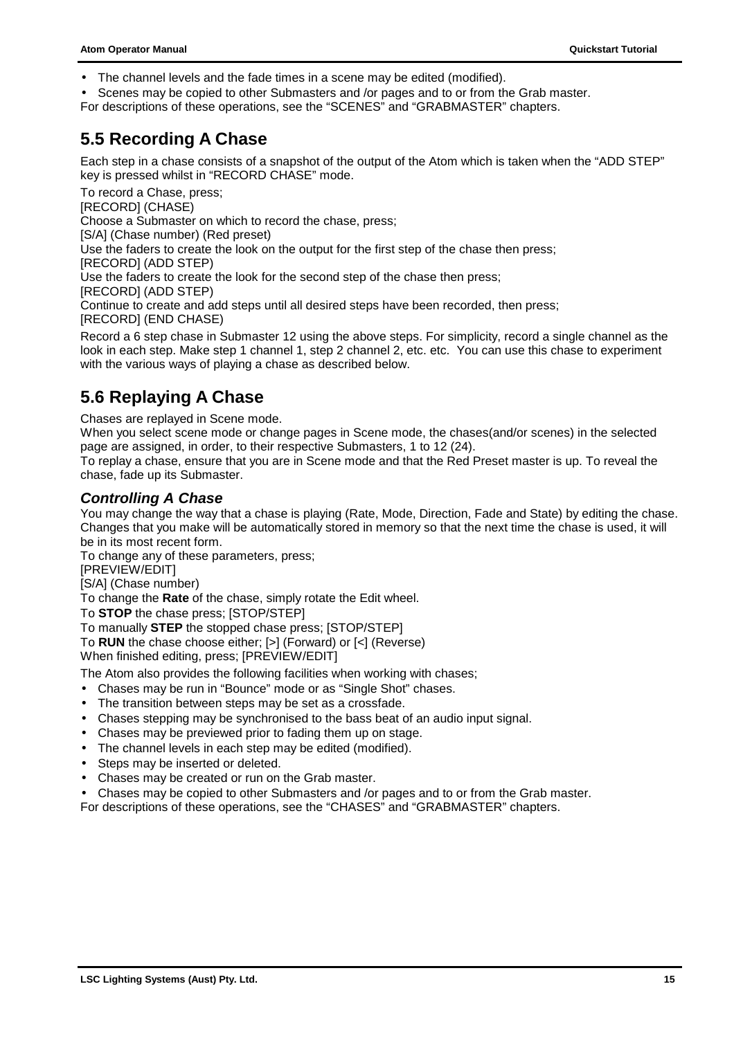- The channel levels and the fade times in a scene may be edited (modified).
- Scenes may be copied to other Submasters and /or pages and to or from the Grab master.

For descriptions of these operations, see the "SCENES" and "GRABMASTER" chapters.

## 5.5 Recording A Chase

Each step in a chase consists of a snapshot of the output of the Atom which is taken when the "ADD STEP" key is pressed whilst in "RECORD CHASE" mode.

To record a Chase, press;
[RECORD] (CHASE)
Choose a Submaster on which to record the chase, press;
[S/A] (Chase number) (Red preset)
Use the faders to create the look on the output for the first step of the chase then press;
[RECORD] (ADD STEP)
Use the faders to create the look for the second step of the chase then press;
[RECORD] (ADD STEP)
Continue to create and add steps until all desired steps have been recorded, then press;
[RECORD] (END CHASE)

Record a 6 step chase in Submaster 12 using the above steps. For simplicity, record a single channel as the look in each step. Make step 1 channel 1, step 2 channel 2, etc. etc. You can use this chase to experiment with the various ways of playing a chase as described below.

## 5.6 Replaying A Chase

Chases are replayed in Scene mode.
When you select scene mode or change pages in Scene mode, the chases(and/or scenes) in the selected page are assigned, in order, to their respective Submasters, 1 to 12 (24).
To replay a chase, ensure that you are in Scene mode and that the Red Preset master is up. To reveal the chase, fade up its Submaster.

### *Controlling A Chase*

You may change the way that a chase is playing (Rate, Mode, Direction, Fade and State) by editing the chase. Changes that you make will be automatically stored in memory so that the next time the chase is used, it will be in its most recent form.
To change any of these parameters, press;
[PREVIEW/EDIT]
[S/A] (Chase number)
To change the **Rate** of the chase, simply rotate the Edit wheel.
To **STOP** the chase press; [STOP/STEP]
To manually **STEP** the stopped chase press; [STOP/STEP]
To **RUN** the chase choose either; [>] (Forward) or [<] (Reverse)
When finished editing, press; [PREVIEW/EDIT]

The Atom also provides the following facilities when working with chases;

- Chases may be run in "Bounce" mode or as "Single Shot" chases.
- The transition between steps may be set as a crossfade.
- Chases stepping may be synchronised to the bass beat of an audio input signal.
- Chases may be previewed prior to fading them up on stage.
- The channel levels in each step may be edited (modified).
- Steps may be inserted or deleted.
- Chases may be created or run on the Grab master.
- Chases may be copied to other Submasters and /or pages and to or from the Grab master.

For descriptions of these operations, see the "CHASES" and "GRABMASTER" chapters.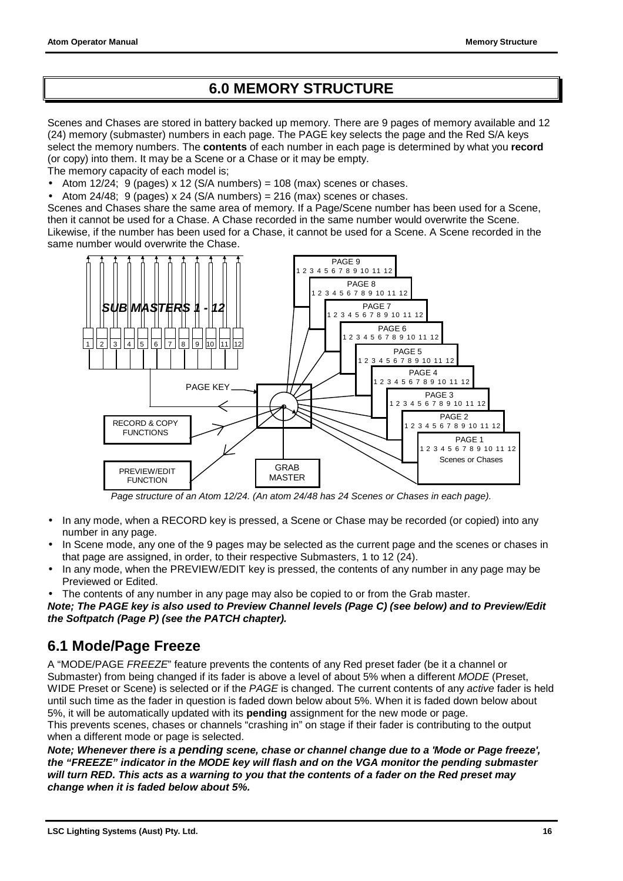# 6.0 MEMORY STRUCTURE

Scenes and Chases are stored in battery backed up memory. There are 9 pages of memory available and 12 (24) memory (submaster) numbers in each page. The PAGE key selects the page and the Red S/A keys select the memory numbers. The **contents** of each number in each page is determined by what you **record** (or copy) into them. It may be a Scene or a Chase or it may be empty.

The memory capacity of each model is;

- Atom 12/24; 9 (pages) x 12 (S/A numbers) = 108 (max) scenes or chases.
- Atom 24/48; 9 (pages) x 24 (S/A numbers) = 216 (max) scenes or chases.

Scenes and Chases share the same area of memory. If a Page/Scene number has been used for a Scene, then it cannot be used for a Chase. A Chase recorded in the same number would overwrite the Scene. Likewise, if the number has been used for a Chase, it cannot be used for a Scene. A Scene recorded in the same number would overwrite the Chase.

*Page structure of an Atom 12/24. (An atom 24/48 has 24 Scenes or Chases in each page).*

- In any mode, when a RECORD key is pressed, a Scene or Chase may be recorded (or copied) into any number in any page.
- In Scene mode, any one of the 9 pages may be selected as the current page and the scenes or chases in that page are assigned, in order, to their respective Submasters, 1 to 12 (24).
- In any mode, when the PREVIEW/EDIT key is pressed, the contents of any number in any page may be Previewed or Edited.
- The contents of any number in any page may also be copied to or from the Grab master.

***Note; The PAGE key is also used to Preview Channel levels (Page C) (see below) and to Preview/Edit the Softpatch (Page P) (see the PATCH chapter).***

## 6.1 Mode/Page Freeze

A "MODE/PAGE *FREEZE*" feature prevents the contents of any Red preset fader (be it a channel or Submaster) from being changed if its fader is above a level of about 5% when a different *MODE* (Preset, WIDE Preset or Scene) is selected or if the *PAGE* is changed. The current contents of any *active* fader is held until such time as the fader in question is faded down below about 5%. When it is faded down below about 5%, it will be automatically updated with its **pending** assignment for the new mode or page.

This prevents scenes, chases or channels "crashing in" on stage if their fader is contributing to the output when a different mode or page is selected.

***Note; Whenever there is a pending scene, chase or channel change due to a 'Mode or Page freeze', the "FREEZE" indicator in the MODE key will flash and on the VGA monitor the pending submaster will turn RED. This acts as a warning to you that the contents of a fader on the Red preset may change when it is faded below about 5%.***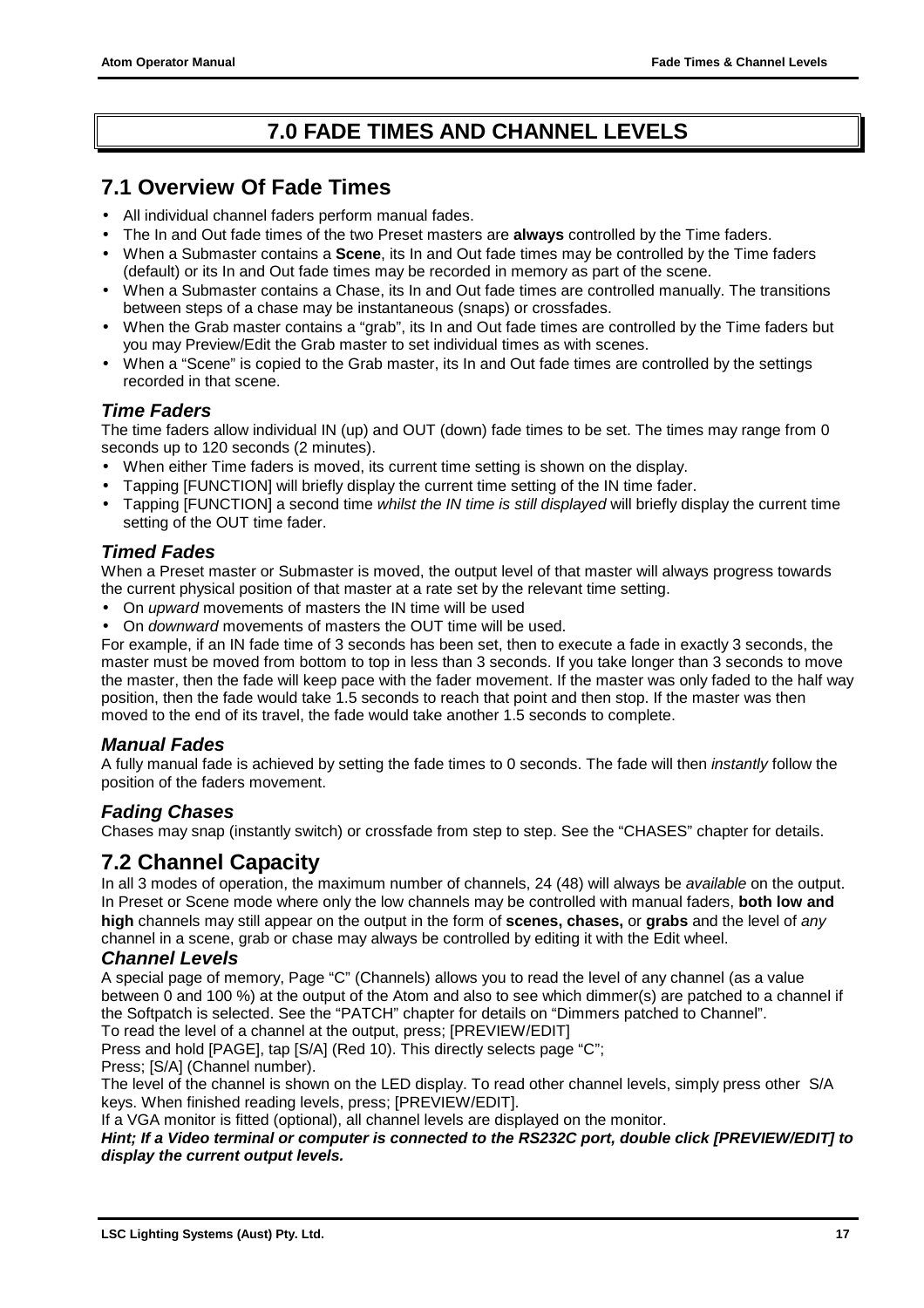# 7.0 FADE TIMES AND CHANNEL LEVELS

## 7.1 Overview Of Fade Times

- All individual channel faders perform manual fades.
- The In and Out fade times of the two Preset masters are **always** controlled by the Time faders.
- When a Submaster contains a **Scene**, its In and Out fade times may be controlled by the Time faders (default) or its In and Out fade times may be recorded in memory as part of the scene.
- When a Submaster contains a Chase, its In and Out fade times are controlled manually. The transitions between steps of a chase may be instantaneous (snaps) or crossfades.
- When the Grab master contains a "grab", its In and Out fade times are controlled by the Time faders but you may Preview/Edit the Grab master to set individual times as with scenes.
- When a "Scene" is copied to the Grab master, its In and Out fade times are controlled by the settings recorded in that scene.

### *Time Faders*

The time faders allow individual IN (up) and OUT (down) fade times to be set. The times may range from 0 seconds up to 120 seconds (2 minutes).

- When either Time faders is moved, its current time setting is shown on the display.
- Tapping [FUNCTION] will briefly display the current time setting of the IN time fader.
- Tapping [FUNCTION] a second time *whilst the IN time is still displayed* will briefly display the current time setting of the OUT time fader.

### *Timed Fades*

When a Preset master or Submaster is moved, the output level of that master will always progress towards the current physical position of that master at a rate set by the relevant time setting.

- On *upward* movements of masters the IN time will be used
- On *downward* movements of masters the OUT time will be used.

For example, if an IN fade time of 3 seconds has been set, then to execute a fade in exactly 3 seconds, the master must be moved from bottom to top in less than 3 seconds. If you take longer than 3 seconds to move the master, then the fade will keep pace with the fader movement. If the master was only faded to the half way position, then the fade would take 1.5 seconds to reach that point and then stop. If the master was then moved to the end of its travel, the fade would take another 1.5 seconds to complete.

### *Manual Fades*

A fully manual fade is achieved by setting the fade times to 0 seconds. The fade will then *instantly* follow the position of the faders movement.

### *Fading Chases*

Chases may snap (instantly switch) or crossfade from step to step. See the "CHASES" chapter for details.

## 7.2 Channel Capacity

In all 3 modes of operation, the maximum number of channels, 24 (48) will always be *available* on the output. In Preset or Scene mode where only the low channels may be controlled with manual faders, **both low and high** channels may still appear on the output in the form of **scenes, chases,** or **grabs** and the level of *any* channel in a scene, grab or chase may always be controlled by editing it with the Edit wheel.

### *Channel Levels*

A special page of memory, Page "C" (Channels) allows you to read the level of any channel (as a value between 0 and 100 %) at the output of the Atom and also to see which dimmer(s) are patched to a channel if the Softpatch is selected. See the "PATCH" chapter for details on "Dimmers patched to Channel".

To read the level of a channel at the output, press; [PREVIEW/EDIT]

Press and hold [PAGE], tap [S/A] (Red 10). This directly selects page "C";

Press; [S/A] (Channel number).

The level of the channel is shown on the LED display. To read other channel levels, simply press other S/A keys. When finished reading levels, press; [PREVIEW/EDIT].

If a VGA monitor is fitted (optional), all channel levels are displayed on the monitor.

***Hint; If a Video terminal or computer is connected to the RS232C port, double click [PREVIEW/EDIT] to display the current output levels.***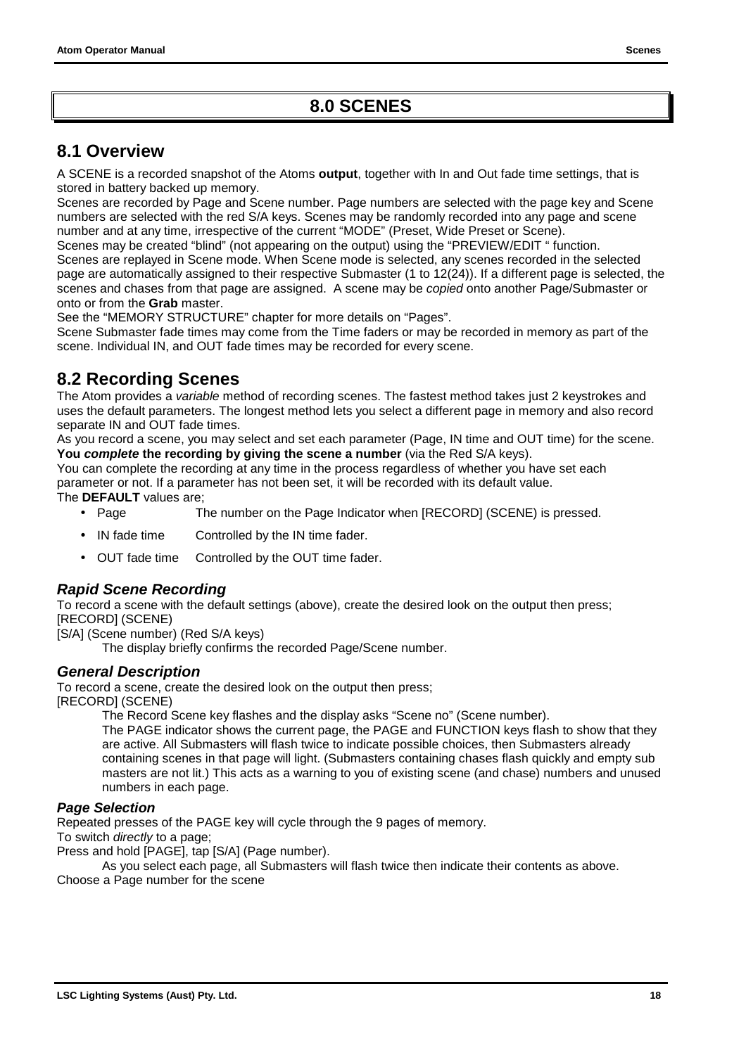# 8.0 SCENES

## 8.1 Overview

A SCENE is a recorded snapshot of the Atoms **output**, together with In and Out fade time settings, that is stored in battery backed up memory.

Scenes are recorded by Page and Scene number. Page numbers are selected with the page key and Scene numbers are selected with the red S/A keys. Scenes may be randomly recorded into any page and scene number and at any time, irrespective of the current "MODE" (Preset, Wide Preset or Scene).

Scenes may be created "blind" (not appearing on the output) using the "PREVIEW/EDIT " function.

Scenes are replayed in Scene mode. When Scene mode is selected, any scenes recorded in the selected page are automatically assigned to their respective Submaster (1 to 12(24)). If a different page is selected, the scenes and chases from that page are assigned. A scene may be *copied* onto another Page/Submaster or onto or from the **Grab** master.

See the "MEMORY STRUCTURE" chapter for more details on "Pages".

Scene Submaster fade times may come from the Time faders or may be recorded in memory as part of the scene. Individual IN, and OUT fade times may be recorded for every scene.

## 8.2 Recording Scenes

The Atom provides a *variable* method of recording scenes. The fastest method takes just 2 keystrokes and uses the default parameters. The longest method lets you select a different page in memory and also record separate IN and OUT fade times.

As you record a scene, you may select and set each parameter (Page, IN time and OUT time) for the scene. **You *complete* the recording by giving the scene a number** (via the Red S/A keys).

You can complete the recording at any time in the process regardless of whether you have set each parameter or not. If a parameter has not been set, it will be recorded with its default value.

The **DEFAULT** values are;

- Page — The number on the Page Indicator when [RECORD] (SCENE) is pressed.
- IN fade time — Controlled by the IN time fader.
- OUT fade time — Controlled by the OUT time fader.

### *Rapid Scene Recording*

To record a scene with the default settings (above), create the desired look on the output then press;

[RECORD] (SCENE)

[S/A] (Scene number) (Red S/A keys)

The display briefly confirms the recorded Page/Scene number.

### *General Description*

To record a scene, create the desired look on the output then press;

[RECORD] (SCENE)

The Record Scene key flashes and the display asks "Scene no" (Scene number).

The PAGE indicator shows the current page, the PAGE and FUNCTION keys flash to show that they are active. All Submasters will flash twice to indicate possible choices, then Submasters already containing scenes in that page will light. (Submasters containing chases flash quickly and empty sub masters are not lit.) This acts as a warning to you of existing scene (and chase) numbers and unused numbers in each page.

#### *Page Selection*

Repeated presses of the PAGE key will cycle through the 9 pages of memory.

To switch *directly* to a page;

Press and hold [PAGE], tap [S/A] (Page number).

As you select each page, all Submasters will flash twice then indicate their contents as above.

Choose a Page number for the scene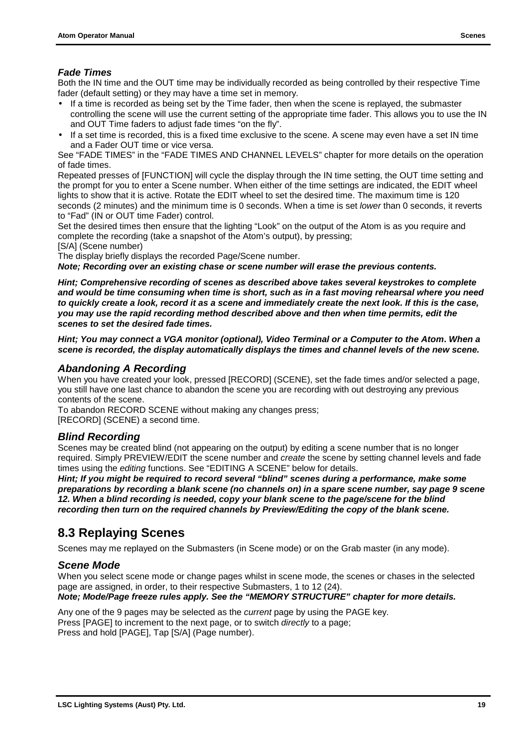### *Fade Times*

Both the IN time and the OUT time may be individually recorded as being controlled by their respective Time fader (default setting) or they may have a time set in memory.

- If a time is recorded as being set by the Time fader, then when the scene is replayed, the submaster controlling the scene will use the current setting of the appropriate time fader. This allows you to use the IN and OUT Time faders to adjust fade times "on the fly".
- If a set time is recorded, this is a fixed time exclusive to the scene. A scene may even have a set IN time and a Fader OUT time or vice versa.

See "FADE TIMES" in the "FADE TIMES AND CHANNEL LEVELS" chapter for more details on the operation of fade times.

Repeated presses of [FUNCTION] will cycle the display through the IN time setting, the OUT time setting and the prompt for you to enter a Scene number. When either of the time settings are indicated, the EDIT wheel lights to show that it is active. Rotate the EDIT wheel to set the desired time. The maximum time is 120 seconds (2 minutes) and the minimum time is 0 seconds. When a time is set *lower* than 0 seconds, it reverts to "Fad" (IN or OUT time Fader) control.

Set the desired times then ensure that the lighting "Look" on the output of the Atom is as you require and complete the recording (take a snapshot of the Atom's output), by pressing;
[S/A] (Scene number)

The display briefly displays the recorded Page/Scene number.

***Note; Recording over an existing chase or scene number will erase the previous contents.***

***Hint; Comprehensive recording of scenes as described above takes several keystrokes to complete and would be time consuming when time is short, such as in a fast moving rehearsal where you need to quickly create a look, record it as a scene and immediately create the next look. If this is the case, you may use the rapid recording method described above and then when time permits, edit the scenes to set the desired fade times.***

***Hint; You may connect a VGA monitor (optional), Video Terminal or a Computer to the Atom. When a scene is recorded, the display automatically displays the times and channel levels of the new scene.***

### *Abandoning A Recording*

When you have created your look, pressed [RECORD] (SCENE), set the fade times and/or selected a page, you still have one last chance to abandon the scene you are recording with out destroying any previous contents of the scene.

To abandon RECORD SCENE without making any changes press;
[RECORD] (SCENE) a second time.

### *Blind Recording*

Scenes may be created blind (not appearing on the output) by editing a scene number that is no longer required. Simply PREVIEW/EDIT the scene number and *create* the scene by setting channel levels and fade times using the *editing* functions. See "EDITING A SCENE" below for details.

***Hint; If you might be required to record several "blind" scenes during a performance, make some preparations by recording a blank scene (no channels on) in a spare scene number, say page 9 scene 12. When a blind recording is needed, copy your blank scene to the page/scene for the blind recording then turn on the required channels by Preview/Editing the copy of the blank scene.***

## 8.3 Replaying Scenes

Scenes may me replayed on the Submasters (in Scene mode) or on the Grab master (in any mode).

### *Scene Mode*

When you select scene mode or change pages whilst in scene mode, the scenes or chases in the selected page are assigned, in order, to their respective Submasters, 1 to 12 (24).

***Note; Mode/Page freeze rules apply. See the "MEMORY STRUCTURE" chapter for more details.***

Any one of the 9 pages may be selected as the *current* page by using the PAGE key.
Press [PAGE] to increment to the next page, or to switch *directly* to a page;
Press and hold [PAGE], Tap [S/A] (Page number).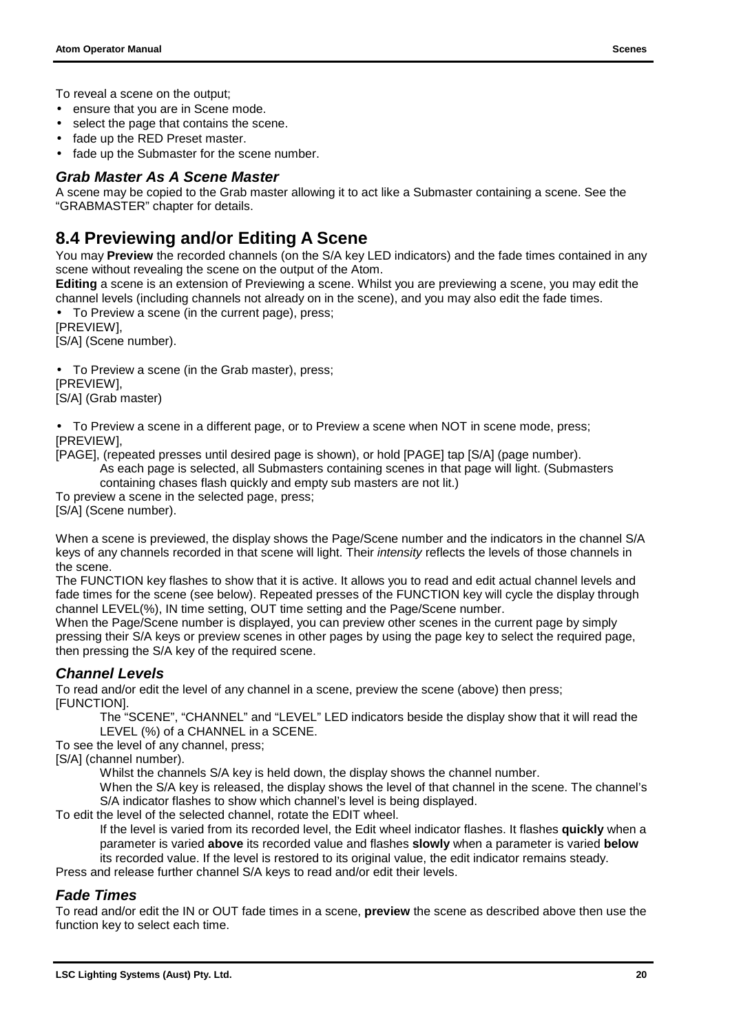To reveal a scene on the output;

- ensure that you are in Scene mode.
- select the page that contains the scene.
- fade up the RED Preset master.
- fade up the Submaster for the scene number.

### *Grab Master As A Scene Master*

A scene may be copied to the Grab master allowing it to act like a Submaster containing a scene. See the "GRABMASTER" chapter for details.

## 8.4 Previewing and/or Editing A Scene

You may **Preview** the recorded channels (on the S/A key LED indicators) and the fade times contained in any scene without revealing the scene on the output of the Atom.

**Editing** a scene is an extension of Previewing a scene. Whilst you are previewing a scene, you may edit the channel levels (including channels not already on in the scene), and you may also edit the fade times.

- To Preview a scene (in the current page), press;

[PREVIEW],
[S/A] (Scene number).

- To Preview a scene (in the Grab master), press;

[PREVIEW],
[S/A] (Grab master)

- To Preview a scene in a different page, or to Preview a scene when NOT in scene mode, press;

[PREVIEW],
[PAGE], (repeated presses until desired page is shown), or hold [PAGE] tap [S/A] (page number).

> As each page is selected, all Submasters containing scenes in that page will light. (Submasters containing chases flash quickly and empty sub masters are not lit.)

To preview a scene in the selected page, press;
[S/A] (Scene number).

When a scene is previewed, the display shows the Page/Scene number and the indicators in the channel S/A keys of any channels recorded in that scene will light. Their *intensity* reflects the levels of those channels in the scene.

The FUNCTION key flashes to show that it is active. It allows you to read and edit actual channel levels and fade times for the scene (see below). Repeated presses of the FUNCTION key will cycle the display through channel LEVEL(%), IN time setting, OUT time setting and the Page/Scene number.

When the Page/Scene number is displayed, you can preview other scenes in the current page by simply pressing their S/A keys or preview scenes in other pages by using the page key to select the required page, then pressing the S/A key of the required scene.

### *Channel Levels*

To read and/or edit the level of any channel in a scene, preview the scene (above) then press;
[FUNCTION].

> The "SCENE", "CHANNEL" and "LEVEL" LED indicators beside the display show that it will read the LEVEL (%) of a CHANNEL in a SCENE.

To see the level of any channel, press;
[S/A] (channel number).

> Whilst the channels S/A key is held down, the display shows the channel number.
>
> When the S/A key is released, the display shows the level of that channel in the scene. The channel's S/A indicator flashes to show which channel's level is being displayed.

To edit the level of the selected channel, rotate the EDIT wheel.

> If the level is varied from its recorded level, the Edit wheel indicator flashes. It flashes **quickly** when a parameter is varied **above** its recorded value and flashes **slowly** when a parameter is varied **below** its recorded value. If the level is restored to its original value, the edit indicator remains steady.

Press and release further channel S/A keys to read and/or edit their levels.

### *Fade Times*

To read and/or edit the IN or OUT fade times in a scene, **preview** the scene as described above then use the function key to select each time.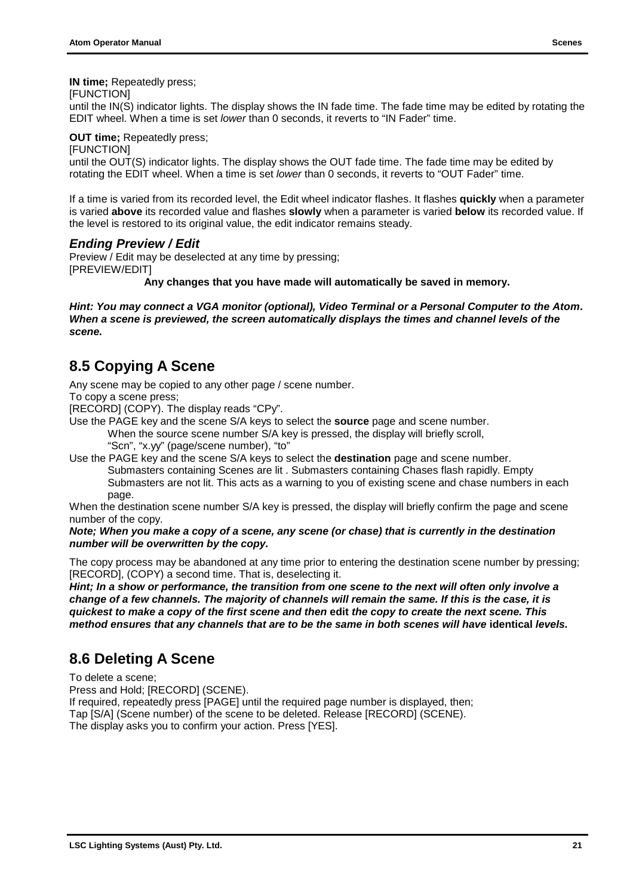**IN time;** Repeatedly press;
[FUNCTION]
until the IN(S) indicator lights. The display shows the IN fade time. The fade time may be edited by rotating the EDIT wheel. When a time is set *lower* than 0 seconds, it reverts to “IN Fader” time.

**OUT time;** Repeatedly press;
[FUNCTION]
until the OUT(S) indicator lights. The display shows the OUT fade time. The fade time may be edited by rotating the EDIT wheel. When a time is set *lower* than 0 seconds, it reverts to “OUT Fader” time.

If a time is varied from its recorded level, the Edit wheel indicator flashes. It flashes **quickly** when a parameter is varied **above** its recorded value and flashes **slowly** when a parameter is varied **below** its recorded value. If the level is restored to its original value, the edit indicator remains steady.

### *Ending Preview / Edit*

Preview / Edit may be deselected at any time by pressing;
[PREVIEW/EDIT]

**Any changes that you have made will automatically be saved in memory.**

***Hint: You may connect a VGA monitor (optional), Video Terminal or a Personal Computer to the Atom. When a scene is previewed, the screen automatically displays the times and channel levels of the scene.***

## 8.5 Copying A Scene

Any scene may be copied to any other page / scene number.
To copy a scene press;
[RECORD] (COPY). The display reads “CPy”.
Use the PAGE key and the scene S/A keys to select the **source** page and scene number.

> When the source scene number S/A key is pressed, the display will briefly scroll, “Scn”, “x.yy” (page/scene number), “to”

Use the PAGE key and the scene S/A keys to select the **destination** page and scene number.

> Submasters containing Scenes are lit . Submasters containing Chases flash rapidly. Empty Submasters are not lit. This acts as a warning to you of existing scene and chase numbers in each page.

When the destination scene number S/A key is pressed, the display will briefly confirm the page and scene number of the copy.

***Note; When you make a copy of a scene, any scene (or chase) that is currently in the destination number will be overwritten by the copy.***

The copy process may be abandoned at any time prior to entering the destination scene number by pressing; [RECORD], (COPY) a second time. That is, deselecting it.

***Hint; In a show or performance, the transition from one scene to the next will often only involve a change of a few channels. The majority of channels will remain the same. If this is the case, it is quickest to make a copy of the first scene and then* edit *the copy to create the next scene. This method ensures that any channels that are to be the same in both scenes will have* identical *levels.***

## 8.6 Deleting A Scene

To delete a scene;
Press and Hold; [RECORD] (SCENE).
If required, repeatedly press [PAGE] until the required page number is displayed, then;
Tap [S/A] (Scene number) of the scene to be deleted. Release [RECORD] (SCENE).
The display asks you to confirm your action. Press [YES].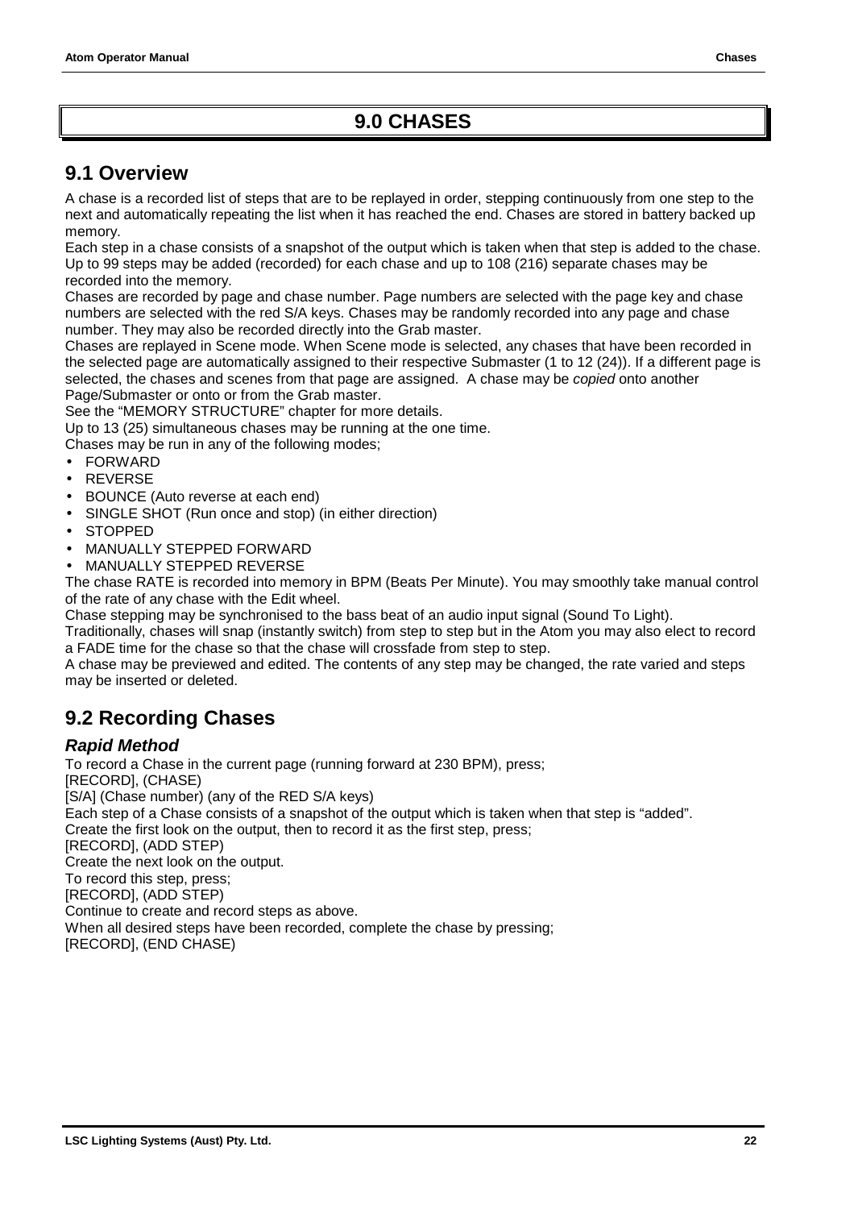# 9.0 CHASES

## 9.1 Overview

A chase is a recorded list of steps that are to be replayed in order, stepping continuously from one step to the next and automatically repeating the list when it has reached the end. Chases are stored in battery backed up memory.

Each step in a chase consists of a snapshot of the output which is taken when that step is added to the chase. Up to 99 steps may be added (recorded) for each chase and up to 108 (216) separate chases may be recorded into the memory.

Chases are recorded by page and chase number. Page numbers are selected with the page key and chase numbers are selected with the red S/A keys. Chases may be randomly recorded into any page and chase number. They may also be recorded directly into the Grab master.

Chases are replayed in Scene mode. When Scene mode is selected, any chases that have been recorded in the selected page are automatically assigned to their respective Submaster (1 to 12 (24)). If a different page is selected, the chases and scenes from that page are assigned. A chase may be *copied* onto another Page/Submaster or onto or from the Grab master.

See the "MEMORY STRUCTURE" chapter for more details.

Up to 13 (25) simultaneous chases may be running at the one time.

Chases may be run in any of the following modes;

- FORWARD
- REVERSE
- BOUNCE (Auto reverse at each end)
- SINGLE SHOT (Run once and stop) (in either direction)
- STOPPED
- MANUALLY STEPPED FORWARD
- MANUALLY STEPPED REVERSE

The chase RATE is recorded into memory in BPM (Beats Per Minute). You may smoothly take manual control of the rate of any chase with the Edit wheel.

Chase stepping may be synchronised to the bass beat of an audio input signal (Sound To Light).

Traditionally, chases will snap (instantly switch) from step to step but in the Atom you may also elect to record a FADE time for the chase so that the chase will crossfade from step to step.

A chase may be previewed and edited. The contents of any step may be changed, the rate varied and steps may be inserted or deleted.

## 9.2 Recording Chases

### *Rapid Method*

To record a Chase in the current page (running forward at 230 BPM), press;

[RECORD], (CHASE)

[S/A] (Chase number) (any of the RED S/A keys)

Each step of a Chase consists of a snapshot of the output which is taken when that step is "added".

Create the first look on the output, then to record it as the first step, press;

[RECORD], (ADD STEP)

Create the next look on the output.

To record this step, press;

[RECORD], (ADD STEP)

Continue to create and record steps as above.

When all desired steps have been recorded, complete the chase by pressing;

[RECORD], (END CHASE)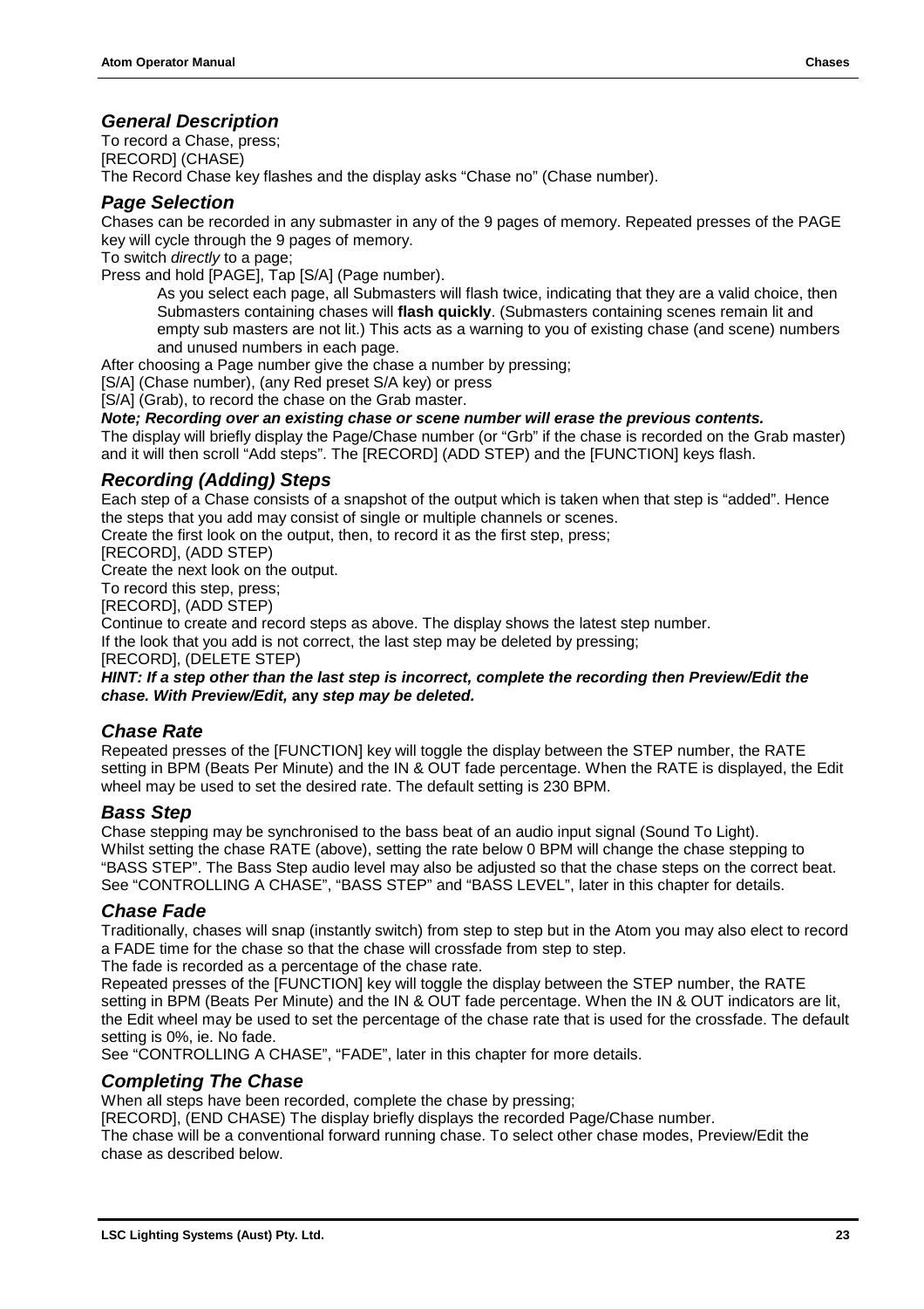## *General Description*

To record a Chase, press;
[RECORD] (CHASE)
The Record Chase key flashes and the display asks "Chase no" (Chase number).

## *Page Selection*

Chases can be recorded in any submaster in any of the 9 pages of memory. Repeated presses of the PAGE key will cycle through the 9 pages of memory.
To switch *directly* to a page;
Press and hold [PAGE], Tap [S/A] (Page number).

> As you select each page, all Submasters will flash twice, indicating that they are a valid choice, then Submasters containing chases will **flash quickly**. (Submasters containing scenes remain lit and empty sub masters are not lit.) This acts as a warning to you of existing chase (and scene) numbers and unused numbers in each page.

After choosing a Page number give the chase a number by pressing;
[S/A] (Chase number), (any Red preset S/A key) or press
[S/A] (Grab), to record the chase on the Grab master.

***Note; Recording over an existing chase or scene number will erase the previous contents.***

The display will briefly display the Page/Chase number (or "Grb" if the chase is recorded on the Grab master) and it will then scroll "Add steps". The [RECORD] (ADD STEP) and the [FUNCTION] keys flash.

## *Recording (Adding) Steps*

Each step of a Chase consists of a snapshot of the output which is taken when that step is "added". Hence the steps that you add may consist of single or multiple channels or scenes.
Create the first look on the output, then, to record it as the first step, press;
[RECORD], (ADD STEP)
Create the next look on the output.
To record this step, press;
[RECORD], (ADD STEP)
Continue to create and record steps as above. The display shows the latest step number.
If the look that you add is not correct, the last step may be deleted by pressing;
[RECORD], (DELETE STEP)

***HINT: If a step other than the last step is incorrect, complete the recording then Preview/Edit the chase. With Preview/Edit,* any *step may be deleted.***

## *Chase Rate*

Repeated presses of the [FUNCTION] key will toggle the display between the STEP number, the RATE setting in BPM (Beats Per Minute) and the IN & OUT fade percentage. When the RATE is displayed, the Edit wheel may be used to set the desired rate. The default setting is 230 BPM.

## *Bass Step*

Chase stepping may be synchronised to the bass beat of an audio input signal (Sound To Light).
Whilst setting the chase RATE (above), setting the rate below 0 BPM will change the chase stepping to "BASS STEP". The Bass Step audio level may also be adjusted so that the chase steps on the correct beat. See "CONTROLLING A CHASE", "BASS STEP" and "BASS LEVEL", later in this chapter for details.

## *Chase Fade*

Traditionally, chases will snap (instantly switch) from step to step but in the Atom you may also elect to record a FADE time for the chase so that the chase will crossfade from step to step.
The fade is recorded as a percentage of the chase rate.
Repeated presses of the [FUNCTION] key will toggle the display between the STEP number, the RATE setting in BPM (Beats Per Minute) and the IN & OUT fade percentage. When the IN & OUT indicators are lit, the Edit wheel may be used to set the percentage of the chase rate that is used for the crossfade. The default setting is 0%, ie. No fade.
See "CONTROLLING A CHASE", "FADE", later in this chapter for more details.

## *Completing The Chase*

When all steps have been recorded, complete the chase by pressing;
[RECORD], (END CHASE) The display briefly displays the recorded Page/Chase number.
The chase will be a conventional forward running chase. To select other chase modes, Preview/Edit the chase as described below.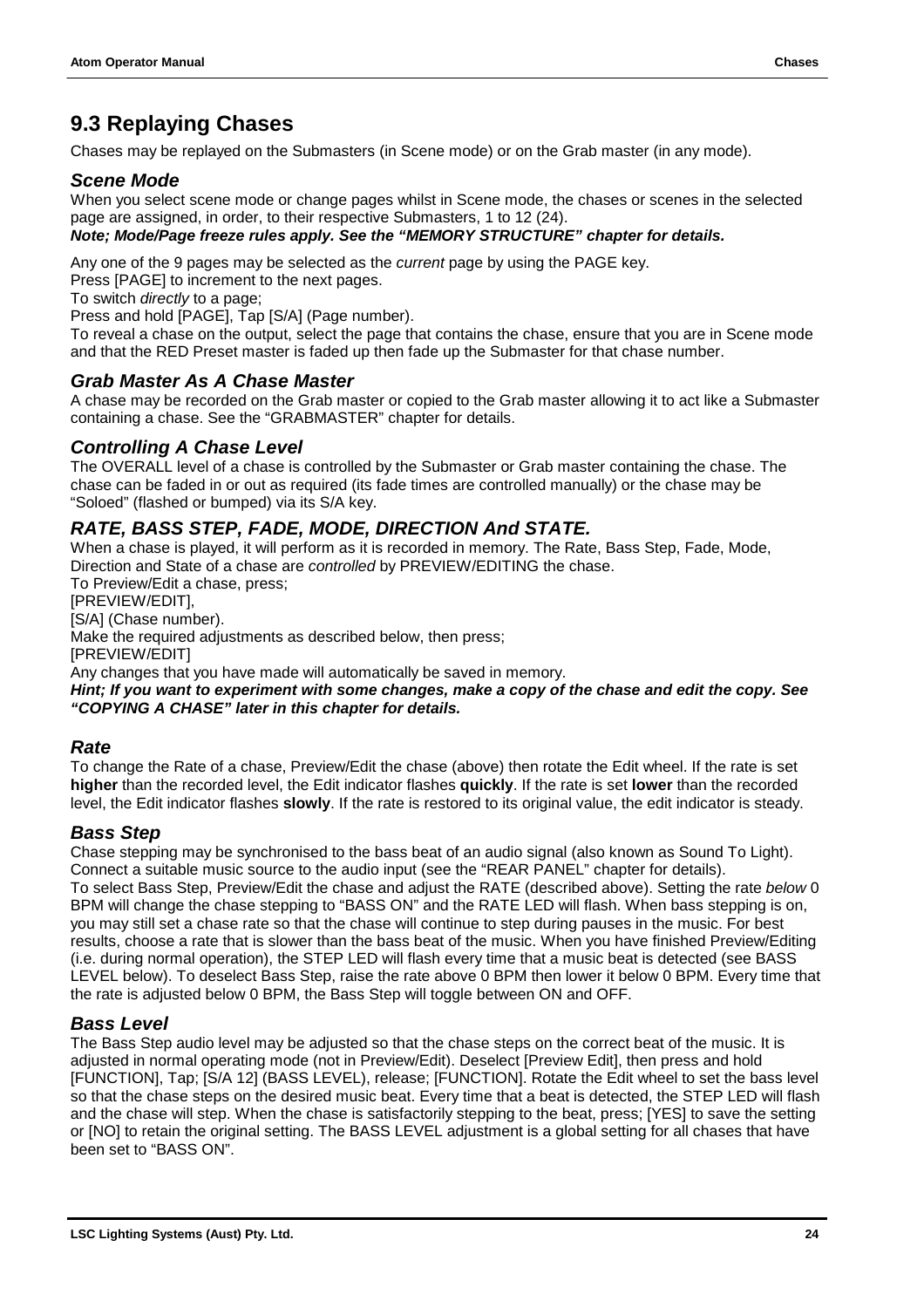## 9.3 Replaying Chases

Chases may be replayed on the Submasters (in Scene mode) or on the Grab master (in any mode).

### *Scene Mode*

When you select scene mode or change pages whilst in Scene mode, the chases or scenes in the selected page are assigned, in order, to their respective Submasters, 1 to 12 (24).

***Note; Mode/Page freeze rules apply. See the "MEMORY STRUCTURE" chapter for details.***

Any one of the 9 pages may be selected as the *current* page by using the PAGE key.

Press [PAGE] to increment to the next pages.

To switch *directly* to a page;

Press and hold [PAGE], Tap [S/A] (Page number).

To reveal a chase on the output, select the page that contains the chase, ensure that you are in Scene mode and that the RED Preset master is faded up then fade up the Submaster for that chase number.

### *Grab Master As A Chase Master*

A chase may be recorded on the Grab master or copied to the Grab master allowing it to act like a Submaster containing a chase. See the "GRABMASTER" chapter for details.

### *Controlling A Chase Level*

The OVERALL level of a chase is controlled by the Submaster or Grab master containing the chase. The chase can be faded in or out as required (its fade times are controlled manually) or the chase may be "Soloed" (flashed or bumped) via its S/A key.

### *RATE, BASS STEP, FADE, MODE, DIRECTION And STATE.*

When a chase is played, it will perform as it is recorded in memory. The Rate, Bass Step, Fade, Mode, Direction and State of a chase are *controlled* by PREVIEW/EDITING the chase.

To Preview/Edit a chase, press;

[PREVIEW/EDIT],

[S/A] (Chase number).

Make the required adjustments as described below, then press;

[PREVIEW/EDIT]

Any changes that you have made will automatically be saved in memory.

***Hint; If you want to experiment with some changes, make a copy of the chase and edit the copy. See "COPYING A CHASE" later in this chapter for details.***

### *Rate*

To change the Rate of a chase, Preview/Edit the chase (above) then rotate the Edit wheel. If the rate is set **higher** than the recorded level, the Edit indicator flashes **quickly**. If the rate is set **lower** than the recorded level, the Edit indicator flashes **slowly**. If the rate is restored to its original value, the edit indicator is steady.

### *Bass Step*

Chase stepping may be synchronised to the bass beat of an audio signal (also known as Sound To Light). Connect a suitable music source to the audio input (see the "REAR PANEL" chapter for details).

To select Bass Step, Preview/Edit the chase and adjust the RATE (described above). Setting the rate *below* 0 BPM will change the chase stepping to "BASS ON" and the RATE LED will flash. When bass stepping is on, you may still set a chase rate so that the chase will continue to step during pauses in the music. For best results, choose a rate that is slower than the bass beat of the music. When you have finished Preview/Editing (i.e. during normal operation), the STEP LED will flash every time that a music beat is detected (see BASS LEVEL below). To deselect Bass Step, raise the rate above 0 BPM then lower it below 0 BPM. Every time that the rate is adjusted below 0 BPM, the Bass Step will toggle between ON and OFF.

### *Bass Level*

The Bass Step audio level may be adjusted so that the chase steps on the correct beat of the music. It is adjusted in normal operating mode (not in Preview/Edit). Deselect [Preview Edit], then press and hold [FUNCTION], Tap; [S/A 12] (BASS LEVEL), release; [FUNCTION]. Rotate the Edit wheel to set the bass level so that the chase steps on the desired music beat. Every time that a beat is detected, the STEP LED will flash and the chase will step. When the chase is satisfactorily stepping to the beat, press; [YES] to save the setting or [NO] to retain the original setting. The BASS LEVEL adjustment is a global setting for all chases that have been set to "BASS ON".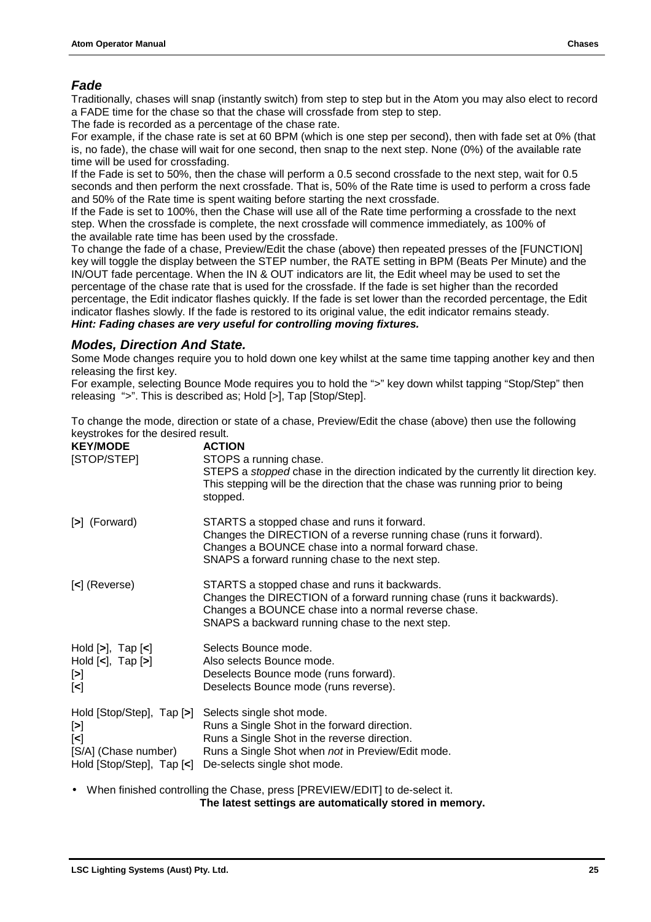## *Fade*

Traditionally, chases will snap (instantly switch) from step to step but in the Atom you may also elect to record a FADE time for the chase so that the chase will crossfade from step to step.

The fade is recorded as a percentage of the chase rate.

For example, if the chase rate is set at 60 BPM (which is one step per second), then with fade set at 0% (that is, no fade), the chase will wait for one second, then snap to the next step. None (0%) of the available rate time will be used for crossfading.

If the Fade is set to 50%, then the chase will perform a 0.5 second crossfade to the next step, wait for 0.5 seconds and then perform the next crossfade. That is, 50% of the Rate time is used to perform a cross fade and 50% of the Rate time is spent waiting before starting the next crossfade.

If the Fade is set to 100%, then the Chase will use all of the Rate time performing a crossfade to the next step. When the crossfade is complete, the next crossfade will commence immediately, as 100% of the available rate time has been used by the crossfade.

To change the fade of a chase, Preview/Edit the chase (above) then repeated presses of the [FUNCTION] key will toggle the display between the STEP number, the RATE setting in BPM (Beats Per Minute) and the IN/OUT fade percentage. When the IN & OUT indicators are lit, the Edit wheel may be used to set the percentage of the chase rate that is used for the crossfade. If the fade is set higher than the recorded percentage, the Edit indicator flashes quickly. If the fade is set lower than the recorded percentage, the Edit indicator flashes slowly. If the fade is restored to its original value, the edit indicator remains steady.

***Hint: Fading chases are very useful for controlling moving fixtures.***

## *Modes, Direction And State.*

Some Mode changes require you to hold down one key whilst at the same time tapping another key and then releasing the first key.

For example, selecting Bounce Mode requires you to hold the ">" key down whilst tapping "Stop/Step" then releasing ">". This is described as; Hold [>], Tap [Stop/Step].

To change the mode, direction or state of a chase, Preview/Edit the chase (above) then use the following keystrokes for the desired result.

| **KEY/MODE** | **ACTION** |
|---|---|
| [STOP/STEP] | STOPS a running chase.<br>STEPS a *stopped* chase in the direction indicated by the currently lit direction key. This stepping will be the direction that the chase was running prior to being stopped. |
| [**>**] (Forward) | STARTS a stopped chase and runs it forward.<br>Changes the DIRECTION of a reverse running chase (runs it forward).<br>Changes a BOUNCE chase into a normal forward chase.<br>SNAPS a forward running chase to the next step. |
| [**<**] (Reverse) | STARTS a stopped chase and runs it backwards.<br>Changes the DIRECTION of a forward running chase (runs it backwards).<br>Changes a BOUNCE chase into a normal reverse chase.<br>SNAPS a backward running chase to the next step. |
| Hold [**>**], Tap [**<**] | Selects Bounce mode. |
| Hold [**<**], Tap [**>**] | Also selects Bounce mode. |
| [**>**] | Deselects Bounce mode (runs forward). |
| [**<**] | Deselects Bounce mode (runs reverse). |
| Hold [Stop/Step], Tap [**>**] | Selects single shot mode. |
| [**>**] | Runs a Single Shot in the forward direction. |
| [**<**] | Runs a Single Shot in the reverse direction. |
| [S/A] (Chase number) | Runs a Single Shot when *not* in Preview/Edit mode. |
| Hold [Stop/Step], Tap [**<**] | De-selects single shot mode. |

- When finished controlling the Chase, press [PREVIEW/EDIT] to de-select it.

**The latest settings are automatically stored in memory.**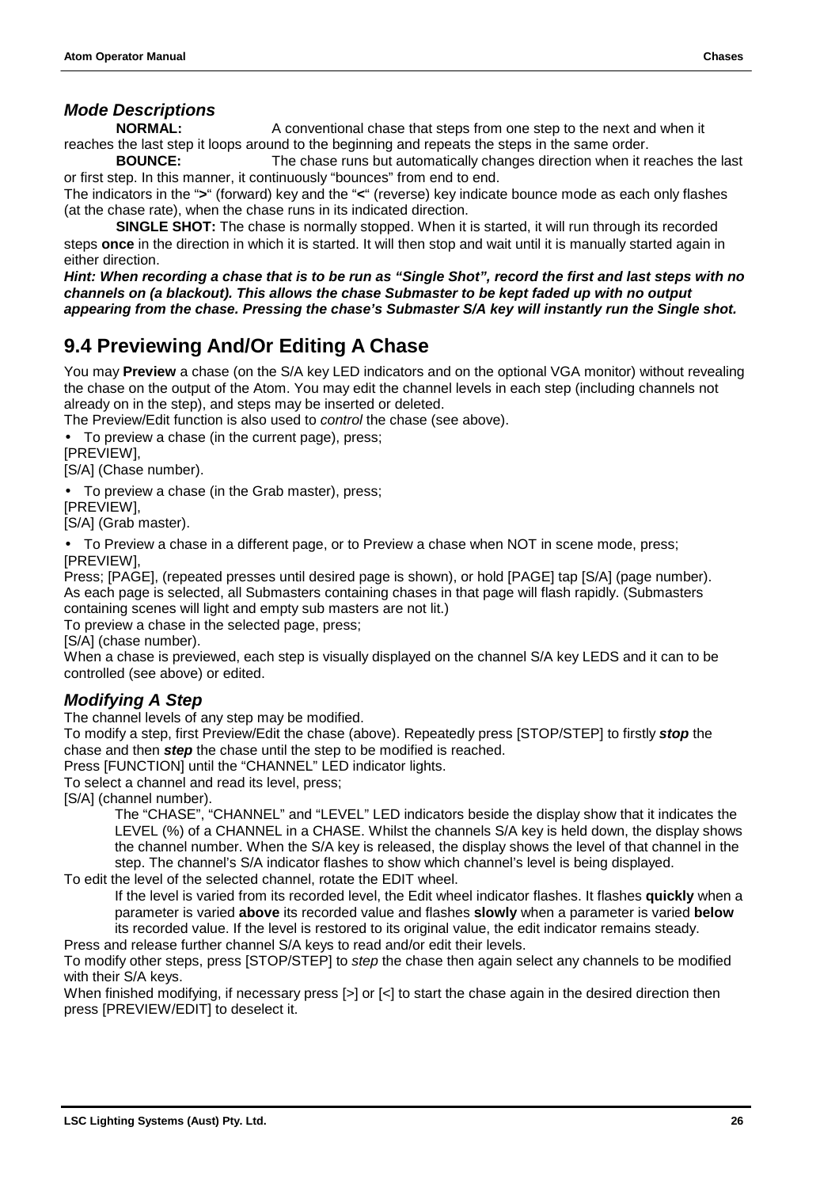### *Mode Descriptions*

**NORMAL:** A conventional chase that steps from one step to the next and when it reaches the last step it loops around to the beginning and repeats the steps in the same order.

**BOUNCE:** The chase runs but automatically changes direction when it reaches the last or first step. In this manner, it continuously "bounces" from end to end.

The indicators in the "**>**" (forward) key and the "**<**" (reverse) key indicate bounce mode as each only flashes (at the chase rate), when the chase runs in its indicated direction.

**SINGLE SHOT:** The chase is normally stopped. When it is started, it will run through its recorded steps **once** in the direction in which it is started. It will then stop and wait until it is manually started again in either direction.

***Hint: When recording a chase that is to be run as "Single Shot", record the first and last steps with no channels on (a blackout). This allows the chase Submaster to be kept faded up with no output appearing from the chase. Pressing the chase's Submaster S/A key will instantly run the Single shot.***

## 9.4 Previewing And/Or Editing A Chase

You may **Preview** a chase (on the S/A key LED indicators and on the optional VGA monitor) without revealing the chase on the output of the Atom. You may edit the channel levels in each step (including channels not already on in the step), and steps may be inserted or deleted.

The Preview/Edit function is also used to *control* the chase (see above).

- To preview a chase (in the current page), press;

[PREVIEW],

[S/A] (Chase number).

- To preview a chase (in the Grab master), press;

[PREVIEW],

[S/A] (Grab master).

- To Preview a chase in a different page, or to Preview a chase when NOT in scene mode, press;

[PREVIEW],

Press; [PAGE], (repeated presses until desired page is shown), or hold [PAGE] tap [S/A] (page number).

As each page is selected, all Submasters containing chases in that page will flash rapidly. (Submasters containing scenes will light and empty sub masters are not lit.)

To preview a chase in the selected page, press;

[S/A] (chase number).

When a chase is previewed, each step is visually displayed on the channel S/A key LEDS and it can to be controlled (see above) or edited.

### *Modifying A Step*

The channel levels of any step may be modified.

To modify a step, first Preview/Edit the chase (above). Repeatedly press [STOP/STEP] to firstly ***stop*** the chase and then ***step*** the chase until the step to be modified is reached.

Press [FUNCTION] until the "CHANNEL" LED indicator lights.

To select a channel and read its level, press;

[S/A] (channel number).

The "CHASE", "CHANNEL" and "LEVEL" LED indicators beside the display show that it indicates the LEVEL (%) of a CHANNEL in a CHASE. Whilst the channels S/A key is held down, the display shows the channel number. When the S/A key is released, the display shows the level of that channel in the step. The channel's S/A indicator flashes to show which channel's level is being displayed.

To edit the level of the selected channel, rotate the EDIT wheel.

If the level is varied from its recorded level, the Edit wheel indicator flashes. It flashes **quickly** when a parameter is varied **above** its recorded value and flashes **slowly** when a parameter is varied **below** its recorded value. If the level is restored to its original value, the edit indicator remains steady.

Press and release further channel S/A keys to read and/or edit their levels.

To modify other steps, press [STOP/STEP] to *step* the chase then again select any channels to be modified with their S/A keys.

When finished modifying, if necessary press [>] or [<] to start the chase again in the desired direction then press [PREVIEW/EDIT] to deselect it.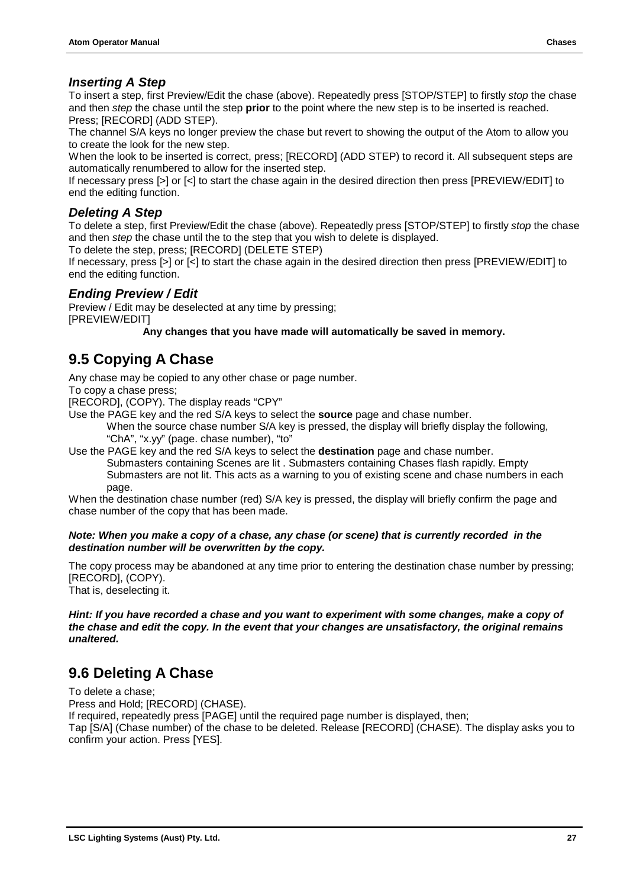### *Inserting A Step*

To insert a step, first Preview/Edit the chase (above). Repeatedly press [STOP/STEP] to firstly *stop* the chase and then *step* the chase until the step **prior** to the point where the new step is to be inserted is reached. Press; [RECORD] (ADD STEP).

The channel S/A keys no longer preview the chase but revert to showing the output of the Atom to allow you to create the look for the new step.

When the look to be inserted is correct, press; [RECORD] (ADD STEP) to record it. All subsequent steps are automatically renumbered to allow for the inserted step.

If necessary press [>] or [<] to start the chase again in the desired direction then press [PREVIEW/EDIT] to end the editing function.

### *Deleting A Step*

To delete a step, first Preview/Edit the chase (above). Repeatedly press [STOP/STEP] to firstly *stop* the chase and then *step* the chase until the to the step that you wish to delete is displayed.

To delete the step, press; [RECORD] (DELETE STEP)

If necessary, press [>] or [<] to start the chase again in the desired direction then press [PREVIEW/EDIT] to end the editing function.

### *Ending Preview / Edit*

Preview / Edit may be deselected at any time by pressing;
[PREVIEW/EDIT]

**Any changes that you have made will automatically be saved in memory.**

## 9.5 Copying A Chase

Any chase may be copied to any other chase or page number.

To copy a chase press;

[RECORD], (COPY). The display reads "CPY"

Use the PAGE key and the red S/A keys to select the **source** page and chase number.

When the source chase number S/A key is pressed, the display will briefly display the following, "ChA", "x.yy" (page. chase number), "to"

Use the PAGE key and the red S/A keys to select the **destination** page and chase number.

Submasters containing Scenes are lit . Submasters containing Chases flash rapidly. Empty Submasters are not lit. This acts as a warning to you of existing scene and chase numbers in each page.

When the destination chase number (red) S/A key is pressed, the display will briefly confirm the page and chase number of the copy that has been made.

***Note: When you make a copy of a chase, any chase (or scene) that is currently recorded in the destination number will be overwritten by the copy.***

The copy process may be abandoned at any time prior to entering the destination chase number by pressing; [RECORD], (COPY).
That is, deselecting it.

***Hint: If you have recorded a chase and you want to experiment with some changes, make a copy of the chase and edit the copy. In the event that your changes are unsatisfactory, the original remains unaltered.***

## 9.6 Deleting A Chase

To delete a chase;

Press and Hold; [RECORD] (CHASE).

If required, repeatedly press [PAGE] until the required page number is displayed, then;

Tap [S/A] (Chase number) of the chase to be deleted. Release [RECORD] (CHASE). The display asks you to confirm your action. Press [YES].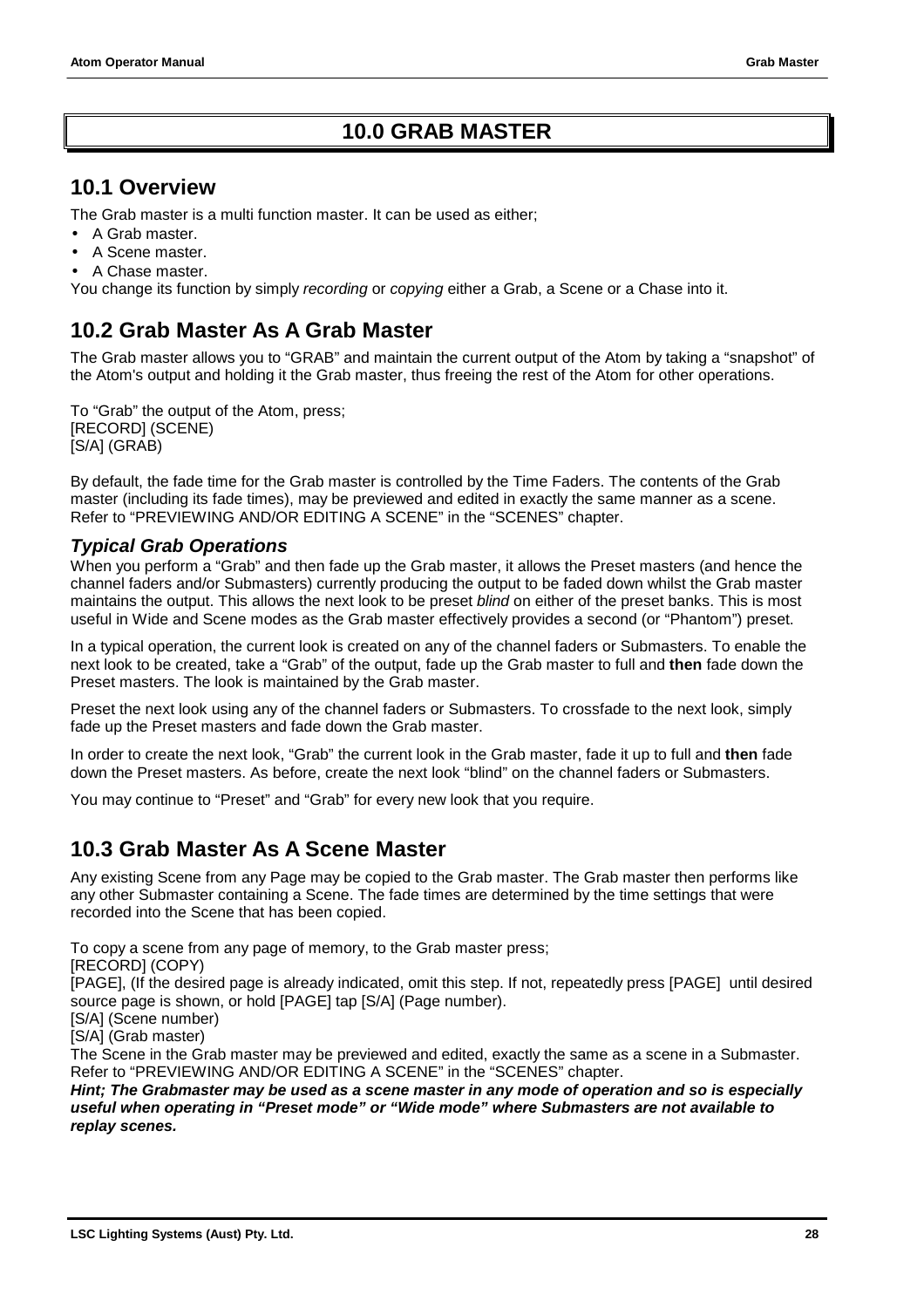# 10.0 GRAB MASTER

## 10.1 Overview

The Grab master is a multi function master. It can be used as either;

- A Grab master.
- A Scene master.
- A Chase master.

You change its function by simply *recording* or *copying* either a Grab, a Scene or a Chase into it.

## 10.2 Grab Master As A Grab Master

The Grab master allows you to "GRAB" and maintain the current output of the Atom by taking a "snapshot" of the Atom's output and holding it the Grab master, thus freeing the rest of the Atom for other operations.

To "Grab" the output of the Atom, press;
[RECORD] (SCENE)
[S/A] (GRAB)

By default, the fade time for the Grab master is controlled by the Time Faders. The contents of the Grab master (including its fade times), may be previewed and edited in exactly the same manner as a scene. Refer to "PREVIEWING AND/OR EDITING A SCENE" in the "SCENES" chapter.

### *Typical Grab Operations*

When you perform a "Grab" and then fade up the Grab master, it allows the Preset masters (and hence the channel faders and/or Submasters) currently producing the output to be faded down whilst the Grab master maintains the output. This allows the next look to be preset *blind* on either of the preset banks. This is most useful in Wide and Scene modes as the Grab master effectively provides a second (or "Phantom") preset.

In a typical operation, the current look is created on any of the channel faders or Submasters. To enable the next look to be created, take a "Grab" of the output, fade up the Grab master to full and **then** fade down the Preset masters. The look is maintained by the Grab master.

Preset the next look using any of the channel faders or Submasters. To crossfade to the next look, simply fade up the Preset masters and fade down the Grab master.

In order to create the next look, "Grab" the current look in the Grab master, fade it up to full and **then** fade down the Preset masters. As before, create the next look "blind" on the channel faders or Submasters.

You may continue to "Preset" and "Grab" for every new look that you require.

## 10.3 Grab Master As A Scene Master

Any existing Scene from any Page may be copied to the Grab master. The Grab master then performs like any other Submaster containing a Scene. The fade times are determined by the time settings that were recorded into the Scene that has been copied.

To copy a scene from any page of memory, to the Grab master press;
[RECORD] (COPY)
[PAGE], (If the desired page is already indicated, omit this step. If not, repeatedly press [PAGE] until desired source page is shown, or hold [PAGE] tap [S/A] (Page number).
[S/A] (Scene number)
[S/A] (Grab master)
The Scene in the Grab master may be previewed and edited, exactly the same as a scene in a Submaster. Refer to "PREVIEWING AND/OR EDITING A SCENE" in the "SCENES" chapter.
***Hint; The Grabmaster may be used as a scene master in any mode of operation and so is especially useful when operating in "Preset mode" or "Wide mode" where Submasters are not available to replay scenes.***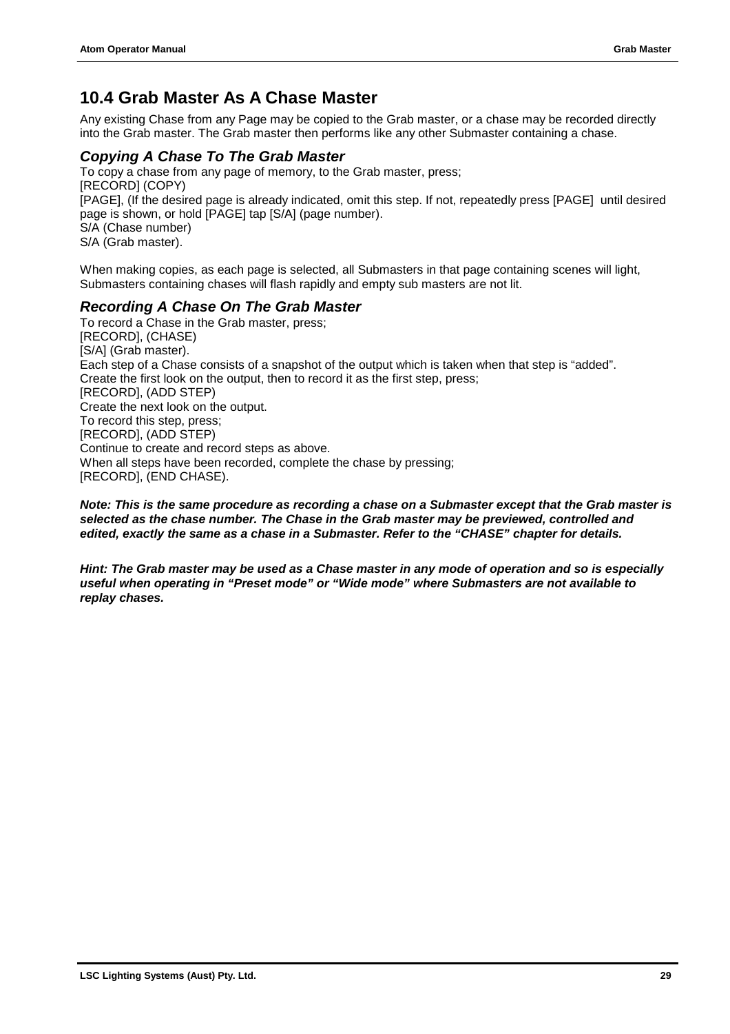## 10.4 Grab Master As A Chase Master

Any existing Chase from any Page may be copied to the Grab master, or a chase may be recorded directly into the Grab master. The Grab master then performs like any other Submaster containing a chase.

### *Copying A Chase To The Grab Master*

To copy a chase from any page of memory, to the Grab master, press;
[RECORD] (COPY)
[PAGE], (If the desired page is already indicated, omit this step. If not, repeatedly press [PAGE] until desired page is shown, or hold [PAGE] tap [S/A] (page number).
S/A (Chase number)
S/A (Grab master).

When making copies, as each page is selected, all Submasters in that page containing scenes will light, Submasters containing chases will flash rapidly and empty sub masters are not lit.

### *Recording A Chase On The Grab Master*

To record a Chase in the Grab master, press;
[RECORD], (CHASE)
[S/A] (Grab master).
Each step of a Chase consists of a snapshot of the output which is taken when that step is "added".
Create the first look on the output, then to record it as the first step, press;
[RECORD], (ADD STEP)
Create the next look on the output.
To record this step, press;
[RECORD], (ADD STEP)
Continue to create and record steps as above.
When all steps have been recorded, complete the chase by pressing;
[RECORD], (END CHASE).

***Note: This is the same procedure as recording a chase on a Submaster except that the Grab master is selected as the chase number. The Chase in the Grab master may be previewed, controlled and edited, exactly the same as a chase in a Submaster. Refer to the "CHASE" chapter for details.***

***Hint: The Grab master may be used as a Chase master in any mode of operation and so is especially useful when operating in "Preset mode" or "Wide mode" where Submasters are not available to replay chases.***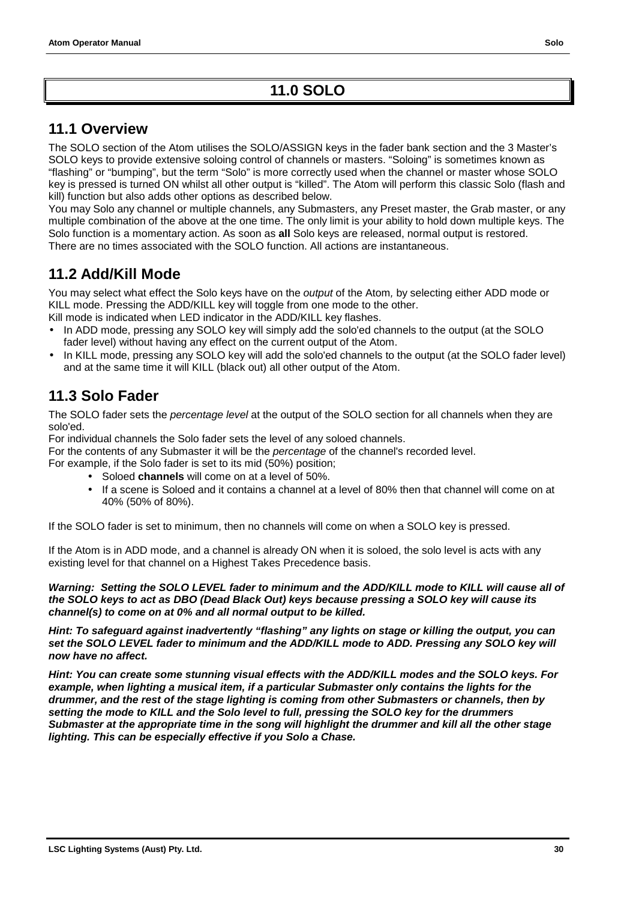# 11.0 SOLO

## 11.1 Overview

The SOLO section of the Atom utilises the SOLO/ASSIGN keys in the fader bank section and the 3 Master's SOLO keys to provide extensive soloing control of channels or masters. "Soloing" is sometimes known as "flashing" or "bumping", but the term "Solo" is more correctly used when the channel or master whose SOLO key is pressed is turned ON whilst all other output is "killed". The Atom will perform this classic Solo (flash and kill) function but also adds other options as described below.

You may Solo any channel or multiple channels, any Submasters, any Preset master, the Grab master, or any multiple combination of the above at the one time. The only limit is your ability to hold down multiple keys. The Solo function is a momentary action. As soon as **all** Solo keys are released, normal output is restored.

There are no times associated with the SOLO function. All actions are instantaneous.

## 11.2 Add/Kill Mode

You may select what effect the Solo keys have on the *output* of the Atom, by selecting either ADD mode or KILL mode. Pressing the ADD/KILL key will toggle from one mode to the other.

Kill mode is indicated when LED indicator in the ADD/KILL key flashes.

- In ADD mode, pressing any SOLO key will simply add the solo'ed channels to the output (at the SOLO fader level) without having any effect on the current output of the Atom.
- In KILL mode, pressing any SOLO key will add the solo'ed channels to the output (at the SOLO fader level) and at the same time it will KILL (black out) all other output of the Atom.

## 11.3 Solo Fader

The SOLO fader sets the *percentage level* at the output of the SOLO section for all channels when they are solo'ed.

For individual channels the Solo fader sets the level of any soloed channels.

For the contents of any Submaster it will be the *percentage* of the channel's recorded level.

For example, if the Solo fader is set to its mid (50%) position;

- Soloed **channels** will come on at a level of 50%.
- If a scene is Soloed and it contains a channel at a level of 80% then that channel will come on at 40% (50% of 80%).

If the SOLO fader is set to minimum, then no channels will come on when a SOLO key is pressed.

If the Atom is in ADD mode, and a channel is already ON when it is soloed, the solo level is acts with any existing level for that channel on a Highest Takes Precedence basis.

***Warning: Setting the SOLO LEVEL fader to minimum and the ADD/KILL mode to KILL will cause all of the SOLO keys to act as DBO (Dead Black Out) keys because pressing a SOLO key will cause its channel(s) to come on at 0% and all normal output to be killed.***

***Hint: To safeguard against inadvertently "flashing" any lights on stage or killing the output, you can set the SOLO LEVEL fader to minimum and the ADD/KILL mode to ADD. Pressing any SOLO key will now have no affect.***

***Hint: You can create some stunning visual effects with the ADD/KILL modes and the SOLO keys. For example, when lighting a musical item, if a particular Submaster only contains the lights for the drummer, and the rest of the stage lighting is coming from other Submasters or channels, then by setting the mode to KILL and the Solo level to full, pressing the SOLO key for the drummers Submaster at the appropriate time in the song will highlight the drummer and kill all the other stage lighting. This can be especially effective if you Solo a Chase.***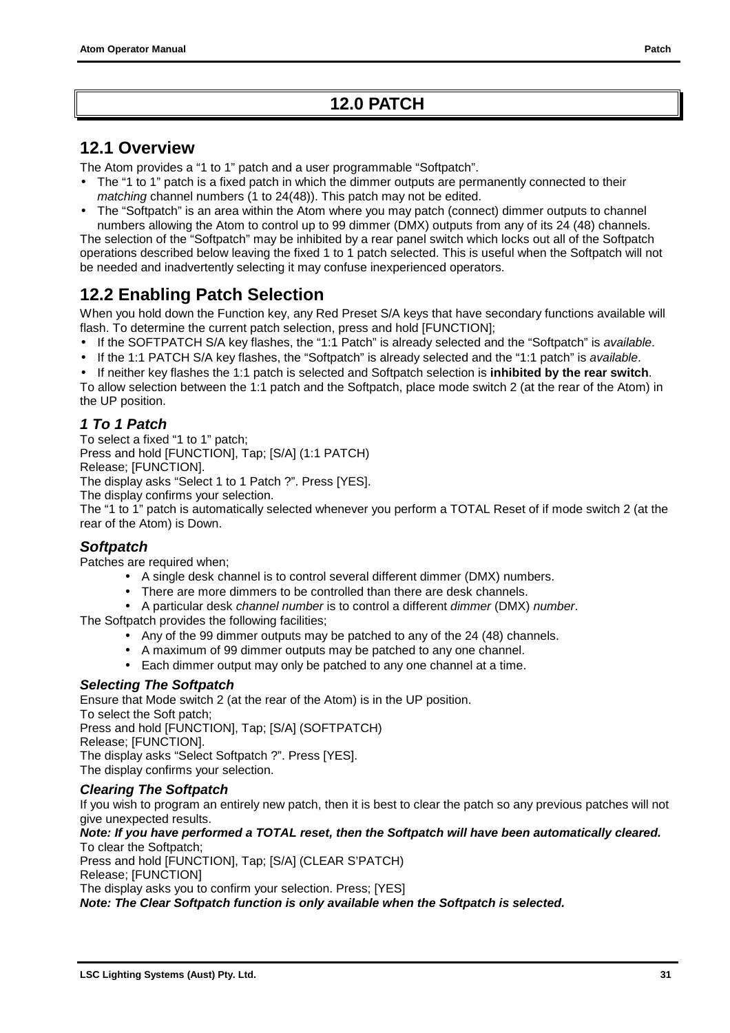# 12.0 PATCH

## 12.1 Overview

The Atom provides a “1 to 1” patch and a user programmable “Softpatch”.

- The “1 to 1” patch is a fixed patch in which the dimmer outputs are permanently connected to their *matching* channel numbers (1 to 24(48)). This patch may not be edited.
- The “Softpatch” is an area within the Atom where you may patch (connect) dimmer outputs to channel numbers allowing the Atom to control up to 99 dimmer (DMX) outputs from any of its 24 (48) channels.

The selection of the “Softpatch” may be inhibited by a rear panel switch which locks out all of the Softpatch operations described below leaving the fixed 1 to 1 patch selected. This is useful when the Softpatch will not be needed and inadvertently selecting it may confuse inexperienced operators.

## 12.2 Enabling Patch Selection

When you hold down the Function key, any Red Preset S/A keys that have secondary functions available will flash. To determine the current patch selection, press and hold [FUNCTION];

- If the SOFTPATCH S/A key flashes, the “1:1 Patch” is already selected and the “Softpatch” is *available*.
- If the 1:1 PATCH S/A key flashes, the “Softpatch” is already selected and the “1:1 patch” is *available*.
- If neither key flashes the 1:1 patch is selected and Softpatch selection is **inhibited by the rear switch**.

To allow selection between the 1:1 patch and the Softpatch, place mode switch 2 (at the rear of the Atom) in the UP position.

### *1 To 1 Patch*

To select a fixed “1 to 1” patch;
Press and hold [FUNCTION], Tap; [S/A] (1:1 PATCH)
Release; [FUNCTION].
The display asks “Select 1 to 1 Patch ?”. Press [YES].
The display confirms your selection.
The “1 to 1” patch is automatically selected whenever you perform a TOTAL Reset of if mode switch 2 (at the rear of the Atom) is Down.

### *Softpatch*

Patches are required when;

- A single desk channel is to control several different dimmer (DMX) numbers.
- There are more dimmers to be controlled than there are desk channels.
- A particular desk *channel number* is to control a different *dimmer* (DMX) *number*.

The Softpatch provides the following facilities;

- Any of the 99 dimmer outputs may be patched to any of the 24 (48) channels.
- A maximum of 99 dimmer outputs may be patched to any one channel.
- Each dimmer output may only be patched to any one channel at a time.

#### *Selecting The Softpatch*

Ensure that Mode switch 2 (at the rear of the Atom) is in the UP position.
To select the Soft patch;
Press and hold [FUNCTION], Tap; [S/A] (SOFTPATCH)
Release; [FUNCTION].
The display asks “Select Softpatch ?”. Press [YES].
The display confirms your selection.

#### *Clearing The Softpatch*

If you wish to program an entirely new patch, then it is best to clear the patch so any previous patches will not give unexpected results.

***Note: If you have performed a TOTAL reset, then the Softpatch will have been automatically cleared.***

To clear the Softpatch;
Press and hold [FUNCTION], Tap; [S/A] (CLEAR S’PATCH)
Release; [FUNCTION]
The display asks you to confirm your selection. Press; [YES]

***Note: The Clear Softpatch function is only available when the Softpatch is selected.***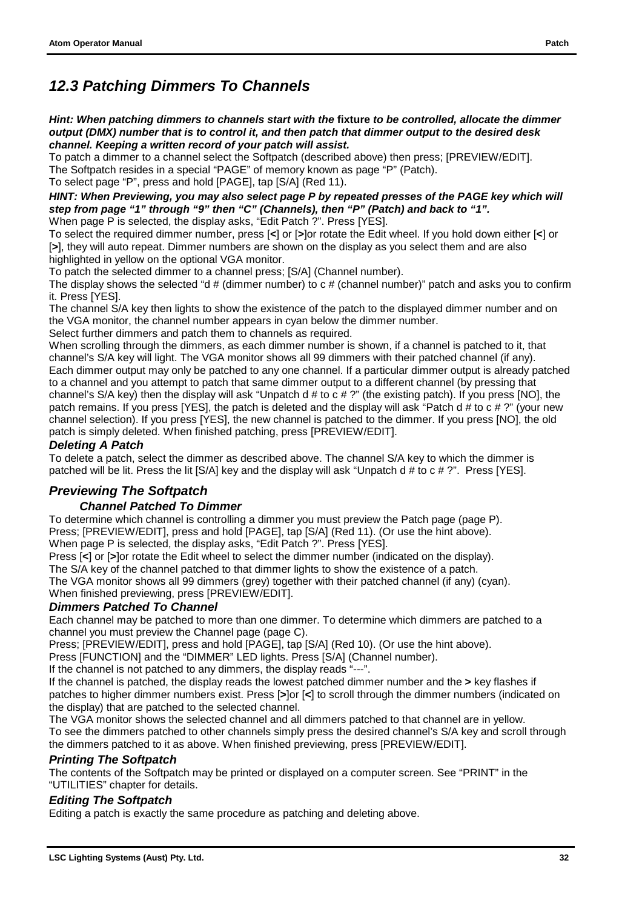## *12.3 Patching Dimmers To Channels*

***Hint: When patching dimmers to channels start with the* fixture *to be controlled, allocate the dimmer output (DMX) number that is to control it, and then patch that dimmer output to the desired desk channel. Keeping a written record of your patch will assist.***

To patch a dimmer to a channel select the Softpatch (described above) then press; [PREVIEW/EDIT].
The Softpatch resides in a special "PAGE" of memory known as page "P" (Patch).
To select page "P", press and hold [PAGE], tap [S/A] (Red 11).

***HINT: When Previewing, you may also select page P by repeated presses of the PAGE key which will step from page "1" through "9" then "C" (Channels), then "P" (Patch) and back to "1".***

When page P is selected, the display asks, "Edit Patch ?". Press [YES].
To select the required dimmer number, press [**<**] or [**>**]or rotate the Edit wheel. If you hold down either [**<**] or [**>**], they will auto repeat. Dimmer numbers are shown on the display as you select them and are also highlighted in yellow on the optional VGA monitor.
To patch the selected dimmer to a channel press; [S/A] (Channel number).
The display shows the selected "d # (dimmer number) to c # (channel number)" patch and asks you to confirm it. Press [YES].
The channel S/A key then lights to show the existence of the patch to the displayed dimmer number and on the VGA monitor, the channel number appears in cyan below the dimmer number.
Select further dimmers and patch them to channels as required.
When scrolling through the dimmers, as each dimmer number is shown, if a channel is patched to it, that channel's S/A key will light. The VGA monitor shows all 99 dimmers with their patched channel (if any).
Each dimmer output may only be patched to any one channel. If a particular dimmer output is already patched to a channel and you attempt to patch that same dimmer output to a different channel (by pressing that channel's S/A key) then the display will ask "Unpatch d # to c # ?" (the existing patch). If you press [NO], the patch remains. If you press [YES], the patch is deleted and the display will ask "Patch d # to c # ?" (your new channel selection). If you press [YES], the new channel is patched to the dimmer. If you press [NO], the old patch is simply deleted. When finished patching, press [PREVIEW/EDIT].

### *Deleting A Patch*

To delete a patch, select the dimmer as described above. The channel S/A key to which the dimmer is patched will be lit. Press the lit [S/A] key and the display will ask "Unpatch d # to c # ?". Press [YES].

## *Previewing The Softpatch*

### *Channel Patched To Dimmer*

To determine which channel is controlling a dimmer you must preview the Patch page (page P).
Press; [PREVIEW/EDIT], press and hold [PAGE], tap [S/A] (Red 11). (Or use the hint above).
When page P is selected, the display asks, "Edit Patch ?". Press [YES].
Press [**<**] or [**>**]or rotate the Edit wheel to select the dimmer number (indicated on the display).
The S/A key of the channel patched to that dimmer lights to show the existence of a patch.
The VGA monitor shows all 99 dimmers (grey) together with their patched channel (if any) (cyan).
When finished previewing, press [PREVIEW/EDIT].

### *Dimmers Patched To Channel*

Each channel may be patched to more than one dimmer. To determine which dimmers are patched to a channel you must preview the Channel page (page C).
Press; [PREVIEW/EDIT], press and hold [PAGE], tap [S/A] (Red 10). (Or use the hint above).
Press [FUNCTION] and the "DIMMER" LED lights. Press [S/A] (Channel number).
If the channel is not patched to any dimmers, the display reads "---".
If the channel is patched, the display reads the lowest patched dimmer number and the **>** key flashes if patches to higher dimmer numbers exist. Press [**>**]or [**<**] to scroll through the dimmer numbers (indicated on the display) that are patched to the selected channel.
The VGA monitor shows the selected channel and all dimmers patched to that channel are in yellow.
To see the dimmers patched to other channels simply press the desired channel's S/A key and scroll through the dimmers patched to it as above. When finished previewing, press [PREVIEW/EDIT].

### *Printing The Softpatch*

The contents of the Softpatch may be printed or displayed on a computer screen. See "PRINT" in the "UTILITIES" chapter for details.

### *Editing The Softpatch*

Editing a patch is exactly the same procedure as patching and deleting above.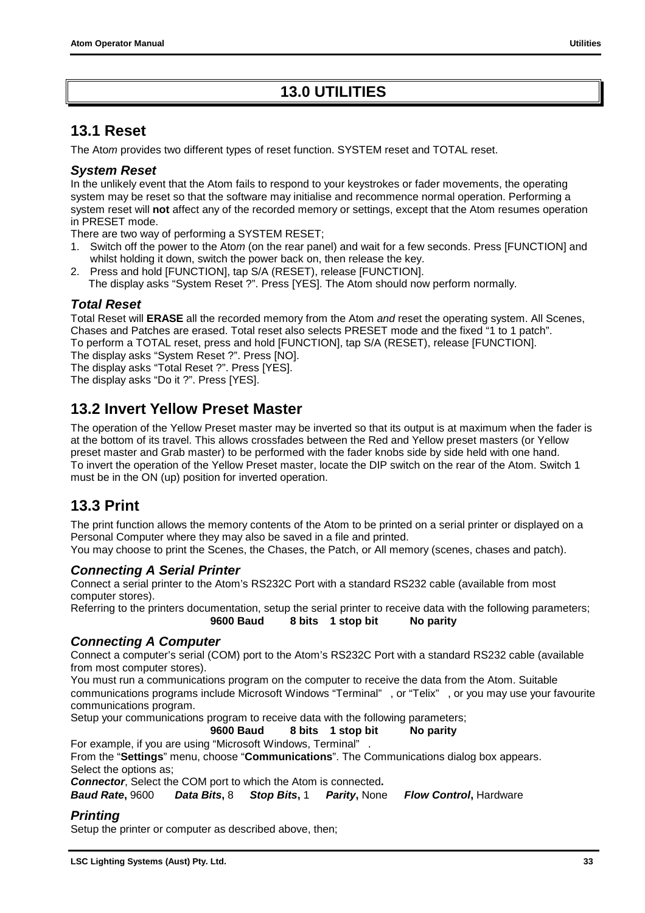# 13.0 UTILITIES

## 13.1 Reset

The Ato*m* provides two different types of reset function. SYSTEM reset and TOTAL reset.

### *System Reset*

In the unlikely event that the Atom fails to respond to your keystrokes or fader movements, the operating system may be reset so that the software may initialise and recommence normal operation. Performing a system reset will **not** affect any of the recorded memory or settings, except that the Atom resumes operation in PRESET mode.

There are two way of performing a SYSTEM RESET;

1. Switch off the power to the Ato*m* (on the rear panel) and wait for a few seconds. Press [FUNCTION] and whilst holding it down, switch the power back on, then release the key.
2. Press and hold [FUNCTION], tap S/A (RESET), release [FUNCTION].
   The display asks "System Reset ?". Press [YES]. The Atom should now perform normally.

### *Total Reset*

Total Reset will **ERASE** all the recorded memory from the Atom *and* reset the operating system. All Scenes, Chases and Patches are erased. Total reset also selects PRESET mode and the fixed "1 to 1 patch".

To perform a TOTAL reset, press and hold [FUNCTION], tap S/A (RESET), release [FUNCTION].

The display asks "System Reset ?". Press [NO].

The display asks "Total Reset ?". Press [YES].

The display asks "Do it ?". Press [YES].

## 13.2 Invert Yellow Preset Master

The operation of the Yellow Preset master may be inverted so that its output is at maximum when the fader is at the bottom of its travel. This allows crossfades between the Red and Yellow preset masters (or Yellow preset master and Grab master) to be performed with the fader knobs side by side held with one hand.

To invert the operation of the Yellow Preset master, locate the DIP switch on the rear of the Atom. Switch 1 must be in the ON (up) position for inverted operation.

## 13.3 Print

The print function allows the memory contents of the Atom to be printed on a serial printer or displayed on a Personal Computer where they may also be saved in a file and printed.

You may choose to print the Scenes, the Chases, the Patch, or All memory (scenes, chases and patch).

### *Connecting A Serial Printer*

Connect a serial printer to the Atom's RS232C Port with a standard RS232 cable (available from most computer stores).

Referring to the printers documentation, setup the serial printer to receive data with the following parameters;

**9600 Baud 8 bits 1 stop bit No parity**

### *Connecting A Computer*

Connect a computer's serial (COM) port to the Atom's RS232C Port with a standard RS232 cable (available from most computer stores).

You must run a communications program on the computer to receive the data from the Atom. Suitable communications programs include Microsoft Windows "Terminal", or "Telix", or you may use your favourite communications program.

Setup your communications program to receive data with the following parameters;

**9600 Baud 8 bits 1 stop bit No parity**

For example, if you are using "Microsoft Windows, Terminal".

From the "**Settings**" menu, choose "**Communications**". The Communications dialog box appears.

Select the options as;

***Connector***, Select the COM port to which the Atom is connected**.**

***Baud Rate*****,** 9600 ***Data Bits*****,** 8 ***Stop Bits*****,** 1 ***Parity*****,** None ***Flow Control*****,** Hardware

### *Printing*

Setup the printer or computer as described above, then;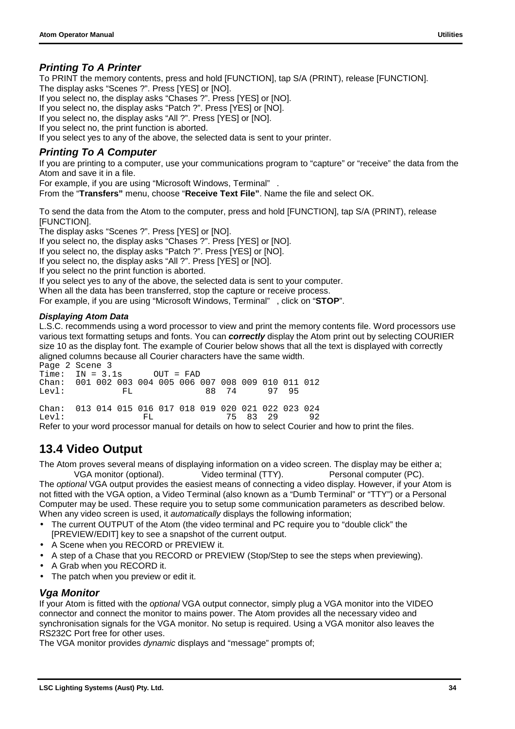### *Printing To A Printer*

To PRINT the memory contents, press and hold [FUNCTION], tap S/A (PRINT), release [FUNCTION].
The display asks "Scenes ?". Press [YES] or [NO].
If you select no, the display asks "Chases ?". Press [YES] or [NO].
If you select no, the display asks "Patch ?". Press [YES] or [NO].
If you select no, the display asks "All ?". Press [YES] or [NO].
If you select no, the print function is aborted.
If you select yes to any of the above, the selected data is sent to your printer.

### *Printing To A Computer*

If you are printing to a computer, use your communications program to "capture" or "receive" the data from the Atom and save it in a file.
For example, if you are using "Microsoft Windows, Terminal" .
From the "**Transfers"** menu, choose "**Receive Text File"**. Name the file and select OK.

To send the data from the Atom to the computer, press and hold [FUNCTION], tap S/A (PRINT), release [FUNCTION].
The display asks "Scenes ?". Press [YES] or [NO].
If you select no, the display asks "Chases ?". Press [YES] or [NO].
If you select no, the display asks "Patch ?". Press [YES] or [NO].
If you select no, the display asks "All ?". Press [YES] or [NO].
If you select no the print function is aborted.
If you select yes to any of the above, the selected data is sent to your computer.
When all the data has been transferred, stop the capture or receive process.
For example, if you are using "Microsoft Windows, Terminal" , click on "**STOP**".

#### *Displaying Atom Data*

L.S.C. recommends using a word processor to view and print the memory contents file. Word processors use various text formatting setups and fonts. You can ***correctly*** display the Atom print out by selecting COURIER size 10 as the display font. The example of Courier below shows that all the text is displayed with correctly aligned columns because all Courier characters have the same width.

```
Page 2 Scene 3
Time:  IN = 3.1s      OUT = FAD
Chan:  001 002 003 004 005 006 007 008 009 010 011 012
Levl:          FL              88  74      97  95

Chan:  013 014 015 016 017 018 019 020 021 022 023 024
Levl:              FL              75  83  29      92
```

Refer to your word processor manual for details on how to select Courier and how to print the files.

## 13.4 Video Output

The Atom proves several means of displaying information on a video screen. The display may be either a;
VGA monitor (optional). Video terminal (TTY). Personal computer (PC).
The *optional* VGA output provides the easiest means of connecting a video display. However, if your Atom is not fitted with the VGA option, a Video Terminal (also known as a "Dumb Terminal" or "TTY") or a Personal Computer may be used. These require you to setup some communication parameters as described below.
When any video screen is used, it *automatically* displays the following information;

- The current OUTPUT of the Atom (the video terminal and PC require you to "double click" the [PREVIEW/EDIT] key to see a snapshot of the current output.
- A Scene when you RECORD or PREVIEW it.
- A step of a Chase that you RECORD or PREVIEW (Stop/Step to see the steps when previewing).
- A Grab when you RECORD it.
- The patch when you preview or edit it.

### *Vga Monitor*

If your Atom is fitted with the *optional* VGA output connector, simply plug a VGA monitor into the VIDEO connector and connect the monitor to mains power. The Atom provides all the necessary video and synchronisation signals for the VGA monitor. No setup is required. Using a VGA monitor also leaves the RS232C Port free for other uses.
The VGA monitor provides *dynamic* displays and "message" prompts of;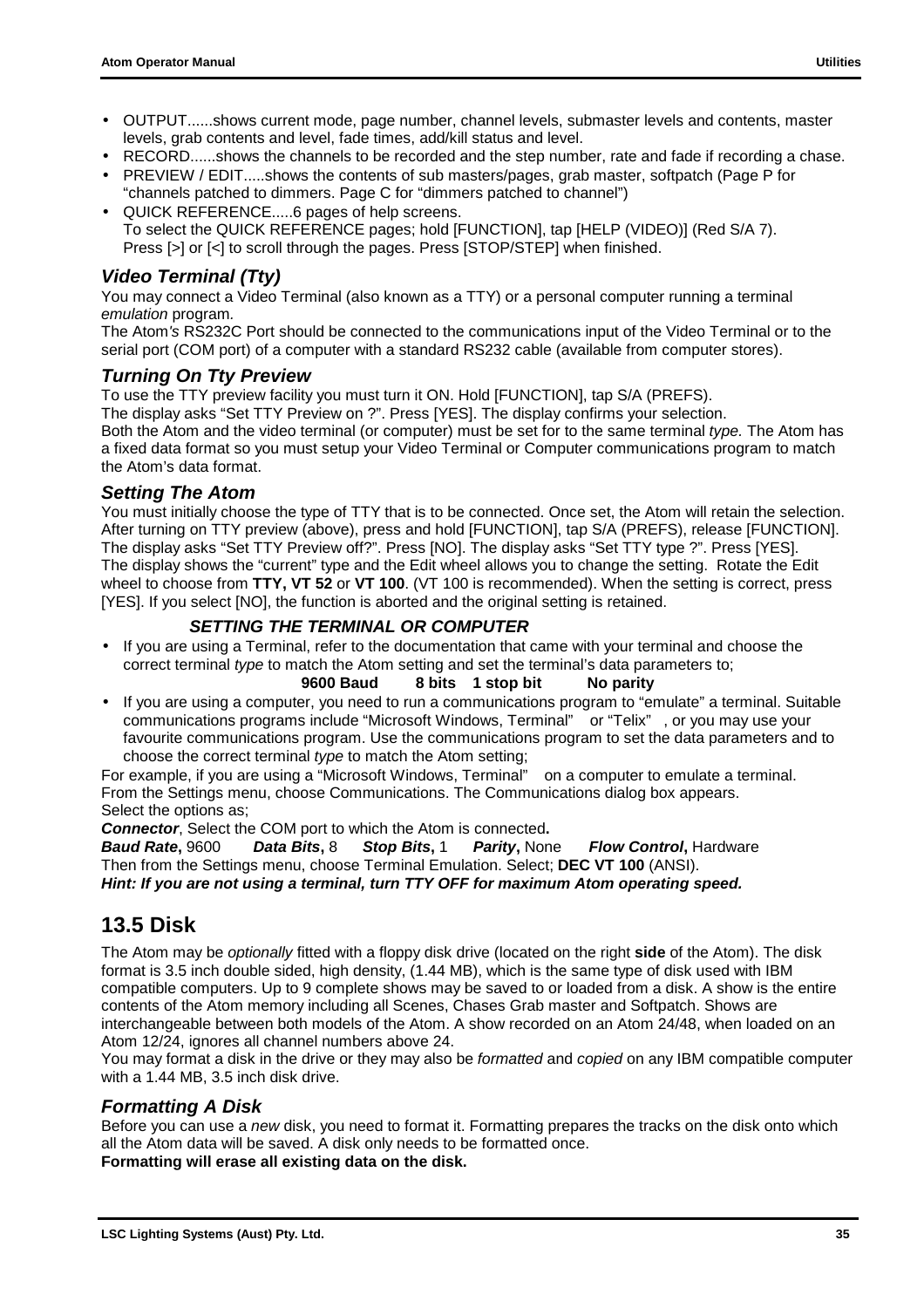- OUTPUT......shows current mode, page number, channel levels, submaster levels and contents, master levels, grab contents and level, fade times, add/kill status and level.
- RECORD......shows the channels to be recorded and the step number, rate and fade if recording a chase.
- PREVIEW / EDIT.....shows the contents of sub masters/pages, grab master, softpatch (Page P for "channels patched to dimmers. Page C for "dimmers patched to channel")
- QUICK REFERENCE.....6 pages of help screens.
  To select the QUICK REFERENCE pages; hold [FUNCTION], tap [HELP (VIDEO)] (Red S/A 7).
  Press [>] or [<] to scroll through the pages. Press [STOP/STEP] when finished.

### *Video Terminal (Tty)*

You may connect a Video Terminal (also known as a TTY) or a personal computer running a terminal *emulation* program.

The Atom's RS232C Port should be connected to the communications input of the Video Terminal or to the serial port (COM port) of a computer with a standard RS232 cable (available from computer stores).

### *Turning On Tty Preview*

To use the TTY preview facility you must turn it ON. Hold [FUNCTION], tap S/A (PREFS).

The display asks "Set TTY Preview on ?". Press [YES]. The display confirms your selection.

Both the Atom and the video terminal (or computer) must be set for to the same terminal *type.* The Atom has a fixed data format so you must setup your Video Terminal or Computer communications program to match the Atom's data format.

### *Setting The Atom*

You must initially choose the type of TTY that is to be connected. Once set, the Atom will retain the selection. After turning on TTY preview (above), press and hold [FUNCTION], tap S/A (PREFS), release [FUNCTION]. The display asks "Set TTY Preview off?". Press [NO]. The display asks "Set TTY type ?". Press [YES]. The display shows the "current" type and the Edit wheel allows you to change the setting. Rotate the Edit wheel to choose from **TTY, VT 52** or **VT 100**. (VT 100 is recommended). When the setting is correct, press [YES]. If you select [NO], the function is aborted and the original setting is retained.

#### *SETTING THE TERMINAL OR COMPUTER*

- If you are using a Terminal, refer to the documentation that came with your terminal and choose the correct terminal *type* to match the Atom setting and set the terminal's data parameters to;

  **9600 Baud 8 bits 1 stop bit No parity**

- If you are using a computer, you need to run a communications program to "emulate" a terminal. Suitable communications programs include "Microsoft Windows, Terminal" or "Telix" , or you may use your favourite communications program. Use the communications program to set the data parameters and to choose the correct terminal *type* to match the Atom setting;

For example, if you are using a "Microsoft Windows, Terminal" on a computer to emulate a terminal.
From the Settings menu, choose Communications. The Communications dialog box appears.
Select the options as;

***Connector***, Select the COM port to which the Atom is connected**.**

***Baud Rate*,** 9600 ***Data Bits*,** 8 ***Stop Bits*,** 1 ***Parity*,** None ***Flow Control*,** Hardware

Then from the Settings menu, choose Terminal Emulation. Select; **DEC VT 100** (ANSI).

***Hint: If you are not using a terminal, turn TTY OFF for maximum Atom operating speed.***

## 13.5 Disk

The Atom may be *optionally* fitted with a floppy disk drive (located on the right **side** of the Atom). The disk format is 3.5 inch double sided, high density, (1.44 MB), which is the same type of disk used with IBM compatible computers. Up to 9 complete shows may be saved to or loaded from a disk. A show is the entire contents of the Atom memory including all Scenes, Chases Grab master and Softpatch. Shows are interchangeable between both models of the Atom. A show recorded on an Atom 24/48, when loaded on an Atom 12/24, ignores all channel numbers above 24.

You may format a disk in the drive or they may also be *formatted* and *copied* on any IBM compatible computer with a 1.44 MB, 3.5 inch disk drive.

### *Formatting A Disk*

Before you can use a *new* disk, you need to format it. Formatting prepares the tracks on the disk onto which all the Atom data will be saved. A disk only needs to be formatted once.

**Formatting will erase all existing data on the disk.**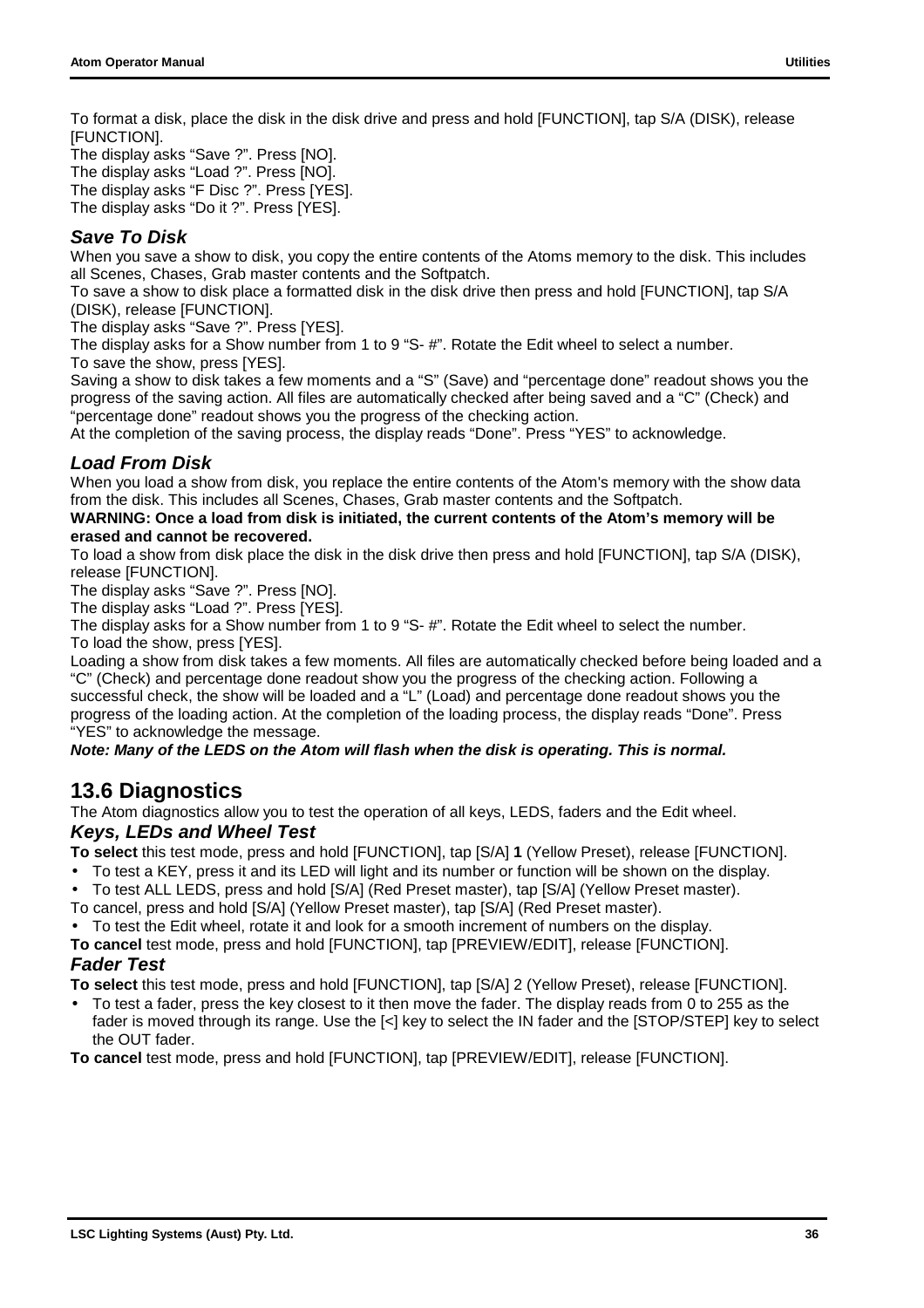To format a disk, place the disk in the disk drive and press and hold [FUNCTION], tap S/A (DISK), release [FUNCTION].
The display asks "Save ?". Press [NO].
The display asks "Load ?". Press [NO].
The display asks "F Disc ?". Press [YES].
The display asks "Do it ?". Press [YES].

### *Save To Disk*

When you save a show to disk, you copy the entire contents of the Atoms memory to the disk. This includes all Scenes, Chases, Grab master contents and the Softpatch.
To save a show to disk place a formatted disk in the disk drive then press and hold [FUNCTION], tap S/A (DISK), release [FUNCTION].
The display asks "Save ?". Press [YES].
The display asks for a Show number from 1 to 9 "S- #". Rotate the Edit wheel to select a number.
To save the show, press [YES].
Saving a show to disk takes a few moments and a "S" (Save) and "percentage done" readout shows you the progress of the saving action. All files are automatically checked after being saved and a "C" (Check) and "percentage done" readout shows you the progress of the checking action.
At the completion of the saving process, the display reads "Done". Press "YES" to acknowledge.

### *Load From Disk*

When you load a show from disk, you replace the entire contents of the Atom's memory with the show data from the disk. This includes all Scenes, Chases, Grab master contents and the Softpatch.
**WARNING: Once a load from disk is initiated, the current contents of the Atom's memory will be erased and cannot be recovered.**
To load a show from disk place the disk in the disk drive then press and hold [FUNCTION], tap S/A (DISK), release [FUNCTION].
The display asks "Save ?". Press [NO].
The display asks "Load ?". Press [YES].
The display asks for a Show number from 1 to 9 "S- #". Rotate the Edit wheel to select the number.
To load the show, press [YES].
Loading a show from disk takes a few moments. All files are automatically checked before being loaded and a "C" (Check) and percentage done readout show you the progress of the checking action. Following a successful check, the show will be loaded and a "L" (Load) and percentage done readout shows you the progress of the loading action. At the completion of the loading process, the display reads "Done". Press "YES" to acknowledge the message.
***Note: Many of the LEDS on the Atom will flash when the disk is operating. This is normal.***

## 13.6 Diagnostics

The Atom diagnostics allow you to test the operation of all keys, LEDS, faders and the Edit wheel.

### *Keys, LEDs and Wheel Test*

**To select** this test mode, press and hold [FUNCTION], tap [S/A] **1** (Yellow Preset), release [FUNCTION].

- To test a KEY, press it and its LED will light and its number or function will be shown on the display.
- To test ALL LEDS, press and hold [S/A] (Red Preset master), tap [S/A] (Yellow Preset master).

To cancel, press and hold [S/A] (Yellow Preset master), tap [S/A] (Red Preset master).

- To test the Edit wheel, rotate it and look for a smooth increment of numbers on the display.

**To cancel** test mode, press and hold [FUNCTION], tap [PREVIEW/EDIT], release [FUNCTION].

### *Fader Test*

**To select** this test mode, press and hold [FUNCTION], tap [S/A] 2 (Yellow Preset), release [FUNCTION].

- To test a fader, press the key closest to it then move the fader. The display reads from 0 to 255 as the fader is moved through its range. Use the [<] key to select the IN fader and the [STOP/STEP] key to select the OUT fader.

**To cancel** test mode, press and hold [FUNCTION], tap [PREVIEW/EDIT], release [FUNCTION].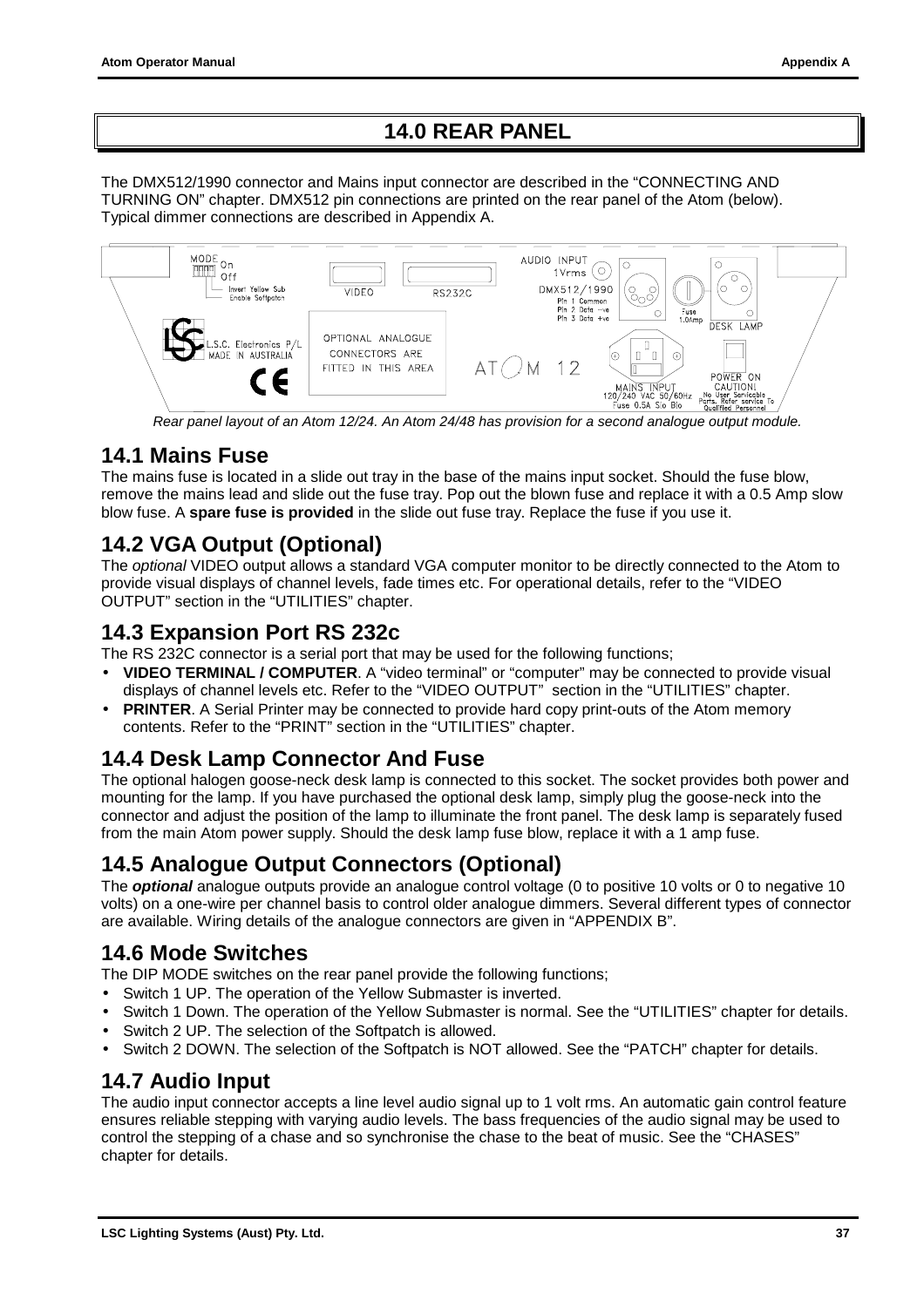# 14.0 REAR PANEL

The DMX512/1990 connector and Mains input connector are described in the "CONNECTING AND TURNING ON" chapter. DMX512 pin connections are printed on the rear panel of the Atom (below). Typical dimmer connections are described in Appendix A.

*Rear panel layout of an Atom 12/24. An Atom 24/48 has provision for a second analogue output module.*

## 14.1 Mains Fuse

The mains fuse is located in a slide out tray in the base of the mains input socket. Should the fuse blow, remove the mains lead and slide out the fuse tray. Pop out the blown fuse and replace it with a 0.5 Amp slow blow fuse. A **spare fuse is provided** in the slide out fuse tray. Replace the fuse if you use it.

## 14.2 VGA Output (Optional)

The *optional* VIDEO output allows a standard VGA computer monitor to be directly connected to the Atom to provide visual displays of channel levels, fade times etc. For operational details, refer to the "VIDEO OUTPUT" section in the "UTILITIES" chapter.

## 14.3 Expansion Port RS 232c

The RS 232C connector is a serial port that may be used for the following functions;

- **VIDEO TERMINAL / COMPUTER**. A "video terminal" or "computer" may be connected to provide visual displays of channel levels etc. Refer to the "VIDEO OUTPUT" section in the "UTILITIES" chapter.
- **PRINTER**. A Serial Printer may be connected to provide hard copy print-outs of the Atom memory contents. Refer to the "PRINT" section in the "UTILITIES" chapter.

## 14.4 Desk Lamp Connector And Fuse

The optional halogen goose-neck desk lamp is connected to this socket. The socket provides both power and mounting for the lamp. If you have purchased the optional desk lamp, simply plug the goose-neck into the connector and adjust the position of the lamp to illuminate the front panel. The desk lamp is separately fused from the main Atom power supply. Should the desk lamp fuse blow, replace it with a 1 amp fuse.

## 14.5 Analogue Output Connectors (Optional)

The ***optional*** analogue outputs provide an analogue control voltage (0 to positive 10 volts or 0 to negative 10 volts) on a one-wire per channel basis to control older analogue dimmers. Several different types of connector are available. Wiring details of the analogue connectors are given in "APPENDIX B".

## 14.6 Mode Switches

The DIP MODE switches on the rear panel provide the following functions;

- Switch 1 UP. The operation of the Yellow Submaster is inverted.
- Switch 1 Down. The operation of the Yellow Submaster is normal. See the "UTILITIES" chapter for details.
- Switch 2 UP. The selection of the Softpatch is allowed.
- Switch 2 DOWN. The selection of the Softpatch is NOT allowed. See the "PATCH" chapter for details.

## 14.7 Audio Input

The audio input connector accepts a line level audio signal up to 1 volt rms. An automatic gain control feature ensures reliable stepping with varying audio levels. The bass frequencies of the audio signal may be used to control the stepping of a chase and so synchronise the chase to the beat of music. See the "CHASES" chapter for details.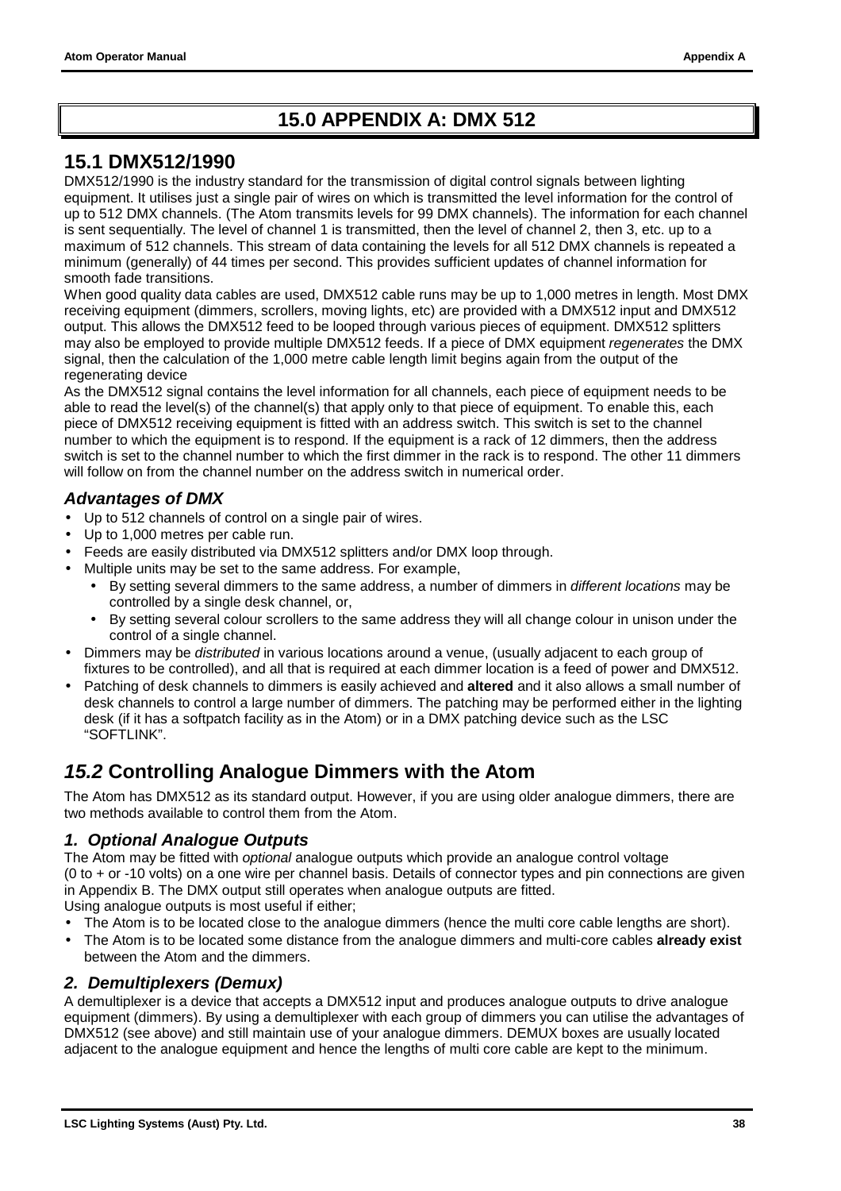# 15.0 APPENDIX A: DMX 512

## 15.1 DMX512/1990

DMX512/1990 is the industry standard for the transmission of digital control signals between lighting equipment. It utilises just a single pair of wires on which is transmitted the level information for the control of up to 512 DMX channels. (The Atom transmits levels for 99 DMX channels). The information for each channel is sent sequentially. The level of channel 1 is transmitted, then the level of channel 2, then 3, etc. up to a maximum of 512 channels. This stream of data containing the levels for all 512 DMX channels is repeated a minimum (generally) of 44 times per second. This provides sufficient updates of channel information for smooth fade transitions.

When good quality data cables are used, DMX512 cable runs may be up to 1,000 metres in length. Most DMX receiving equipment (dimmers, scrollers, moving lights, etc) are provided with a DMX512 input and DMX512 output. This allows the DMX512 feed to be looped through various pieces of equipment. DMX512 splitters may also be employed to provide multiple DMX512 feeds. If a piece of DMX equipment *regenerates* the DMX signal, then the calculation of the 1,000 metre cable length limit begins again from the output of the regenerating device

As the DMX512 signal contains the level information for all channels, each piece of equipment needs to be able to read the level(s) of the channel(s) that apply only to that piece of equipment. To enable this, each piece of DMX512 receiving equipment is fitted with an address switch. This switch is set to the channel number to which the equipment is to respond. If the equipment is a rack of 12 dimmers, then the address switch is set to the channel number to which the first dimmer in the rack is to respond. The other 11 dimmers will follow on from the channel number on the address switch in numerical order.

### *Advantages of DMX*

- Up to 512 channels of control on a single pair of wires.
- Up to 1,000 metres per cable run.
- Feeds are easily distributed via DMX512 splitters and/or DMX loop through.
- Multiple units may be set to the same address. For example,
  - By setting several dimmers to the same address, a number of dimmers in *different locations* may be controlled by a single desk channel, or,
  - By setting several colour scrollers to the same address they will all change colour in unison under the control of a single channel.
- Dimmers may be *distributed* in various locations around a venue, (usually adjacent to each group of fixtures to be controlled), and all that is required at each dimmer location is a feed of power and DMX512.
- Patching of desk channels to dimmers is easily achieved and **altered** and it also allows a small number of desk channels to control a large number of dimmers. The patching may be performed either in the lighting desk (if it has a softpatch facility as in the Atom) or in a DMX patching device such as the LSC "SOFTLINK".

## *15.2* Controlling Analogue Dimmers with the Atom

The Atom has DMX512 as its standard output. However, if you are using older analogue dimmers, there are two methods available to control them from the Atom.

### *1. Optional Analogue Outputs*

The Atom may be fitted with *optional* analogue outputs which provide an analogue control voltage (0 to + or -10 volts) on a one wire per channel basis. Details of connector types and pin connections are given in Appendix B. The DMX output still operates when analogue outputs are fitted.

Using analogue outputs is most useful if either;

- The Atom is to be located close to the analogue dimmers (hence the multi core cable lengths are short).
- The Atom is to be located some distance from the analogue dimmers and multi-core cables **already exist** between the Atom and the dimmers.

### *2. Demultiplexers (Demux)*

A demultiplexer is a device that accepts a DMX512 input and produces analogue outputs to drive analogue equipment (dimmers). By using a demultiplexer with each group of dimmers you can utilise the advantages of DMX512 (see above) and still maintain use of your analogue dimmers. DEMUX boxes are usually located adjacent to the analogue equipment and hence the lengths of multi core cable are kept to the minimum.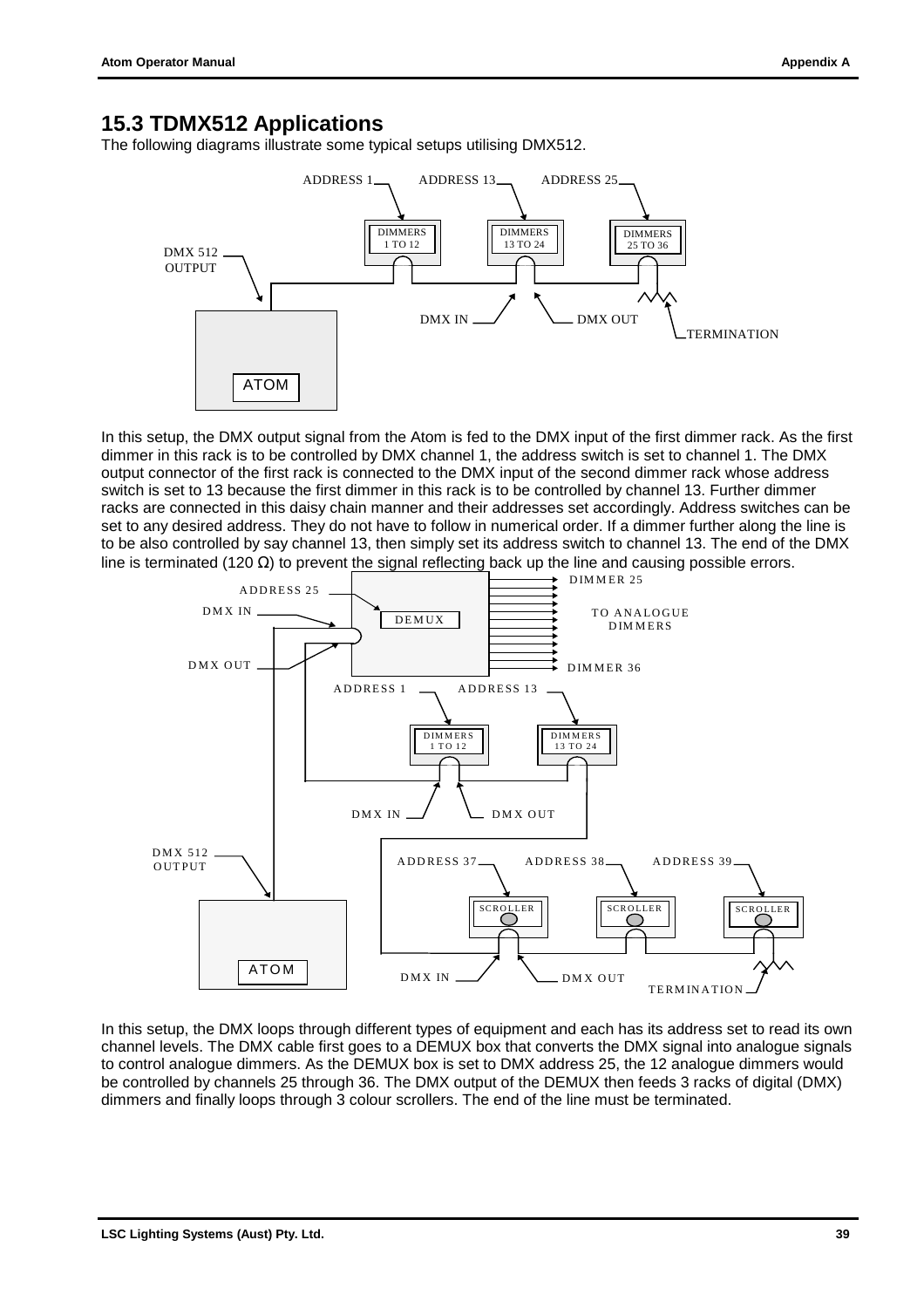## 15.3 TDMX512 Applications

The following diagrams illustrate some typical setups utilising DMX512.

In this setup, the DMX output signal from the Atom is fed to the DMX input of the first dimmer rack. As the first dimmer in this rack is to be controlled by DMX channel 1, the address switch is set to channel 1. The DMX output connector of the first rack is connected to the DMX input of the second dimmer rack whose address switch is set to 13 because the first dimmer in this rack is to be controlled by channel 13. Further dimmer racks are connected in this daisy chain manner and their addresses set accordingly. Address switches can be set to any desired address. They do not have to follow in numerical order. If a dimmer further along the line is to be also controlled by say channel 13, then simply set its address switch to channel 13. The end of the DMX line is terminated (120 Ω) to prevent the signal reflecting back up the line and causing possible errors.

In this setup, the DMX loops through different types of equipment and each has its address set to read its own channel levels. The DMX cable first goes to a DEMUX box that converts the DMX signal into analogue signals to control analogue dimmers. As the DEMUX box is set to DMX address 25, the 12 analogue dimmers would be controlled by channels 25 through 36. The DMX output of the DEMUX then feeds 3 racks of digital (DMX) dimmers and finally loops through 3 colour scrollers. The end of the line must be terminated.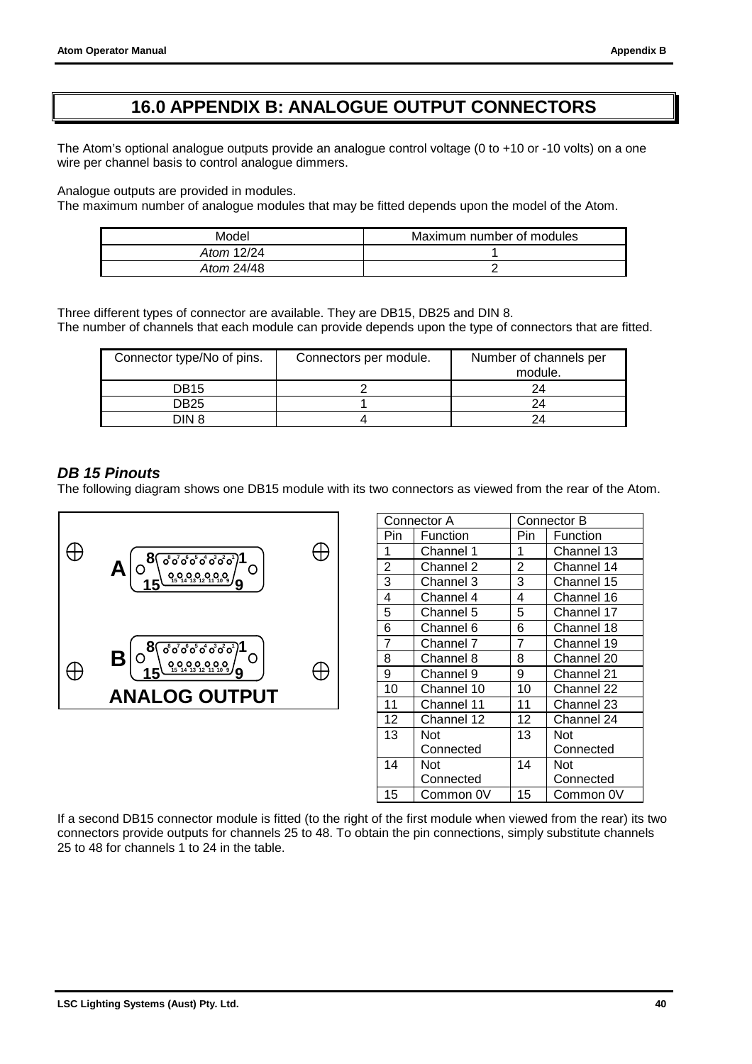# 16.0 APPENDIX B: ANALOGUE OUTPUT CONNECTORS

The Atom's optional analogue outputs provide an analogue control voltage (0 to +10 or -10 volts) on a one wire per channel basis to control analogue dimmers.

Analogue outputs are provided in modules.
The maximum number of analogue modules that may be fitted depends upon the model of the Atom.

| Model | Maximum number of modules |
|---|---|
| *Atom* 12/24 | 1 |
| *Atom* 24/48 | 2 |

Three different types of connector are available. They are DB15, DB25 and DIN 8.
The number of channels that each module can provide depends upon the type of connectors that are fitted.

| Connector type/No of pins. | Connectors per module. | Number of channels per module. |
|---|---|---|
| DB15 | 2 | 24 |
| DB25 | 1 | 24 |
| DIN 8 | 4 | 24 |

### *DB 15 Pinouts*

The following diagram shows one DB15 module with its two connectors as viewed from the rear of the Atom.

A 8 7 6 5 4 3 2 1 / 15 14 13 12 11 10 9

B 8 7 6 5 4 3 2 1 / 15 14 13 12 11 10 9

ANALOG OUTPUT

| Connector A | | Connector B | |
|---|---|---|---|
| Pin | Function | Pin | Function |
| 1 | Channel 1 | 1 | Channel 13 |
| 2 | Channel 2 | 2 | Channel 14 |
| 3 | Channel 3 | 3 | Channel 15 |
| 4 | Channel 4 | 4 | Channel 16 |
| 5 | Channel 5 | 5 | Channel 17 |
| 6 | Channel 6 | 6 | Channel 18 |
| 7 | Channel 7 | 7 | Channel 19 |
| 8 | Channel 8 | 8 | Channel 20 |
| 9 | Channel 9 | 9 | Channel 21 |
| 10 | Channel 10 | 10 | Channel 22 |
| 11 | Channel 11 | 11 | Channel 23 |
| 12 | Channel 12 | 12 | Channel 24 |
| 13 | Not Connected | 13 | Not Connected |
| 14 | Not Connected | 14 | Not Connected |
| 15 | Common 0V | 15 | Common 0V |

If a second DB15 connector module is fitted (to the right of the first module when viewed from the rear) its two connectors provide outputs for channels 25 to 48. To obtain the pin connections, simply substitute channels 25 to 48 for channels 1 to 24 in the table.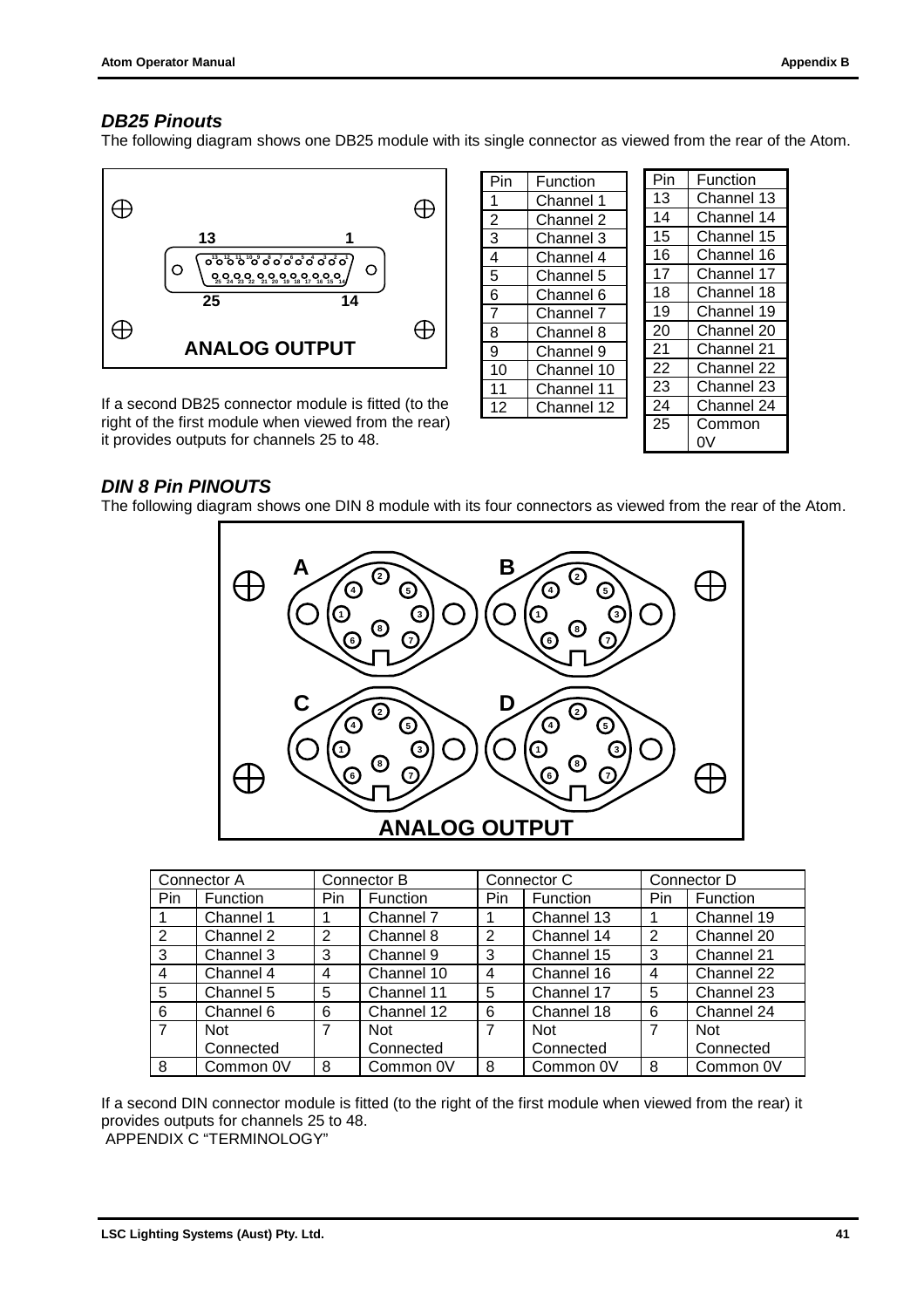### *DB25 Pinouts*

The following diagram shows one DB25 module with its single connector as viewed from the rear of the Atom.

| Pin | Function |
|---|---|
| 1 | Channel 1 |
| 2 | Channel 2 |
| 3 | Channel 3 |
| 4 | Channel 4 |
| 5 | Channel 5 |
| 6 | Channel 6 |
| 7 | Channel 7 |
| 8 | Channel 8 |
| 9 | Channel 9 |
| 10 | Channel 10 |
| 11 | Channel 11 |
| 12 | Channel 12 |

| Pin | Function |
|---|---|
| 13 | Channel 13 |
| 14 | Channel 14 |
| 15 | Channel 15 |
| 16 | Channel 16 |
| 17 | Channel 17 |
| 18 | Channel 18 |
| 19 | Channel 19 |
| 20 | Channel 20 |
| 21 | Channel 21 |
| 22 | Channel 22 |
| 23 | Channel 23 |
| 24 | Channel 24 |
| 25 | Common 0V |

If a second DB25 connector module is fitted (to the right of the first module when viewed from the rear) it provides outputs for channels 25 to 48.

### *DIN 8 Pin PINOUTS*

The following diagram shows one DIN 8 module with its four connectors as viewed from the rear of the Atom.

| Connector A | | Connector B | | Connector C | | Connector D | |
|---|---|---|---|---|---|---|---|
| Pin | Function | Pin | Function | Pin | Function | Pin | Function |
| 1 | Channel 1 | 1 | Channel 7 | 1 | Channel 13 | 1 | Channel 19 |
| 2 | Channel 2 | 2 | Channel 8 | 2 | Channel 14 | 2 | Channel 20 |
| 3 | Channel 3 | 3 | Channel 9 | 3 | Channel 15 | 3 | Channel 21 |
| 4 | Channel 4 | 4 | Channel 10 | 4 | Channel 16 | 4 | Channel 22 |
| 5 | Channel 5 | 5 | Channel 11 | 5 | Channel 17 | 5 | Channel 23 |
| 6 | Channel 6 | 6 | Channel 12 | 6 | Channel 18 | 6 | Channel 24 |
| 7 | Not Connected | 7 | Not Connected | 7 | Not Connected | 7 | Not Connected |
| 8 | Common 0V | 8 | Common 0V | 8 | Common 0V | 8 | Common 0V |

If a second DIN connector module is fitted (to the right of the first module when viewed from the rear) it provides outputs for channels 25 to 48.

APPENDIX C "TERMINOLOGY"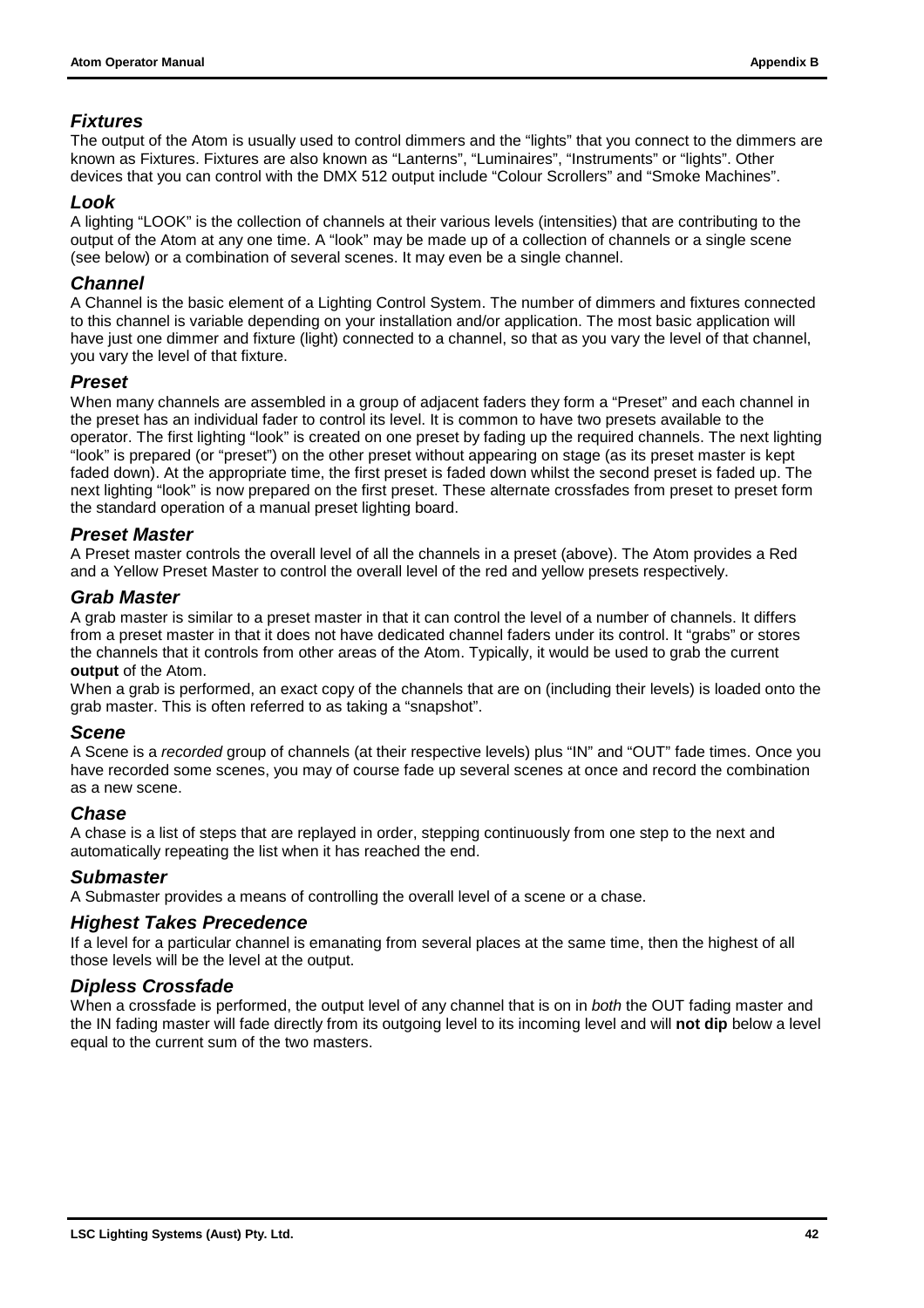### *Fixtures*

The output of the Atom is usually used to control dimmers and the "lights" that you connect to the dimmers are known as Fixtures. Fixtures are also known as "Lanterns", "Luminaires", "Instruments" or "lights". Other devices that you can control with the DMX 512 output include "Colour Scrollers" and "Smoke Machines".

### *Look*

A lighting "LOOK" is the collection of channels at their various levels (intensities) that are contributing to the output of the Atom at any one time. A "look" may be made up of a collection of channels or a single scene (see below) or a combination of several scenes. It may even be a single channel.

### *Channel*

A Channel is the basic element of a Lighting Control System. The number of dimmers and fixtures connected to this channel is variable depending on your installation and/or application. The most basic application will have just one dimmer and fixture (light) connected to a channel, so that as you vary the level of that channel, you vary the level of that fixture.

### *Preset*

When many channels are assembled in a group of adjacent faders they form a "Preset" and each channel in the preset has an individual fader to control its level. It is common to have two presets available to the operator. The first lighting "look" is created on one preset by fading up the required channels. The next lighting "look" is prepared (or "preset") on the other preset without appearing on stage (as its preset master is kept faded down). At the appropriate time, the first preset is faded down whilst the second preset is faded up. The next lighting "look" is now prepared on the first preset. These alternate crossfades from preset to preset form the standard operation of a manual preset lighting board.

### *Preset Master*

A Preset master controls the overall level of all the channels in a preset (above). The Atom provides a Red and a Yellow Preset Master to control the overall level of the red and yellow presets respectively.

### *Grab Master*

A grab master is similar to a preset master in that it can control the level of a number of channels. It differs from a preset master in that it does not have dedicated channel faders under its control. It "grabs" or stores the channels that it controls from other areas of the Atom. Typically, it would be used to grab the current **output** of the Atom.

When a grab is performed, an exact copy of the channels that are on (including their levels) is loaded onto the grab master. This is often referred to as taking a "snapshot".

### *Scene*

A Scene is a *recorded* group of channels (at their respective levels) plus "IN" and "OUT" fade times. Once you have recorded some scenes, you may of course fade up several scenes at once and record the combination as a new scene.

### *Chase*

A chase is a list of steps that are replayed in order, stepping continuously from one step to the next and automatically repeating the list when it has reached the end.

### *Submaster*

A Submaster provides a means of controlling the overall level of a scene or a chase.

### *Highest Takes Precedence*

If a level for a particular channel is emanating from several places at the same time, then the highest of all those levels will be the level at the output.

### *Dipless Crossfade*

When a crossfade is performed, the output level of any channel that is on in *both* the OUT fading master and the IN fading master will fade directly from its outgoing level to its incoming level and will **not dip** below a level equal to the current sum of the two masters.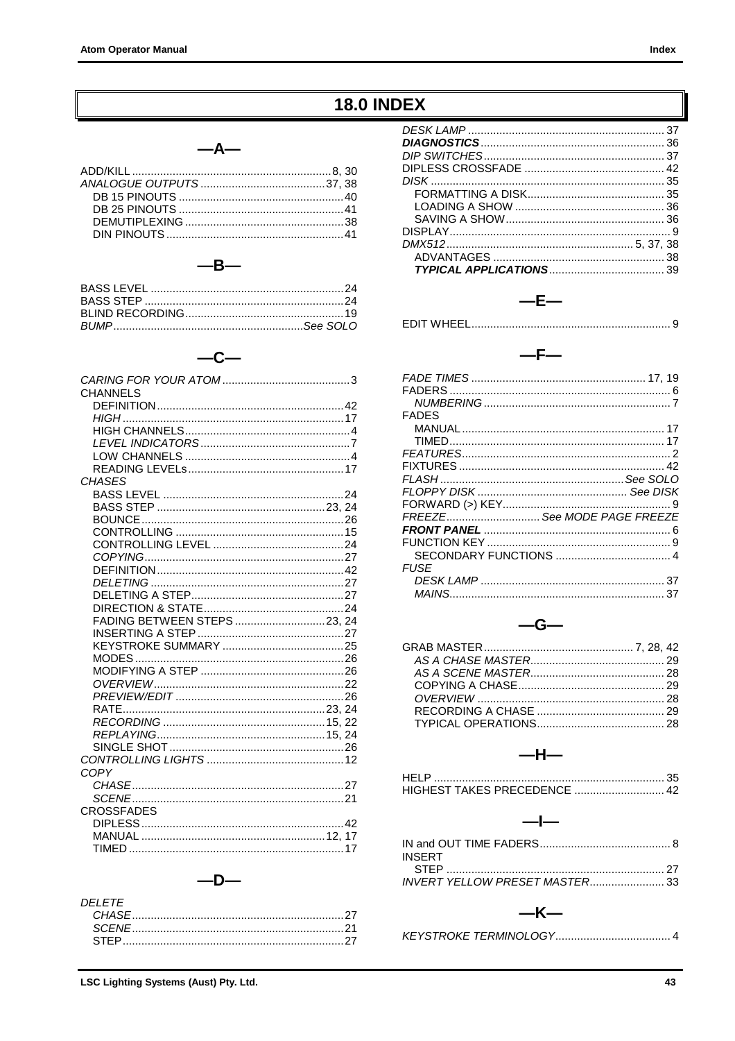# 18.0 INDEX

## —A—

ADD/KILL ........ 8, 30
*ANALOGUE OUTPUTS* ........ 37, 38
- DB 15 PINOUTS ........ 40
- DB 25 PINOUTS ........ 41
- DEMUTIPLEXING ........ 38
- DIN PINOUTS ........ 41

## —B—

BASS LEVEL ........ 24
BASS STEP ........ 24
BLIND RECORDING ........ 19
*BUMP* ........ *See SOLO*

## —C—

*CARING FOR YOUR ATOM* ........ 3
CHANNELS
- DEFINITION ........ 42
- *HIGH* ........ 17
- HIGH CHANNELS ........ 4
- *LEVEL INDICATORS* ........ 7
- LOW CHANNELS ........ 4
- READING LEVELs ........ 17

*CHASES*
- BASS LEVEL ........ 24
- BASS STEP ........ 23, 24
- BOUNCE ........ 26
- CONTROLLING ........ 15
- CONTROLLING LEVEL ........ 24
- *COPYING* ........ 27
- DEFINITION ........ 42
- *DELETING* ........ 27
- DELETING A STEP ........ 27
- DIRECTION & STATE ........ 24
- FADING BETWEEN STEPS ........ 23, 24
- INSERTING A STEP ........ 27
- KEYSTROKE SUMMARY ........ 25
- MODES ........ 26
- MODIFYING A STEP ........ 26
- *OVERVIEW* ........ 22
- *PREVIEW/EDIT* ........ 26
- RATE ........ 23, 24
- *RECORDING* ........ 15, 22
- *REPLAYING* ........ 15, 24
- SINGLE SHOT ........ 26

*CONTROLLING LIGHTS* ........ 12
*COPY*
- *CHASE* ........ 27
- *SCENE* ........ 21

CROSSFADES
- DIPLESS ........ 42
- MANUAL ........ 12, 17
- TIMED ........ 17

## —D—

*DELETE*
- *CHASE* ........ 27
- *SCENE* ........ 21
- STEP ........ 27

*DESK LAMP* ........ 37
***DIAGNOSTICS*** ........ 36
*DIP SWITCHES* ........ 37
DIPLESS CROSSFADE ........ 42
*DISK* ........ 35
- FORMATTING A DISK ........ 35
- LOADING A SHOW ........ 36
- SAVING A SHOW ........ 36

DISPLAY ........ 9
*DMX512* ........ 5, 37, 38
- ADVANTAGES ........ 38
- ***TYPICAL APPLICATIONS*** ........ 39

## —E—

EDIT WHEEL ........ 9

## —F—

*FADE TIMES* ........ 17, 19
FADERS ........ 6
- *NUMBERING* ........ 7

FADES
- MANUAL ........ 17
- TIMED ........ 17

*FEATURES* ........ 2
FIXTURES ........ 42
*FLASH* ........ *See SOLO*
*FLOPPY DISK* ........ *See DISK*
FORWARD (>) KEY ........ 9
*FREEZE* ........ *See MODE PAGE FREEZE*
***FRONT PANEL*** ........ 6
FUNCTION KEY ........ 9
- SECONDARY FUNCTIONS ........ 4

*FUSE*
- *DESK LAMP* ........ 37
- *MAINS* ........ 37

## —G—

GRAB MASTER ........ 7, 28, 42
- *AS A CHASE MASTER* ........ 29
- *AS A SCENE MASTER* ........ 28
- COPYING A CHASE ........ 29
- *OVERVIEW* ........ 28
- RECORDING A CHASE ........ 29
- TYPICAL OPERATIONS ........ 28

## —H—

HELP ........ 35
HIGHEST TAKES PRECEDENCE ........ 42

## —I—

IN and OUT TIME FADERS ........ 8
INSERT
- STEP ........ 27

*INVERT YELLOW PRESET MASTER* ........ 33

## —K—

*KEYSTROKE TERMINOLOGY* ........ 4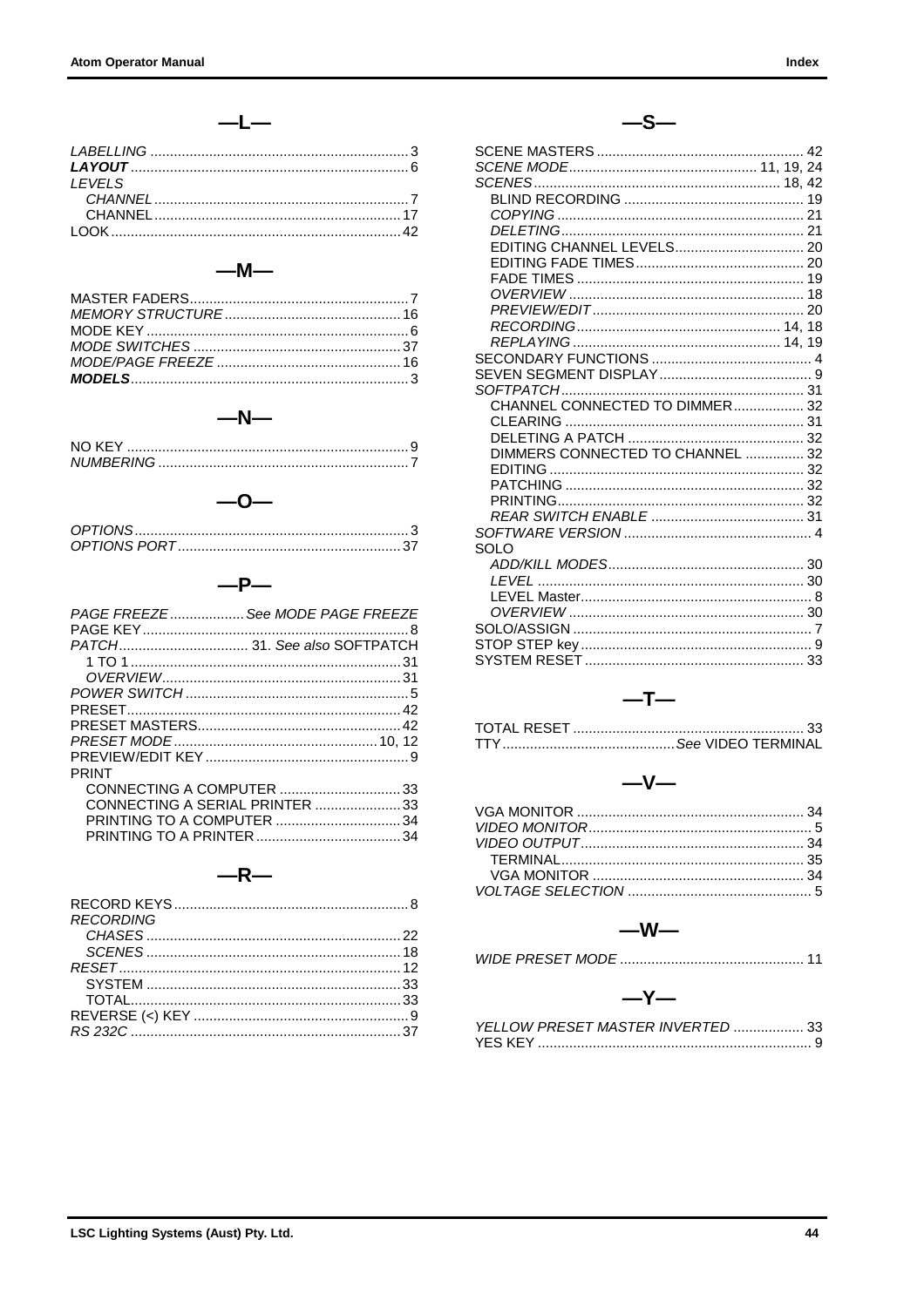## —L—

*LABELLING* .......... 3
***LAYOUT*** .......... 6
*LEVELS*
  *CHANNEL* .......... 7
  CHANNEL .......... 17
LOOK .......... 42

## —M—

MASTER FADERS .......... 7
*MEMORY STRUCTURE* .......... 16
MODE KEY .......... 6
*MODE SWITCHES* .......... 37
*MODE/PAGE FREEZE* .......... 16
***MODELS*** .......... 3

## —N—

NO KEY .......... 9
*NUMBERING* .......... 7

## —O—

*OPTIONS* .......... 3
*OPTIONS PORT* .......... 37

## —P—

*PAGE FREEZE* .......... *See* MODE PAGE FREEZE
PAGE KEY .......... 8
*PATCH* .......... 31. *See also* SOFTPATCH
  1 TO 1 .......... 31
  *OVERVIEW* .......... 31
*POWER SWITCH* .......... 5
PRESET .......... 42
PRESET MASTERS .......... 42
*PRESET MODE* .......... 10, 12
PREVIEW/EDIT KEY .......... 9
PRINT
  CONNECTING A COMPUTER .......... 33
  CONNECTING A SERIAL PRINTER .......... 33
  PRINTING TO A COMPUTER .......... 34
  PRINTING TO A PRINTER .......... 34

## —R—

RECORD KEYS .......... 8
*RECORDING*
  *CHASES* .......... 22
  *SCENES* .......... 18
*RESET* .......... 12
  SYSTEM .......... 33
  TOTAL .......... 33
REVERSE (<) KEY .......... 9
*RS 232C* .......... 37

## —S—

SCENE MASTERS .......... 42
*SCENE MODE* .......... 11, 19, 24
*SCENES* .......... 18, 42
  BLIND RECORDING .......... 19
  *COPYING* .......... 21
  *DELETING* .......... 21
  EDITING CHANNEL LEVELS .......... 20
  EDITING FADE TIMES .......... 20
  FADE TIMES .......... 19
  *OVERVIEW* .......... 18
  *PREVIEW/EDIT* .......... 20
  *RECORDING* .......... 14, 18
  *REPLAYING* .......... 14, 19
SECONDARY FUNCTIONS .......... 4
SEVEN SEGMENT DISPLAY .......... 9
*SOFTPATCH* .......... 31
  CHANNEL CONNECTED TO DIMMER .......... 32
  CLEARING .......... 31
  DELETING A PATCH .......... 32
  DIMMERS CONNECTED TO CHANNEL .......... 32
  EDITING .......... 32
  PATCHING .......... 32
  PRINTING .......... 32
  *REAR SWITCH ENABLE* .......... 31
*SOFTWARE VERSION* .......... 4
SOLO
  *ADD/KILL MODES* .......... 30
  *LEVEL* .......... 30
  LEVEL Master .......... 8
  *OVERVIEW* .......... 30
SOLO/ASSIGN .......... 7
STOP STEP key .......... 9
SYSTEM RESET .......... 33

## —T—

TOTAL RESET .......... 33
TTY .......... *See* VIDEO TERMINAL

## —V—

VGA MONITOR .......... 34
*VIDEO MONITOR* .......... 5
*VIDEO OUTPUT* .......... 34
  TERMINAL .......... 35
  VGA MONITOR .......... 34
*VOLTAGE SELECTION* .......... 5

## —W—

*WIDE PRESET MODE* .......... 11

## —Y—

*YELLOW PRESET MASTER INVERTED* .......... 33
YES KEY .......... 9